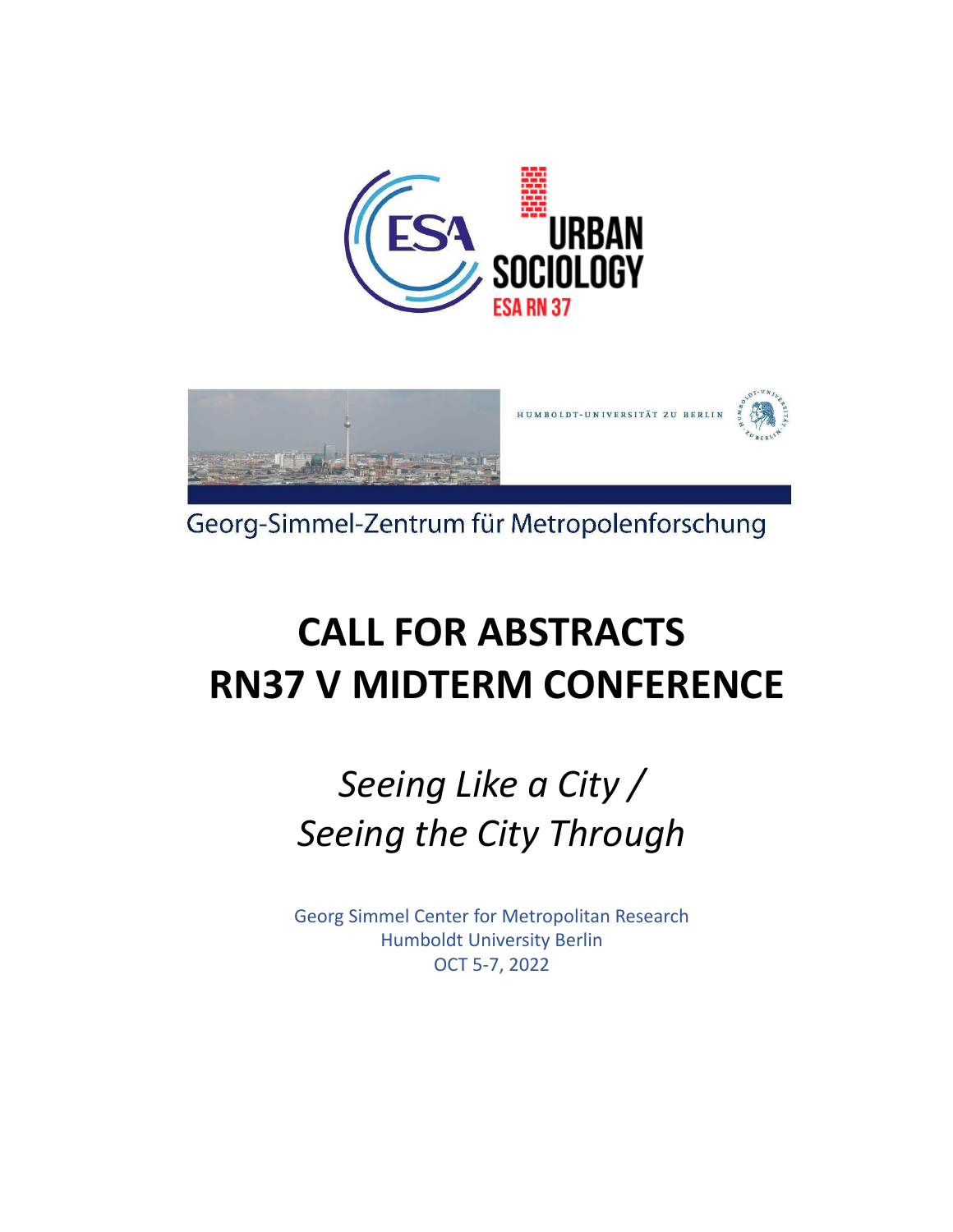ESA

URBAN SOCIOLOGY
ESA RN 37

HUMBOLDT-UNIVERSITÄT ZU BERLIN

Georg-Simmel-Zentrum für Metropolenforschung

# CALL FOR ABSTRACTS
# RN37 V MIDTERM CONFERENCE

## *Seeing Like a City / Seeing the City Through*

Georg Simmel Center for Metropolitan Research
Humboldt University Berlin
OCT 5-7, 2022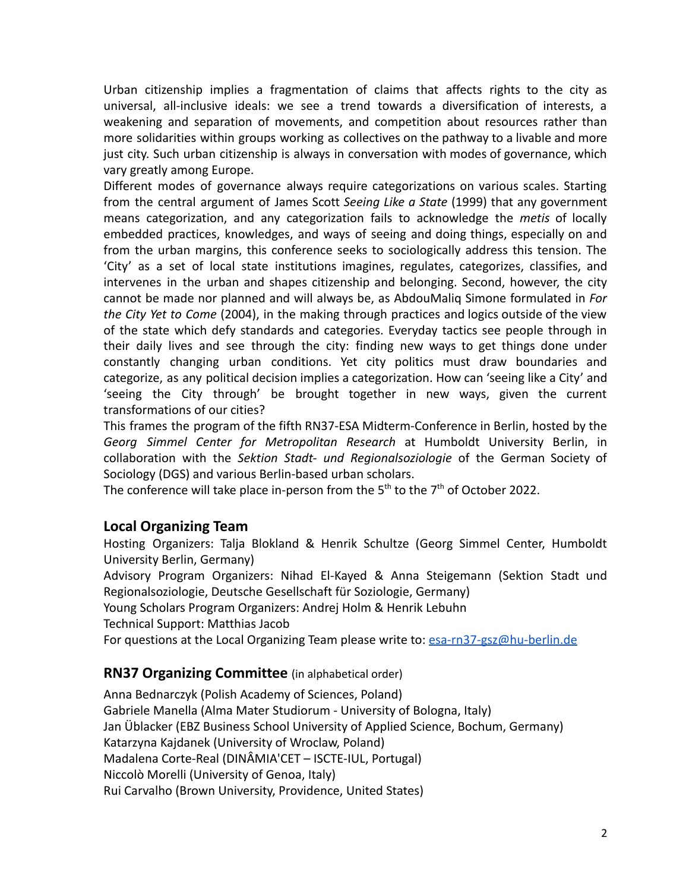Urban citizenship implies a fragmentation of claims that affects rights to the city as universal, all-inclusive ideals: we see a trend towards a diversification of interests, a weakening and separation of movements, and competition about resources rather than more solidarities within groups working as collectives on the pathway to a livable and more just city. Such urban citizenship is always in conversation with modes of governance, which vary greatly among Europe.

Different modes of governance always require categorizations on various scales. Starting from the central argument of James Scott *Seeing Like a State* (1999) that any government means categorization, and any categorization fails to acknowledge the *metis* of locally embedded practices, knowledges, and ways of seeing and doing things, especially on and from the urban margins, this conference seeks to sociologically address this tension. The 'City' as a set of local state institutions imagines, regulates, categorizes, classifies, and intervenes in the urban and shapes citizenship and belonging. Second, however, the city cannot be made nor planned and will always be, as AbdouMaliq Simone formulated in *For the City Yet to Come* (2004), in the making through practices and logics outside of the view of the state which defy standards and categories. Everyday tactics see people through in their daily lives and see through the city: finding new ways to get things done under constantly changing urban conditions. Yet city politics must draw boundaries and categorize, as any political decision implies a categorization. How can 'seeing like a City' and 'seeing the City through' be brought together in new ways, given the current transformations of our cities?

This frames the program of the fifth RN37-ESA Midterm-Conference in Berlin, hosted by the *Georg Simmel Center for Metropolitan Research* at Humboldt University Berlin, in collaboration with the *Sektion Stadt- und Regionalsoziologie* of the German Society of Sociology (DGS) and various Berlin-based urban scholars.

The conference will take place in-person from the 5th to the 7th of October 2022.

## Local Organizing Team

Hosting Organizers: Talja Blokland & Henrik Schultze (Georg Simmel Center, Humboldt University Berlin, Germany)

Advisory Program Organizers: Nihad El-Kayed & Anna Steigemann (Sektion Stadt und Regionalsoziologie, Deutsche Gesellschaft für Soziologie, Germany)

Young Scholars Program Organizers: Andrej Holm & Henrik Lebuhn

Technical Support: Matthias Jacob

For questions at the Local Organizing Team please write to: esa-rn37-gsz@hu-berlin.de

## RN37 Organizing Committee (in alphabetical order)

Anna Bednarczyk (Polish Academy of Sciences, Poland)
Gabriele Manella (Alma Mater Studiorum - University of Bologna, Italy)
Jan Üblacker (EBZ Business School University of Applied Science, Bochum, Germany)
Katarzyna Kajdanek (University of Wroclaw, Poland)
Madalena Corte-Real (DINÂMIA'CET – ISCTE-IUL, Portugal)
Niccolò Morelli (University of Genoa, Italy)
Rui Carvalho (Brown University, Providence, United States)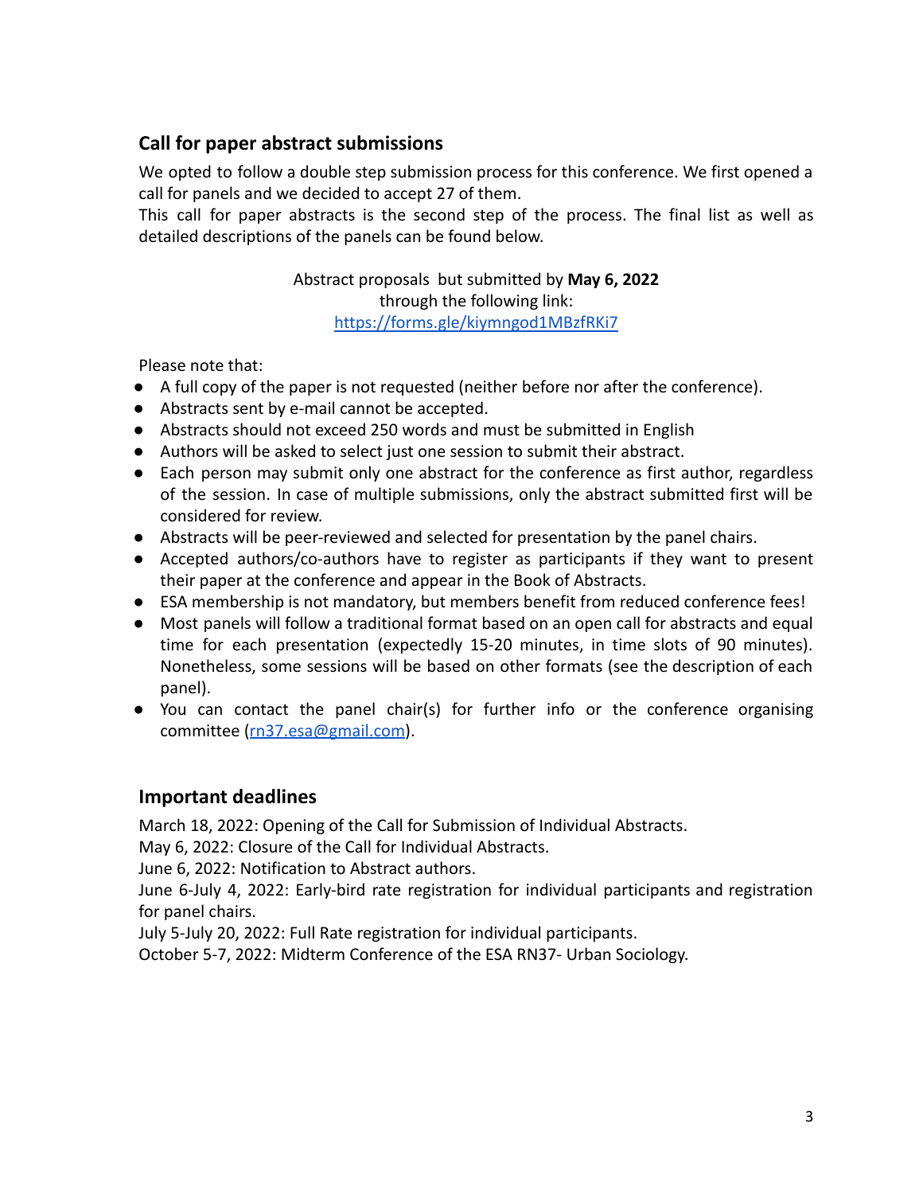## Call for paper abstract submissions

We opted to follow a double step submission process for this conference. We first opened a call for panels and we decided to accept 27 of them.
This call for paper abstracts is the second step of the process. The final list as well as detailed descriptions of the panels can be found below.

Abstract proposals but submitted by **May 6, 2022**
through the following link:
https://forms.gle/kiymngod1MBzfRKi7

Please note that:

- A full copy of the paper is not requested (neither before nor after the conference).
- Abstracts sent by e-mail cannot be accepted.
- Abstracts should not exceed 250 words and must be submitted in English
- Authors will be asked to select just one session to submit their abstract.
- Each person may submit only one abstract for the conference as first author, regardless of the session. In case of multiple submissions, only the abstract submitted first will be considered for review.
- Abstracts will be peer-reviewed and selected for presentation by the panel chairs.
- Accepted authors/co-authors have to register as participants if they want to present their paper at the conference and appear in the Book of Abstracts.
- ESA membership is not mandatory, but members benefit from reduced conference fees!
- Most panels will follow a traditional format based on an open call for abstracts and equal time for each presentation (expectedly 15-20 minutes, in time slots of 90 minutes). Nonetheless, some sessions will be based on other formats (see the description of each panel).
- You can contact the panel chair(s) for further info or the conference organising committee (rn37.esa@gmail.com).

## Important deadlines

March 18, 2022: Opening of the Call for Submission of Individual Abstracts.
May 6, 2022: Closure of the Call for Individual Abstracts.
June 6, 2022: Notification to Abstract authors.
June 6-July 4, 2022: Early-bird rate registration for individual participants and registration for panel chairs.
July 5-July 20, 2022: Full Rate registration for individual participants.
October 5-7, 2022: Midterm Conference of the ESA RN37- Urban Sociology.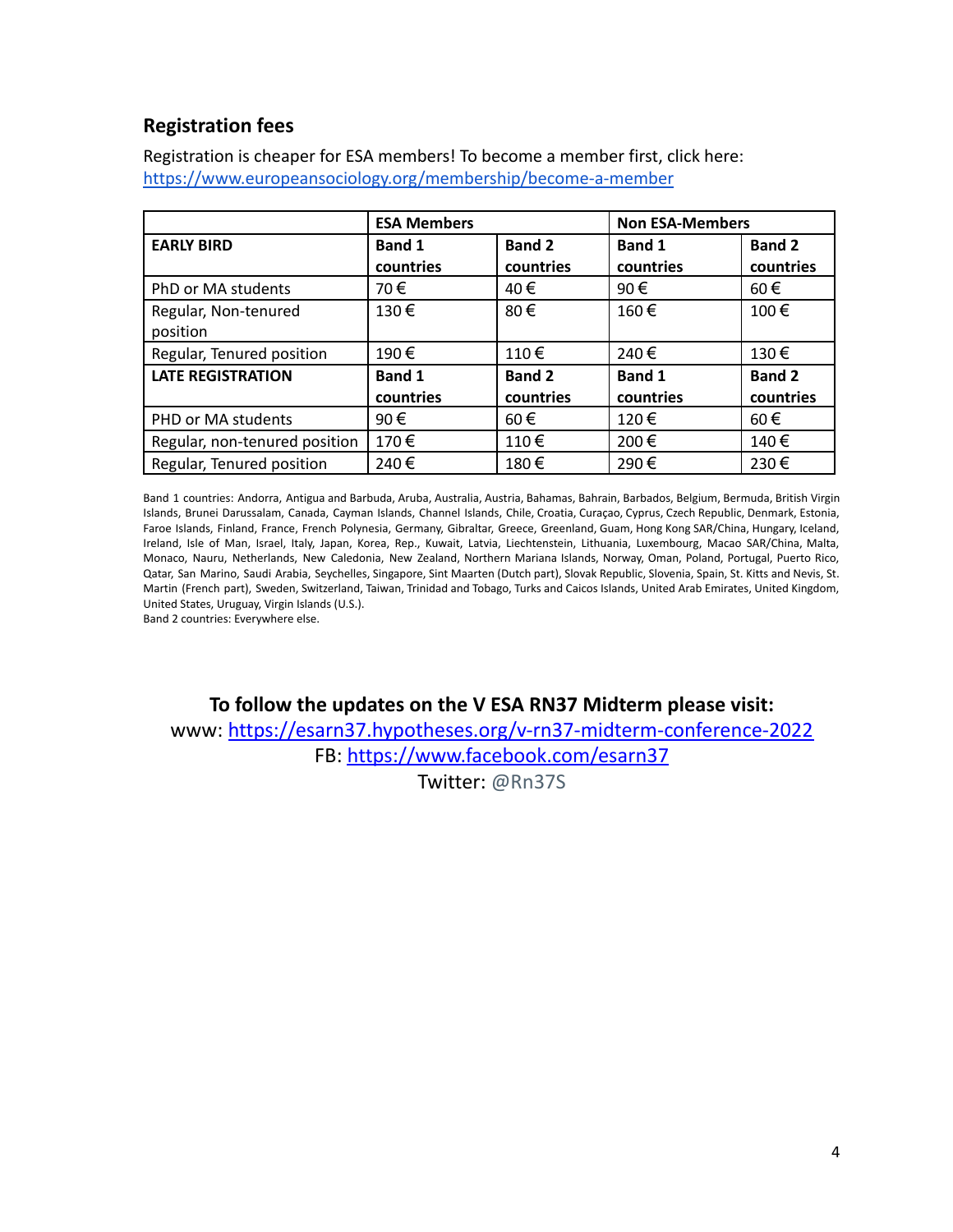## Registration fees

Registration is cheaper for ESA members! To become a member first, click here: https://www.europeansociology.org/membership/become-a-member

| | ESA Members | | Non ESA-Members | |
|---|---|---|---|---|
| **EARLY BIRD** | **Band 1 countries** | **Band 2 countries** | **Band 1 countries** | **Band 2 countries** |
| PhD or MA students | 70 € | 40 € | 90 € | 60 € |
| Regular, Non-tenured position | 130 € | 80 € | 160 € | 100 € |
| Regular, Tenured position | 190 € | 110 € | 240 € | 130 € |
| **LATE REGISTRATION** | **Band 1 countries** | **Band 2 countries** | **Band 1 countries** | **Band 2 countries** |
| PHD or MA students | 90 € | 60 € | 120 € | 60 € |
| Regular, non-tenured position | 170 € | 110 € | 200 € | 140 € |
| Regular, Tenured position | 240 € | 180 € | 290 € | 230 € |

Band 1 countries: Andorra, Antigua and Barbuda, Aruba, Australia, Austria, Bahamas, Bahrain, Barbados, Belgium, Bermuda, British Virgin Islands, Brunei Darussalam, Canada, Cayman Islands, Channel Islands, Chile, Croatia, Curaçao, Cyprus, Czech Republic, Denmark, Estonia, Faroe Islands, Finland, France, French Polynesia, Germany, Gibraltar, Greece, Greenland, Guam, Hong Kong SAR/China, Hungary, Iceland, Ireland, Isle of Man, Israel, Italy, Japan, Korea, Rep., Kuwait, Latvia, Liechtenstein, Lithuania, Luxembourg, Macao SAR/China, Malta, Monaco, Nauru, Netherlands, New Caledonia, New Zealand, Northern Mariana Islands, Norway, Oman, Poland, Portugal, Puerto Rico, Qatar, San Marino, Saudi Arabia, Seychelles, Singapore, Sint Maarten (Dutch part), Slovak Republic, Slovenia, Spain, St. Kitts and Nevis, St. Martin (French part), Sweden, Switzerland, Taiwan, Trinidad and Tobago, Turks and Caicos Islands, United Arab Emirates, United Kingdom, United States, Uruguay, Virgin Islands (U.S.).
Band 2 countries: Everywhere else.

**To follow the updates on the V ESA RN37 Midterm please visit:**

www: https://esarn37.hypotheses.org/v-rn37-midterm-conference-2022

FB: https://www.facebook.com/esarn37

Twitter: @Rn37S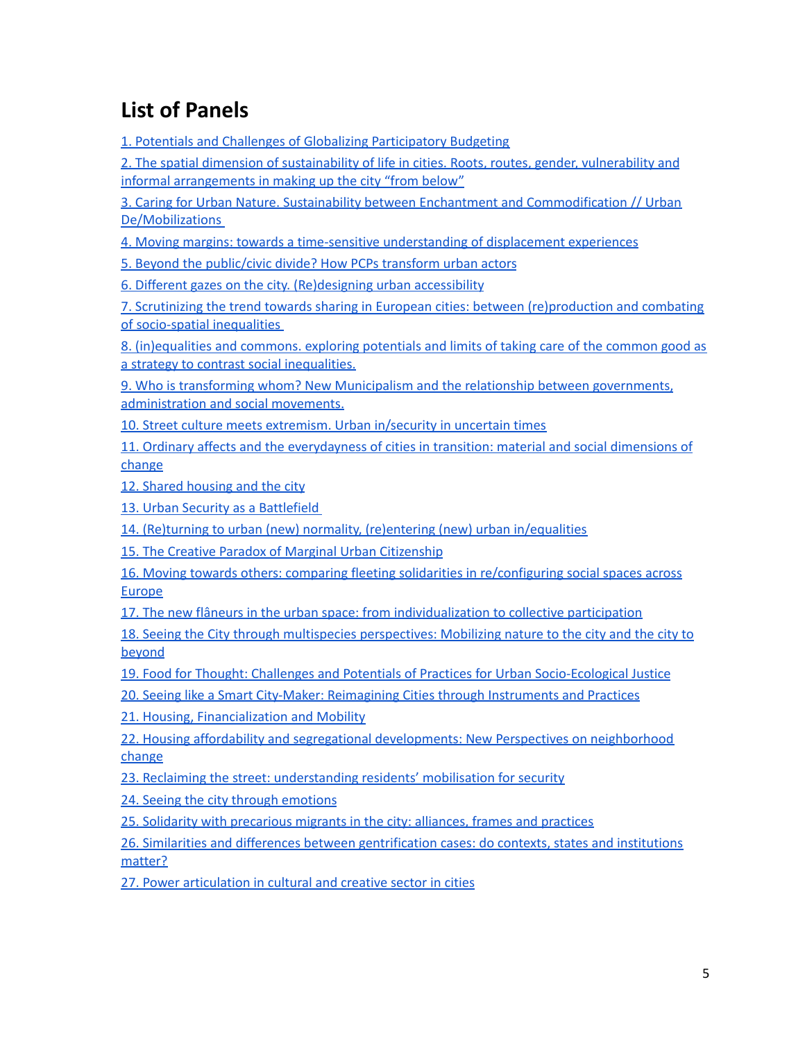# List of Panels

1. Potentials and Challenges of Globalizing Participatory Budgeting

2. The spatial dimension of sustainability of life in cities. Roots, routes, gender, vulnerability and informal arrangements in making up the city "from below"

3. Caring for Urban Nature. Sustainability between Enchantment and Commodification // Urban De/Mobilizations

4. Moving margins: towards a time-sensitive understanding of displacement experiences

5. Beyond the public/civic divide? How PCPs transform urban actors

6. Different gazes on the city. (Re)designing urban accessibility

7. Scrutinizing the trend towards sharing in European cities: between (re)production and combating of socio-spatial inequalities

8. (in)equalities and commons. exploring potentials and limits of taking care of the common good as a strategy to contrast social inequalities.

9. Who is transforming whom? New Municipalism and the relationship between governments, administration and social movements.

10. Street culture meets extremism. Urban in/security in uncertain times

11. Ordinary affects and the everydayness of cities in transition: material and social dimensions of change

12. Shared housing and the city

13. Urban Security as a Battlefield

14. (Re)turning to urban (new) normality, (re)entering (new) urban in/equalities

15. The Creative Paradox of Marginal Urban Citizenship

16. Moving towards others: comparing fleeting solidarities in re/configuring social spaces across Europe

17. The new flâneurs in the urban space: from individualization to collective participation

18. Seeing the City through multispecies perspectives: Mobilizing nature to the city and the city to beyond

19. Food for Thought: Challenges and Potentials of Practices for Urban Socio-Ecological Justice

20. Seeing like a Smart City-Maker: Reimagining Cities through Instruments and Practices

21. Housing, Financialization and Mobility

22. Housing affordability and segregational developments: New Perspectives on neighborhood change

23. Reclaiming the street: understanding residents' mobilisation for security

24. Seeing the city through emotions

25. Solidarity with precarious migrants in the city: alliances, frames and practices

26. Similarities and differences between gentrification cases: do contexts, states and institutions matter?

27. Power articulation in cultural and creative sector in cities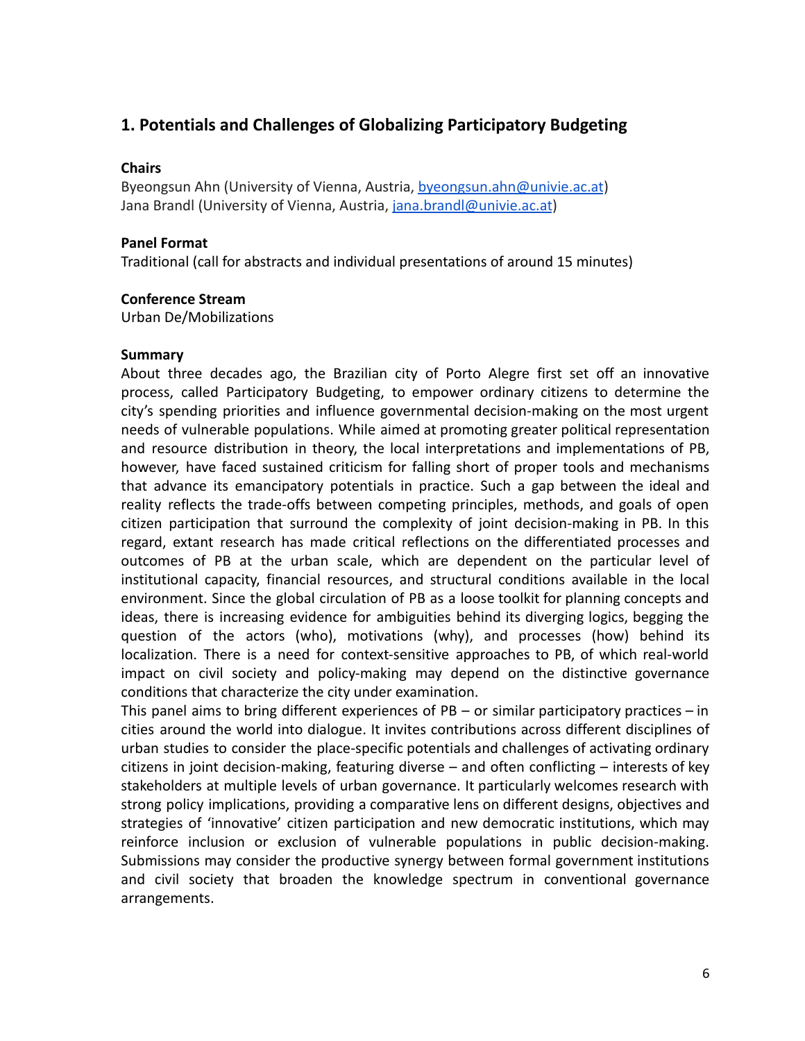## 1. Potentials and Challenges of Globalizing Participatory Budgeting

**Chairs**

Byeongsun Ahn (University of Vienna, Austria, byeongsun.ahn@univie.ac.at)
Jana Brandl (University of Vienna, Austria, jana.brandl@univie.ac.at)

**Panel Format**

Traditional (call for abstracts and individual presentations of around 15 minutes)

**Conference Stream**

Urban De/Mobilizations

**Summary**

About three decades ago, the Brazilian city of Porto Alegre first set off an innovative process, called Participatory Budgeting, to empower ordinary citizens to determine the city's spending priorities and influence governmental decision-making on the most urgent needs of vulnerable populations. While aimed at promoting greater political representation and resource distribution in theory, the local interpretations and implementations of PB, however, have faced sustained criticism for falling short of proper tools and mechanisms that advance its emancipatory potentials in practice. Such a gap between the ideal and reality reflects the trade-offs between competing principles, methods, and goals of open citizen participation that surround the complexity of joint decision-making in PB. In this regard, extant research has made critical reflections on the differentiated processes and outcomes of PB at the urban scale, which are dependent on the particular level of institutional capacity, financial resources, and structural conditions available in the local environment. Since the global circulation of PB as a loose toolkit for planning concepts and ideas, there is increasing evidence for ambiguities behind its diverging logics, begging the question of the actors (who), motivations (why), and processes (how) behind its localization. There is a need for context-sensitive approaches to PB, of which real-world impact on civil society and policy-making may depend on the distinctive governance conditions that characterize the city under examination.

This panel aims to bring different experiences of PB – or similar participatory practices – in cities around the world into dialogue. It invites contributions across different disciplines of urban studies to consider the place-specific potentials and challenges of activating ordinary citizens in joint decision-making, featuring diverse – and often conflicting – interests of key stakeholders at multiple levels of urban governance. It particularly welcomes research with strong policy implications, providing a comparative lens on different designs, objectives and strategies of 'innovative' citizen participation and new democratic institutions, which may reinforce inclusion or exclusion of vulnerable populations in public decision-making. Submissions may consider the productive synergy between formal government institutions and civil society that broaden the knowledge spectrum in conventional governance arrangements.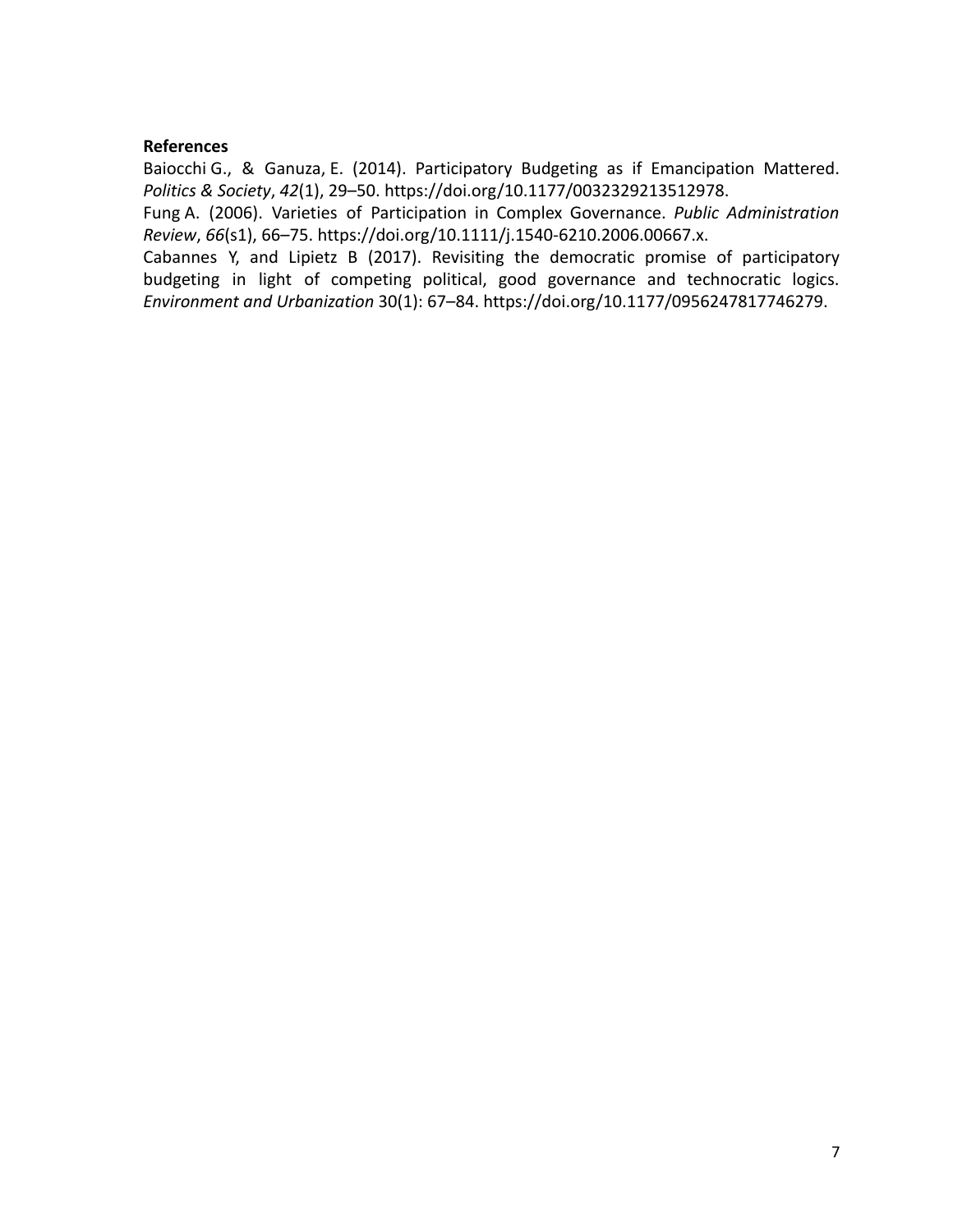**References**

Baiocchi G., & Ganuza, E. (2014). Participatory Budgeting as if Emancipation Mattered. *Politics & Society*, *42*(1), 29–50. https://doi.org/10.1177/0032329213512978.

Fung A. (2006). Varieties of Participation in Complex Governance. *Public Administration Review*, *66*(s1), 66–75. https://doi.org/10.1111/j.1540-6210.2006.00667.x.

Cabannes Y, and Lipietz B (2017). Revisiting the democratic promise of participatory budgeting in light of competing political, good governance and technocratic logics. *Environment and Urbanization* 30(1): 67–84. https://doi.org/10.1177/0956247817746279.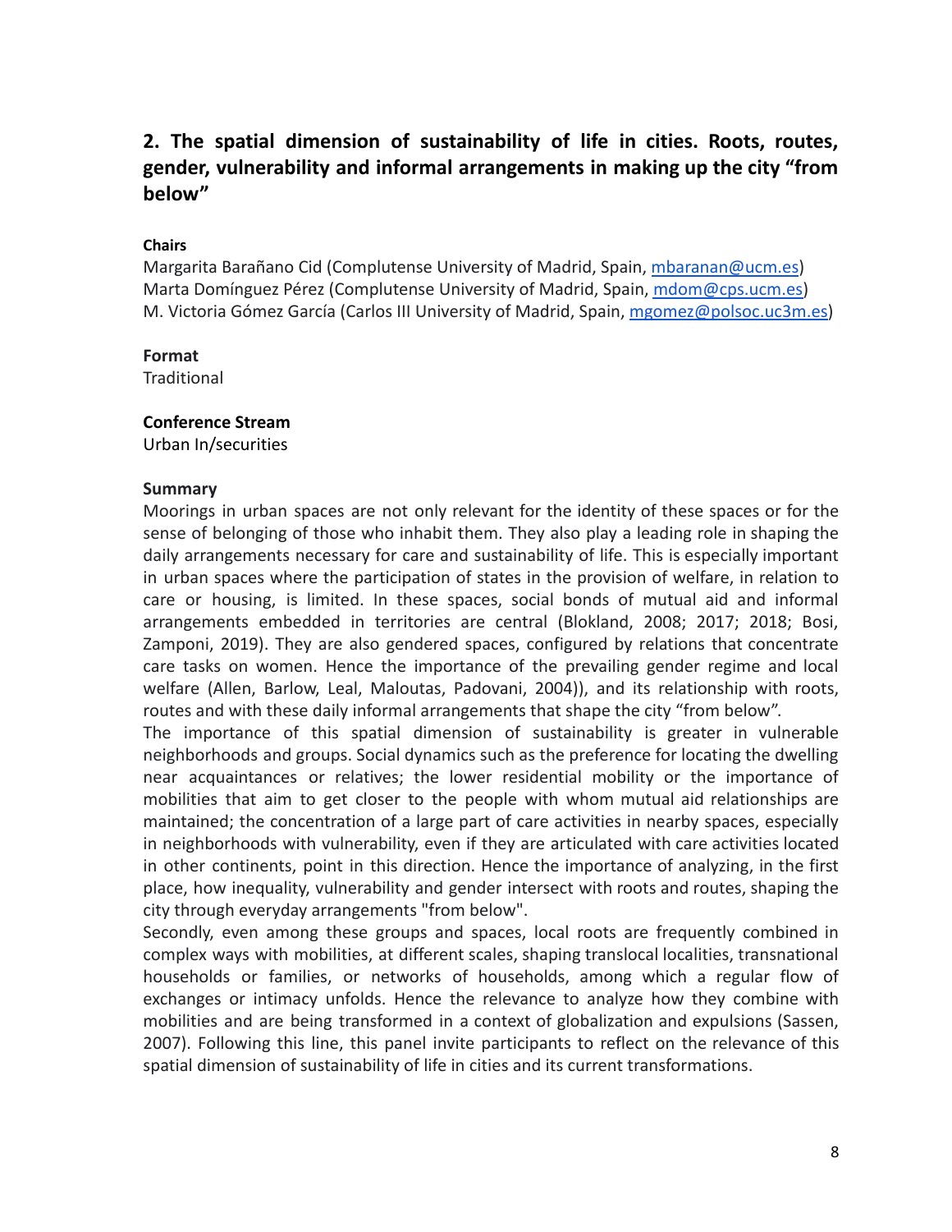## 2. The spatial dimension of sustainability of life in cities. Roots, routes, gender, vulnerability and informal arrangements in making up the city "from below"

**Chairs**

Margarita Barañano Cid (Complutense University of Madrid, Spain, mbaranan@ucm.es)
Marta Domínguez Pérez (Complutense University of Madrid, Spain, mdom@cps.ucm.es)
M. Victoria Gómez García (Carlos III University of Madrid, Spain, mgomez@polsoc.uc3m.es)

**Format**

Traditional

**Conference Stream**

Urban In/securities

**Summary**

Moorings in urban spaces are not only relevant for the identity of these spaces or for the sense of belonging of those who inhabit them. They also play a leading role in shaping the daily arrangements necessary for care and sustainability of life. This is especially important in urban spaces where the participation of states in the provision of welfare, in relation to care or housing, is limited. In these spaces, social bonds of mutual aid and informal arrangements embedded in territories are central (Blokland, 2008; 2017; 2018; Bosi, Zamponi, 2019). They are also gendered spaces, configured by relations that concentrate care tasks on women. Hence the importance of the prevailing gender regime and local welfare (Allen, Barlow, Leal, Maloutas, Padovani, 2004)), and its relationship with roots, routes and with these daily informal arrangements that shape the city "from below".

The importance of this spatial dimension of sustainability is greater in vulnerable neighborhoods and groups. Social dynamics such as the preference for locating the dwelling near acquaintances or relatives; the lower residential mobility or the importance of mobilities that aim to get closer to the people with whom mutual aid relationships are maintained; the concentration of a large part of care activities in nearby spaces, especially in neighborhoods with vulnerability, even if they are articulated with care activities located in other continents, point in this direction. Hence the importance of analyzing, in the first place, how inequality, vulnerability and gender intersect with roots and routes, shaping the city through everyday arrangements "from below".

Secondly, even among these groups and spaces, local roots are frequently combined in complex ways with mobilities, at different scales, shaping translocal localities, transnational households or families, or networks of households, among which a regular flow of exchanges or intimacy unfolds. Hence the relevance to analyze how they combine with mobilities and are being transformed in a context of globalization and expulsions (Sassen, 2007). Following this line, this panel invite participants to reflect on the relevance of this spatial dimension of sustainability of life in cities and its current transformations.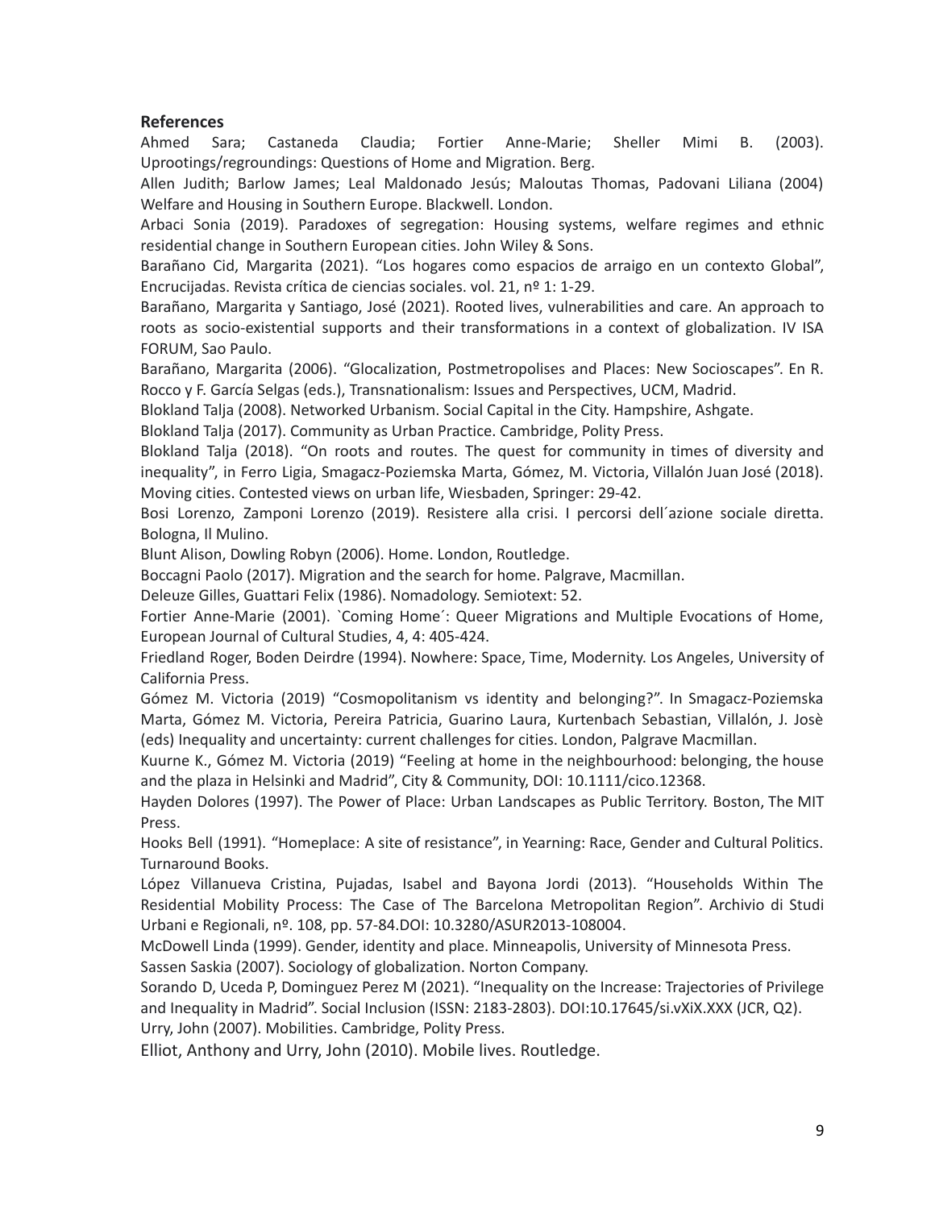**References**

Ahmed Sara; Castaneda Claudia; Fortier Anne-Marie; Sheller Mimi B. (2003). Uprootings/regroundings: Questions of Home and Migration. Berg.

Allen Judith; Barlow James; Leal Maldonado Jesús; Maloutas Thomas, Padovani Liliana (2004) Welfare and Housing in Southern Europe. Blackwell. London.

Arbaci Sonia (2019). Paradoxes of segregation: Housing systems, welfare regimes and ethnic residential change in Southern European cities. John Wiley & Sons.

Barañano Cid, Margarita (2021). "Los hogares como espacios de arraigo en un contexto Global", Encrucijadas. Revista crítica de ciencias sociales. vol. 21, nº 1: 1-29.

Barañano, Margarita y Santiago, José (2021). Rooted lives, vulnerabilities and care. An approach to roots as socio-existential supports and their transformations in a context of globalization. IV ISA FORUM, Sao Paulo.

Barañano, Margarita (2006). "Glocalization, Postmetropolises and Places: New Socioscapes". En R. Rocco y F. García Selgas (eds.), Transnationalism: Issues and Perspectives, UCM, Madrid.

Blokland Talja (2008). Networked Urbanism. Social Capital in the City. Hampshire, Ashgate.

Blokland Talja (2017). Community as Urban Practice. Cambridge, Polity Press.

Blokland Talja (2018). "On roots and routes. The quest for community in times of diversity and inequality", in Ferro Ligia, Smagacz-Poziemska Marta, Gómez, M. Victoria, Villalón Juan José (2018). Moving cities. Contested views on urban life, Wiesbaden, Springer: 29-42.

Bosi Lorenzo, Zamponi Lorenzo (2019). Resistere alla crisi. I percorsi dell´azione sociale diretta. Bologna, Il Mulino.

Blunt Alison, Dowling Robyn (2006). Home. London, Routledge.

Boccagni Paolo (2017). Migration and the search for home. Palgrave, Macmillan.

Deleuze Gilles, Guattari Felix (1986). Nomadology. Semiotext: 52.

Fortier Anne-Marie (2001). `Coming Home´: Queer Migrations and Multiple Evocations of Home, European Journal of Cultural Studies, 4, 4: 405-424.

Friedland Roger, Boden Deirdre (1994). Nowhere: Space, Time, Modernity. Los Angeles, University of California Press.

Gómez M. Victoria (2019) "Cosmopolitanism vs identity and belonging?". In Smagacz-Poziemska Marta, Gómez M. Victoria, Pereira Patricia, Guarino Laura, Kurtenbach Sebastian, Villalón, J. Josè (eds) Inequality and uncertainty: current challenges for cities. London, Palgrave Macmillan.

Kuurne K., Gómez M. Victoria (2019) "Feeling at home in the neighbourhood: belonging, the house and the plaza in Helsinki and Madrid", City & Community, DOI: 10.1111/cico.12368.

Hayden Dolores (1997). The Power of Place: Urban Landscapes as Public Territory. Boston, The MIT Press.

Hooks Bell (1991). "Homeplace: A site of resistance", in Yearning: Race, Gender and Cultural Politics. Turnaround Books.

López Villanueva Cristina, Pujadas, Isabel and Bayona Jordi (2013). "Households Within The Residential Mobility Process: The Case of The Barcelona Metropolitan Region". Archivio di Studi Urbani e Regionali, nº. 108, pp. 57-84.DOI: 10.3280/ASUR2013-108004.

McDowell Linda (1999). Gender, identity and place. Minneapolis, University of Minnesota Press.

Sassen Saskia (2007). Sociology of globalization. Norton Company.

Sorando D, Uceda P, Dominguez Perez M (2021). "Inequality on the Increase: Trajectories of Privilege and Inequality in Madrid". Social Inclusion (ISSN: 2183-2803). DOI:10.17645/si.vXiX.XXX (JCR, Q2).

Urry, John (2007). Mobilities. Cambridge, Polity Press.

Elliot, Anthony and Urry, John (2010). Mobile lives. Routledge.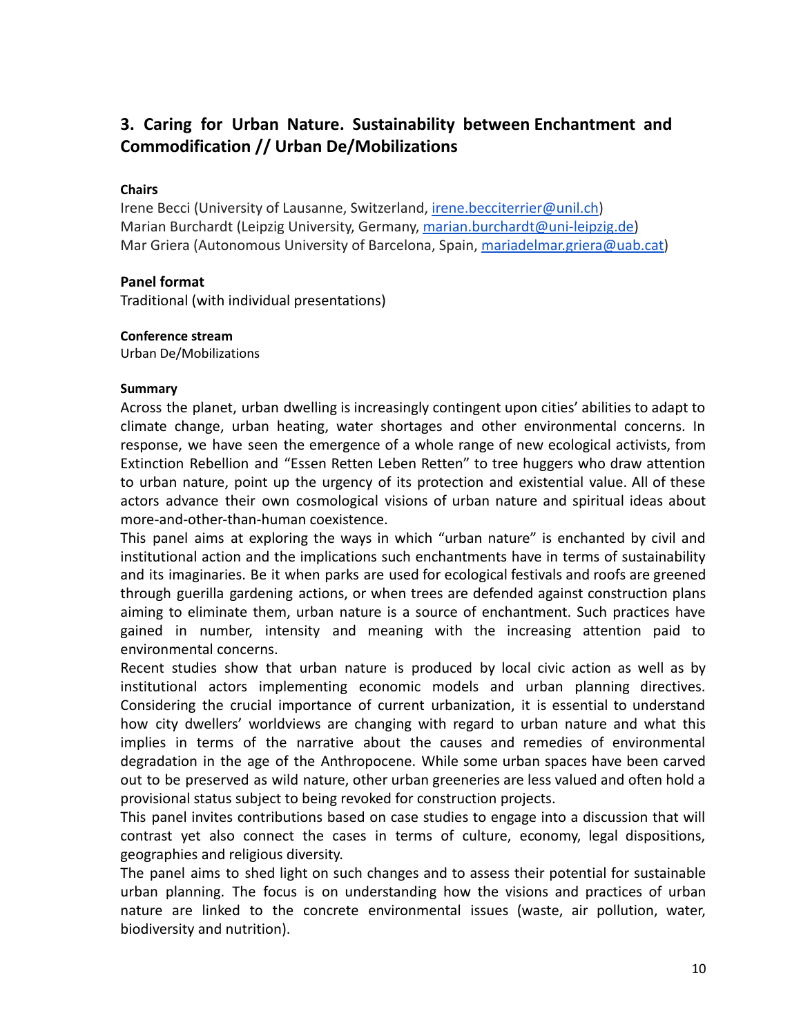## 3. Caring for Urban Nature. Sustainability between Enchantment and Commodification // Urban De/Mobilizations

**Chairs**

Irene Becci (University of Lausanne, Switzerland, irene.becciterrier@unil.ch)
Marian Burchardt (Leipzig University, Germany, marian.burchardt@uni-leipzig.de)
Mar Griera (Autonomous University of Barcelona, Spain, mariadelmar.griera@uab.cat)

**Panel format**

Traditional (with individual presentations)

**Conference stream**

Urban De/Mobilizations

**Summary**

Across the planet, urban dwelling is increasingly contingent upon cities' abilities to adapt to climate change, urban heating, water shortages and other environmental concerns. In response, we have seen the emergence of a whole range of new ecological activists, from Extinction Rebellion and "Essen Retten Leben Retten" to tree huggers who draw attention to urban nature, point up the urgency of its protection and existential value. All of these actors advance their own cosmological visions of urban nature and spiritual ideas about more-and-other-than-human coexistence.

This panel aims at exploring the ways in which "urban nature" is enchanted by civil and institutional action and the implications such enchantments have in terms of sustainability and its imaginaries. Be it when parks are used for ecological festivals and roofs are greened through guerilla gardening actions, or when trees are defended against construction plans aiming to eliminate them, urban nature is a source of enchantment. Such practices have gained in number, intensity and meaning with the increasing attention paid to environmental concerns.

Recent studies show that urban nature is produced by local civic action as well as by institutional actors implementing economic models and urban planning directives. Considering the crucial importance of current urbanization, it is essential to understand how city dwellers' worldviews are changing with regard to urban nature and what this implies in terms of the narrative about the causes and remedies of environmental degradation in the age of the Anthropocene. While some urban spaces have been carved out to be preserved as wild nature, other urban greeneries are less valued and often hold a provisional status subject to being revoked for construction projects.

This panel invites contributions based on case studies to engage into a discussion that will contrast yet also connect the cases in terms of culture, economy, legal dispositions, geographies and religious diversity.

The panel aims to shed light on such changes and to assess their potential for sustainable urban planning. The focus is on understanding how the visions and practices of urban nature are linked to the concrete environmental issues (waste, air pollution, water, biodiversity and nutrition).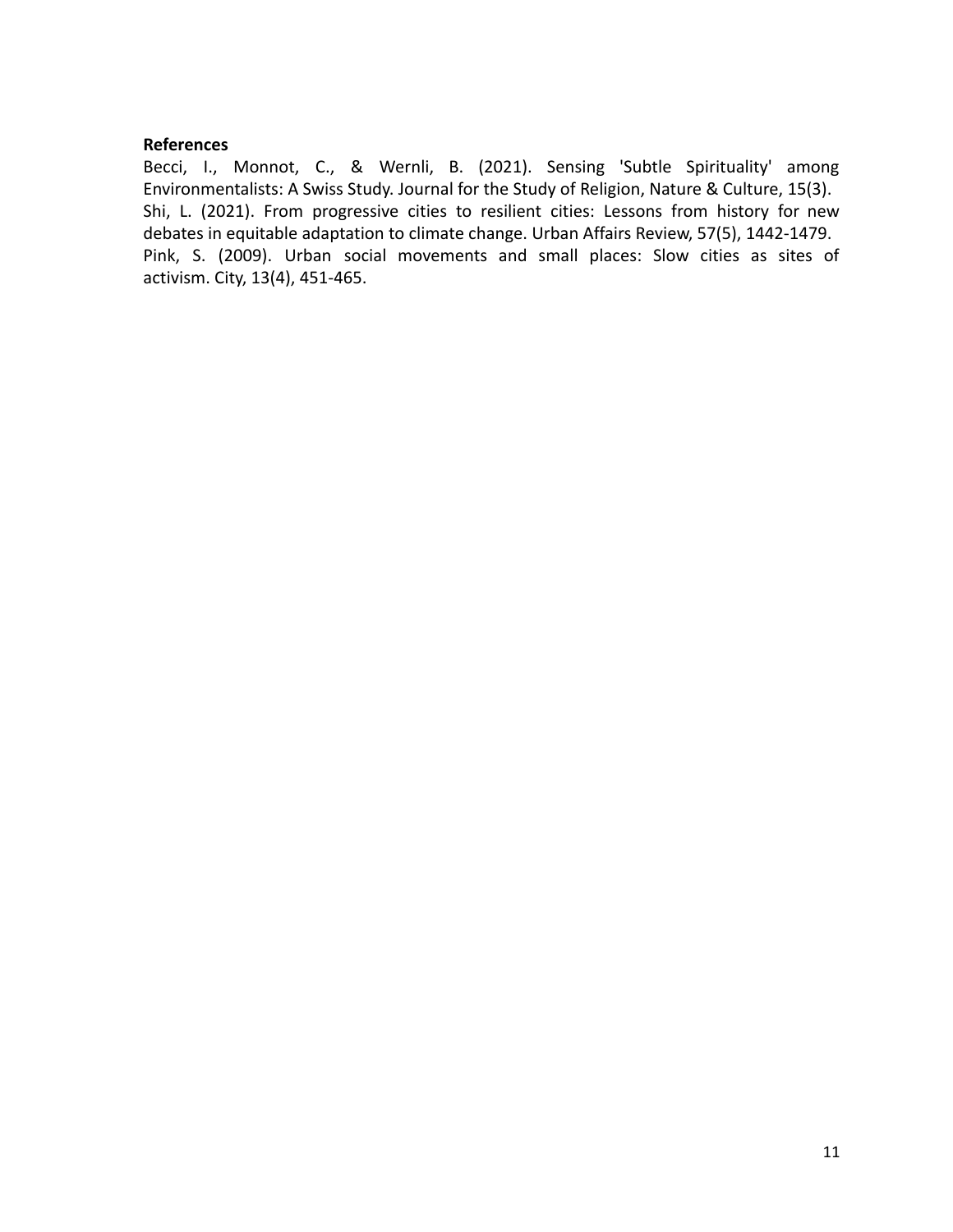**References**

Becci, I., Monnot, C., & Wernli, B. (2021). Sensing 'Subtle Spirituality' among Environmentalists: A Swiss Study. Journal for the Study of Religion, Nature & Culture, 15(3).

Shi, L. (2021). From progressive cities to resilient cities: Lessons from history for new debates in equitable adaptation to climate change. Urban Affairs Review, 57(5), 1442-1479.

Pink, S. (2009). Urban social movements and small places: Slow cities as sites of activism. City, 13(4), 451-465.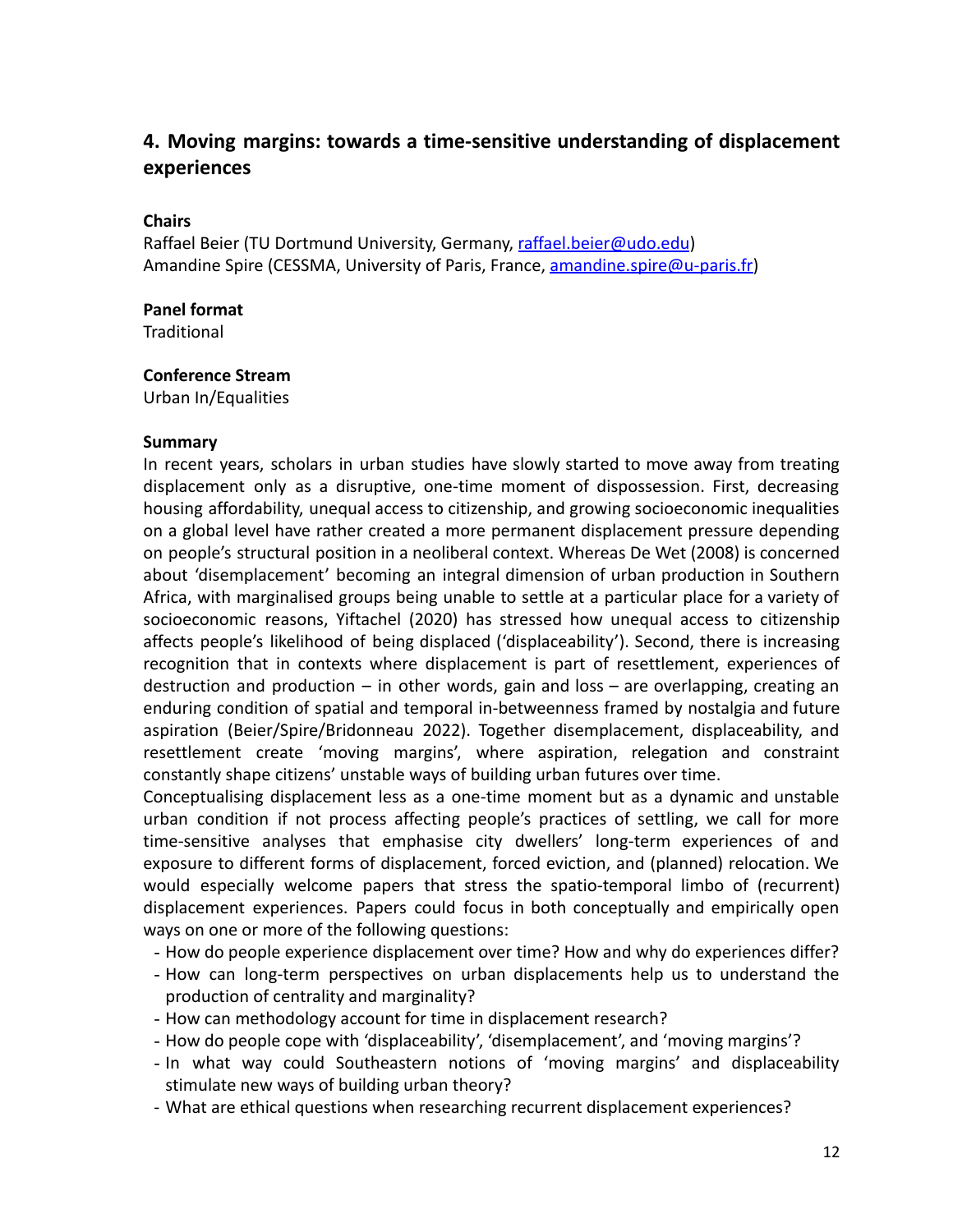## 4. Moving margins: towards a time-sensitive understanding of displacement experiences

**Chairs**
Raffael Beier (TU Dortmund University, Germany, raffael.beier@udo.edu)
Amandine Spire (CESSMA, University of Paris, France, amandine.spire@u-paris.fr)

**Panel format**
Traditional

**Conference Stream**
Urban In/Equalities

**Summary**
In recent years, scholars in urban studies have slowly started to move away from treating displacement only as a disruptive, one-time moment of dispossession. First, decreasing housing affordability, unequal access to citizenship, and growing socioeconomic inequalities on a global level have rather created a more permanent displacement pressure depending on people's structural position in a neoliberal context. Whereas De Wet (2008) is concerned about 'disemplacement' becoming an integral dimension of urban production in Southern Africa, with marginalised groups being unable to settle at a particular place for a variety of socioeconomic reasons, Yiftachel (2020) has stressed how unequal access to citizenship affects people's likelihood of being displaced ('displaceability'). Second, there is increasing recognition that in contexts where displacement is part of resettlement, experiences of destruction and production – in other words, gain and loss – are overlapping, creating an enduring condition of spatial and temporal in-betweenness framed by nostalgia and future aspiration (Beier/Spire/Bridonneau 2022). Together disemplacement, displaceability, and resettlement create 'moving margins', where aspiration, relegation and constraint constantly shape citizens' unstable ways of building urban futures over time.

Conceptualising displacement less as a one-time moment but as a dynamic and unstable urban condition if not process affecting people's practices of settling, we call for more time-sensitive analyses that emphasise city dwellers' long-term experiences of and exposure to different forms of displacement, forced eviction, and (planned) relocation. We would especially welcome papers that stress the spatio-temporal limbo of (recurrent) displacement experiences. Papers could focus in both conceptually and empirically open ways on one or more of the following questions:

- How do people experience displacement over time? How and why do experiences differ?
- How can long-term perspectives on urban displacements help us to understand the production of centrality and marginality?
- How can methodology account for time in displacement research?
- How do people cope with 'displaceability', 'disemplacement', and 'moving margins'?
- In what way could Southeastern notions of 'moving margins' and displaceability stimulate new ways of building urban theory?
- What are ethical questions when researching recurrent displacement experiences?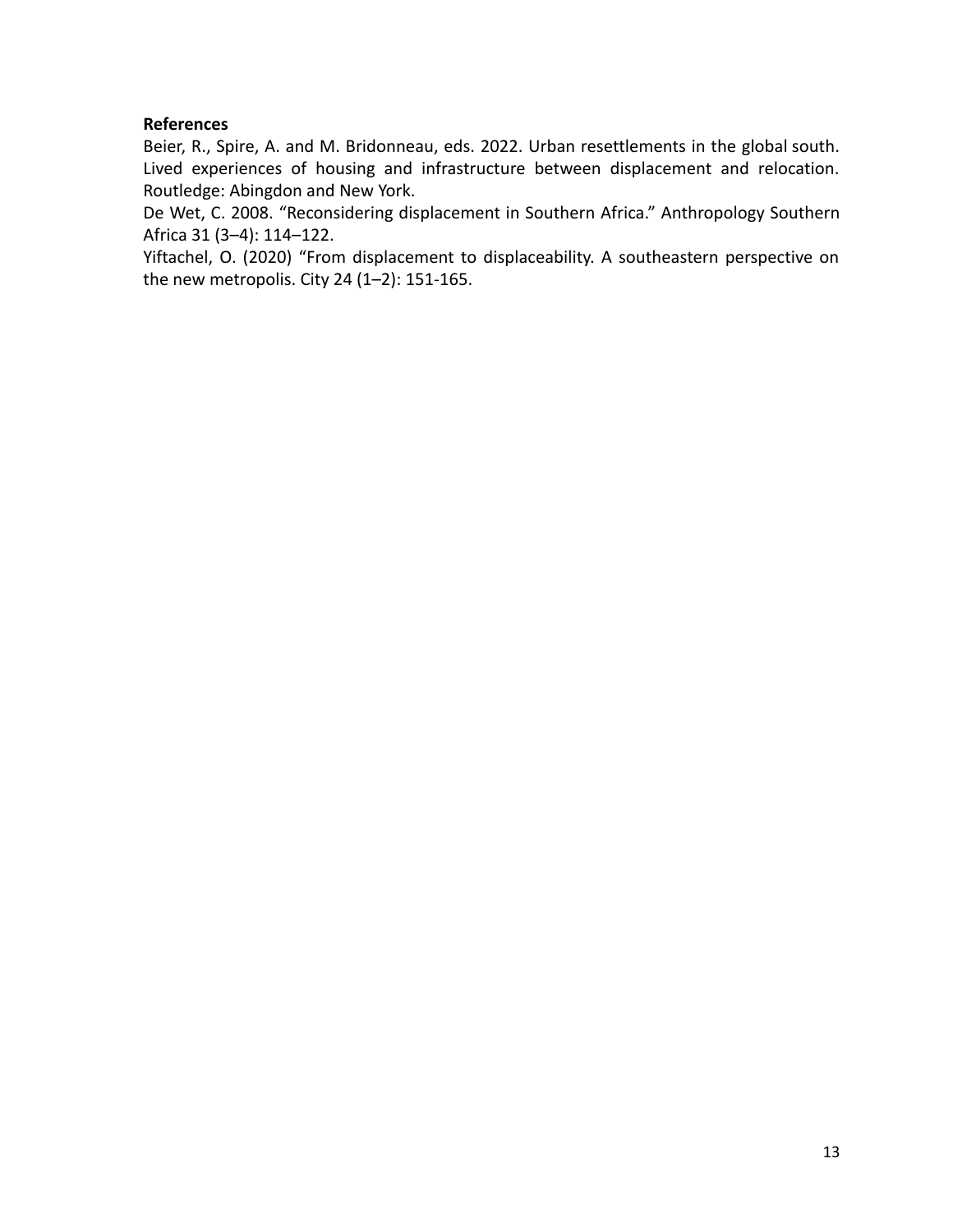**References**

Beier, R., Spire, A. and M. Bridonneau, eds. 2022. Urban resettlements in the global south. Lived experiences of housing and infrastructure between displacement and relocation. Routledge: Abingdon and New York.

De Wet, C. 2008. "Reconsidering displacement in Southern Africa." Anthropology Southern Africa 31 (3–4): 114–122.

Yiftachel, O. (2020) "From displacement to displaceability. A southeastern perspective on the new metropolis. City 24 (1–2): 151-165.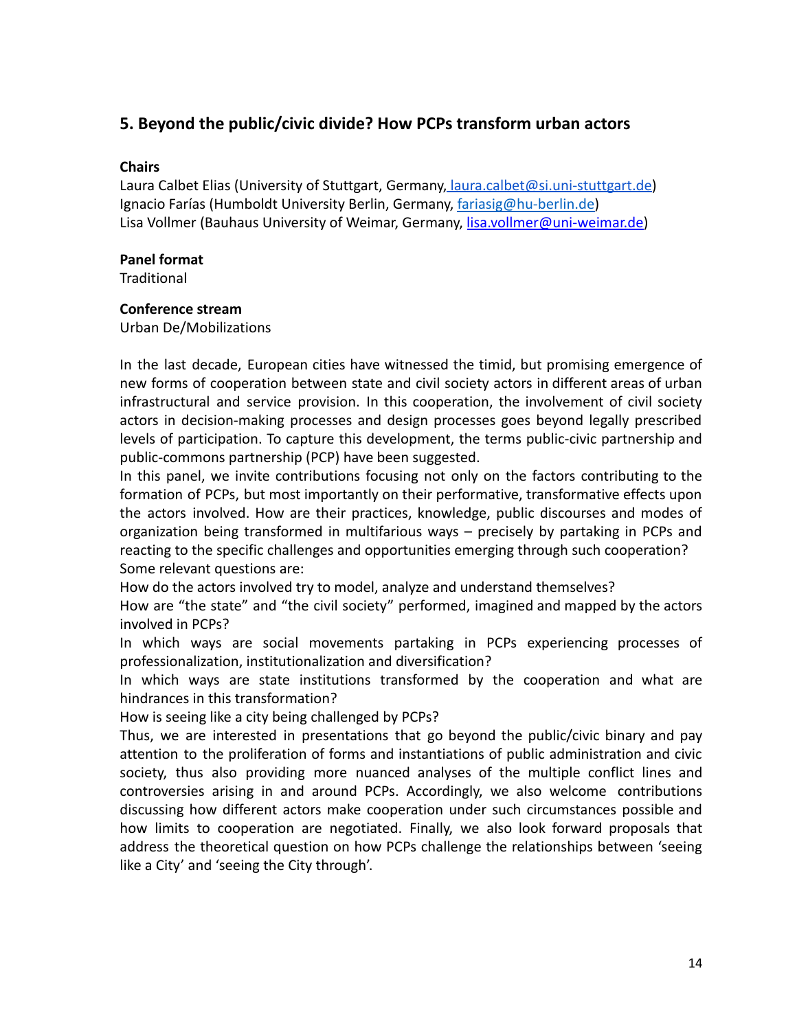## 5. Beyond the public/civic divide? How PCPs transform urban actors

**Chairs**

Laura Calbet Elias (University of Stuttgart, Germany, laura.calbet@si.uni-stuttgart.de)
Ignacio Farías (Humboldt University Berlin, Germany, fariasig@hu-berlin.de)
Lisa Vollmer (Bauhaus University of Weimar, Germany, lisa.vollmer@uni-weimar.de)

**Panel format**

Traditional

**Conference stream**

Urban De/Mobilizations

In the last decade, European cities have witnessed the timid, but promising emergence of new forms of cooperation between state and civil society actors in different areas of urban infrastructural and service provision. In this cooperation, the involvement of civil society actors in decision-making processes and design processes goes beyond legally prescribed levels of participation. To capture this development, the terms public-civic partnership and public-commons partnership (PCP) have been suggested.

In this panel, we invite contributions focusing not only on the factors contributing to the formation of PCPs, but most importantly on their performative, transformative effects upon the actors involved. How are their practices, knowledge, public discourses and modes of organization being transformed in multifarious ways – precisely by partaking in PCPs and reacting to the specific challenges and opportunities emerging through such cooperation?

Some relevant questions are:

How do the actors involved try to model, analyze and understand themselves?

How are "the state" and "the civil society" performed, imagined and mapped by the actors involved in PCPs?

In which ways are social movements partaking in PCPs experiencing processes of professionalization, institutionalization and diversification?

In which ways are state institutions transformed by the cooperation and what are hindrances in this transformation?

How is seeing like a city being challenged by PCPs?

Thus, we are interested in presentations that go beyond the public/civic binary and pay attention to the proliferation of forms and instantiations of public administration and civic society, thus also providing more nuanced analyses of the multiple conflict lines and controversies arising in and around PCPs. Accordingly, we also welcome contributions discussing how different actors make cooperation under such circumstances possible and how limits to cooperation are negotiated. Finally, we also look forward proposals that address the theoretical question on how PCPs challenge the relationships between 'seeing like a City' and 'seeing the City through'.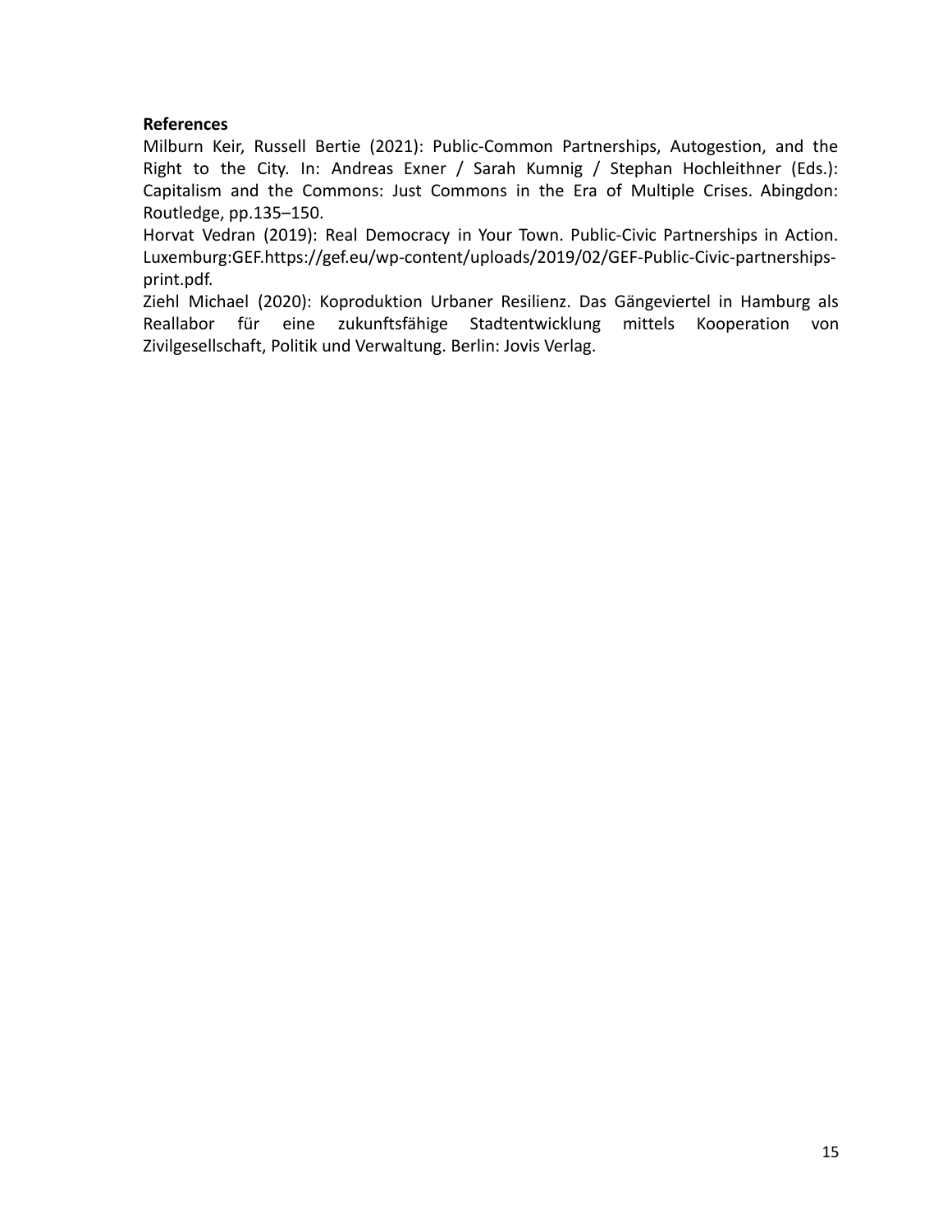**References**

Milburn Keir, Russell Bertie (2021): Public-Common Partnerships, Autogestion, and the Right to the City. In: Andreas Exner / Sarah Kumnig / Stephan Hochleithner (Eds.): Capitalism and the Commons: Just Commons in the Era of Multiple Crises. Abingdon: Routledge, pp.135–150.

Horvat Vedran (2019): Real Democracy in Your Town. Public-Civic Partnerships in Action. Luxemburg:GEF.https://gef.eu/wp-content/uploads/2019/02/GEF-Public-Civic-partnerships-print.pdf.

Ziehl Michael (2020): Koproduktion Urbaner Resilienz. Das Gängeviertel in Hamburg als Reallabor für eine zukunftsfähige Stadtentwicklung mittels Kooperation von Zivilgesellschaft, Politik und Verwaltung. Berlin: Jovis Verlag.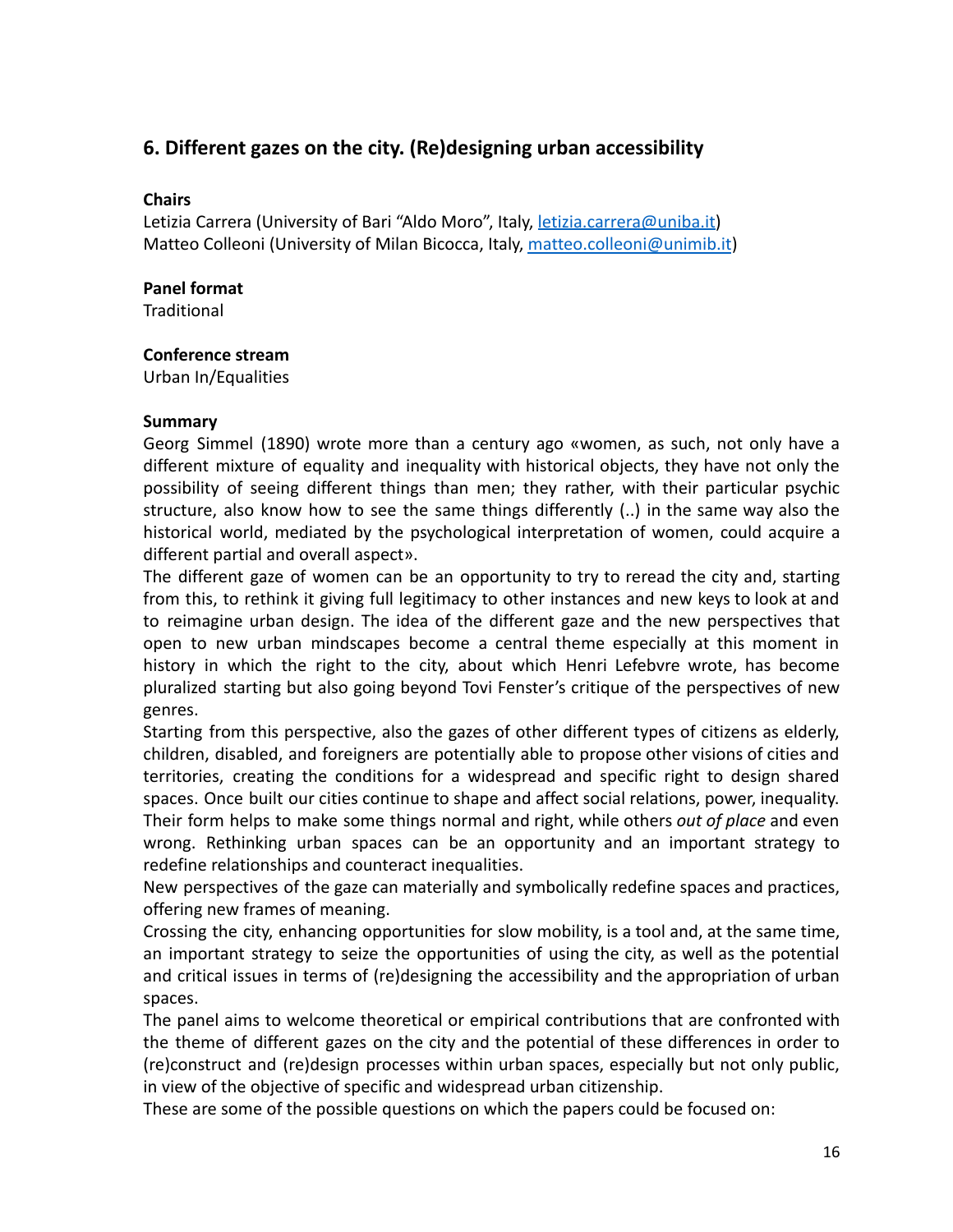## 6. Different gazes on the city. (Re)designing urban accessibility

**Chairs**

Letizia Carrera (University of Bari "Aldo Moro", Italy, letizia.carrera@uniba.it)
Matteo Colleoni (University of Milan Bicocca, Italy, matteo.colleoni@unimib.it)

**Panel format**

Traditional

**Conference stream**

Urban In/Equalities

**Summary**

Georg Simmel (1890) wrote more than a century ago «women, as such, not only have a different mixture of equality and inequality with historical objects, they have not only the possibility of seeing different things than men; they rather, with their particular psychic structure, also know how to see the same things differently (..) in the same way also the historical world, mediated by the psychological interpretation of women, could acquire a different partial and overall aspect».

The different gaze of women can be an opportunity to try to reread the city and, starting from this, to rethink it giving full legitimacy to other instances and new keys to look at and to reimagine urban design. The idea of the different gaze and the new perspectives that open to new urban mindscapes become a central theme especially at this moment in history in which the right to the city, about which Henri Lefebvre wrote, has become pluralized starting but also going beyond Tovi Fenster's critique of the perspectives of new genres.

Starting from this perspective, also the gazes of other different types of citizens as elderly, children, disabled, and foreigners are potentially able to propose other visions of cities and territories, creating the conditions for a widespread and specific right to design shared spaces. Once built our cities continue to shape and affect social relations, power, inequality. Their form helps to make some things normal and right, while others *out of place* and even wrong. Rethinking urban spaces can be an opportunity and an important strategy to redefine relationships and counteract inequalities.

New perspectives of the gaze can materially and symbolically redefine spaces and practices, offering new frames of meaning.

Crossing the city, enhancing opportunities for slow mobility, is a tool and, at the same time, an important strategy to seize the opportunities of using the city, as well as the potential and critical issues in terms of (re)designing the accessibility and the appropriation of urban spaces.

The panel aims to welcome theoretical or empirical contributions that are confronted with the theme of different gazes on the city and the potential of these differences in order to (re)construct and (re)design processes within urban spaces, especially but not only public, in view of the objective of specific and widespread urban citizenship.

These are some of the possible questions on which the papers could be focused on: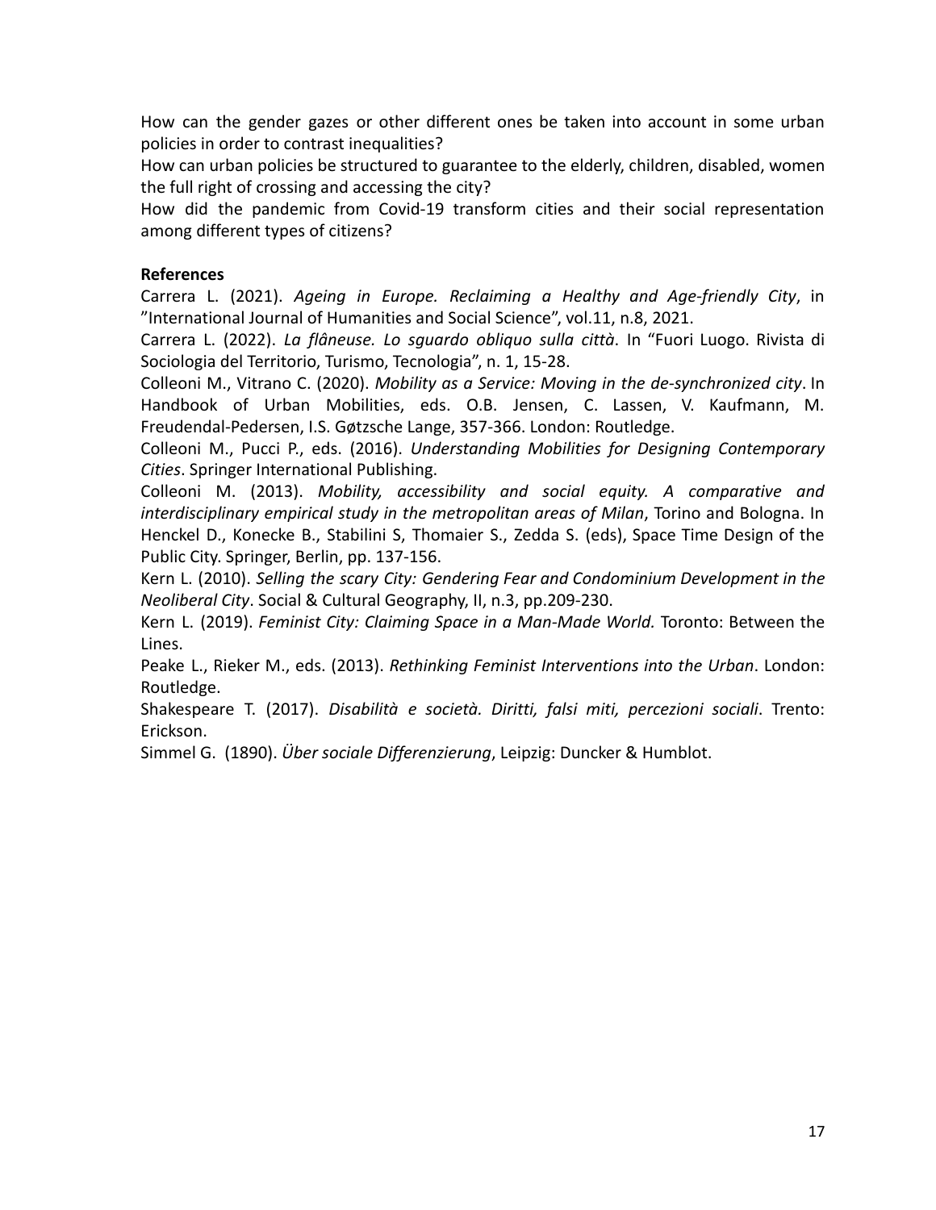How can the gender gazes or other different ones be taken into account in some urban policies in order to contrast inequalities?

How can urban policies be structured to guarantee to the elderly, children, disabled, women the full right of crossing and accessing the city?

How did the pandemic from Covid-19 transform cities and their social representation among different types of citizens?

**References**

Carrera L. (2021). *Ageing in Europe. Reclaiming a Healthy and Age-friendly City*, in "International Journal of Humanities and Social Science", vol.11, n.8, 2021.

Carrera L. (2022). *La flâneuse. Lo sguardo obliquo sulla città*. In "Fuori Luogo. Rivista di Sociologia del Territorio, Turismo, Tecnologia", n. 1, 15-28.

Colleoni M., Vitrano C. (2020). *Mobility as a Service: Moving in the de-synchronized city*. In Handbook of Urban Mobilities, eds. O.B. Jensen, C. Lassen, V. Kaufmann, M. Freudendal-Pedersen, I.S. Gøtzsche Lange, 357-366. London: Routledge.

Colleoni M., Pucci P., eds. (2016). *Understanding Mobilities for Designing Contemporary Cities*. Springer International Publishing.

Colleoni M. (2013). *Mobility, accessibility and social equity. A comparative and interdisciplinary empirical study in the metropolitan areas of Milan*, Torino and Bologna. In Henckel D., Konecke B., Stabilini S, Thomaier S., Zedda S. (eds), Space Time Design of the Public City. Springer, Berlin, pp. 137-156.

Kern L. (2010). *Selling the scary City: Gendering Fear and Condominium Development in the Neoliberal City*. Social & Cultural Geography, II, n.3, pp.209-230.

Kern L. (2019). *Feminist City: Claiming Space in a Man-Made World.* Toronto: Between the Lines.

Peake L., Rieker M., eds. (2013). *Rethinking Feminist Interventions into the Urban*. London: Routledge.

Shakespeare T. (2017). *Disabilità e società. Diritti, falsi miti, percezioni sociali*. Trento: Erickson.

Simmel G. (1890). *Über sociale Differenzierung*, Leipzig: Duncker & Humblot.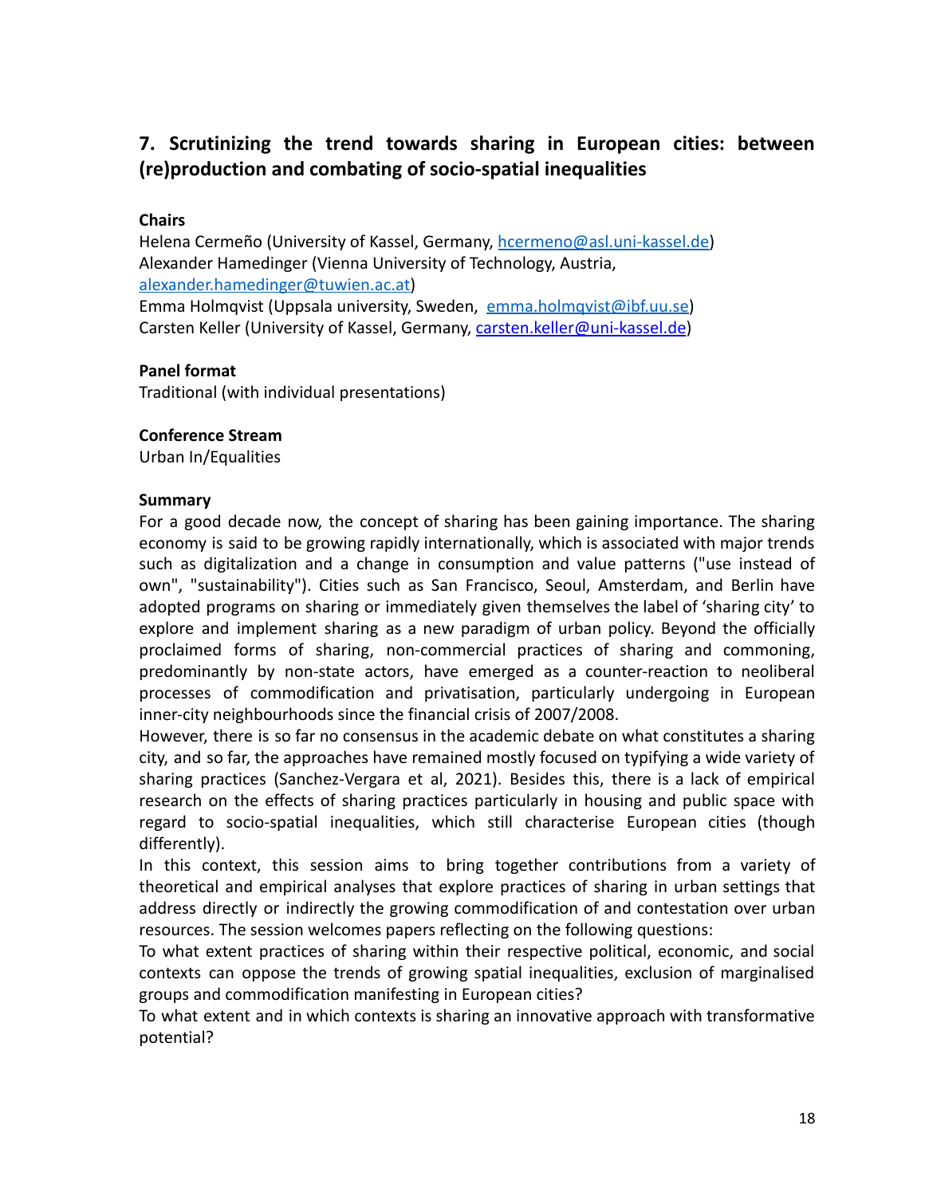## 7. Scrutinizing the trend towards sharing in European cities: between (re)production and combating of socio-spatial inequalities

**Chairs**

Helena Cermeño (University of Kassel, Germany, hcermeno@asl.uni-kassel.de)
Alexander Hamedinger (Vienna University of Technology, Austria, alexander.hamedinger@tuwien.ac.at)
Emma Holmqvist (Uppsala university, Sweden, emma.holmqvist@ibf.uu.se)
Carsten Keller (University of Kassel, Germany, carsten.keller@uni-kassel.de)

**Panel format**

Traditional (with individual presentations)

**Conference Stream**

Urban In/Equalities

**Summary**

For a good decade now, the concept of sharing has been gaining importance. The sharing economy is said to be growing rapidly internationally, which is associated with major trends such as digitalization and a change in consumption and value patterns ("use instead of own", "sustainability"). Cities such as San Francisco, Seoul, Amsterdam, and Berlin have adopted programs on sharing or immediately given themselves the label of 'sharing city' to explore and implement sharing as a new paradigm of urban policy. Beyond the officially proclaimed forms of sharing, non-commercial practices of sharing and commoning, predominantly by non-state actors, have emerged as a counter-reaction to neoliberal processes of commodification and privatisation, particularly undergoing in European inner-city neighbourhoods since the financial crisis of 2007/2008.

However, there is so far no consensus in the academic debate on what constitutes a sharing city, and so far, the approaches have remained mostly focused on typifying a wide variety of sharing practices (Sanchez-Vergara et al, 2021). Besides this, there is a lack of empirical research on the effects of sharing practices particularly in housing and public space with regard to socio-spatial inequalities, which still characterise European cities (though differently).

In this context, this session aims to bring together contributions from a variety of theoretical and empirical analyses that explore practices of sharing in urban settings that address directly or indirectly the growing commodification of and contestation over urban resources. The session welcomes papers reflecting on the following questions:

To what extent practices of sharing within their respective political, economic, and social contexts can oppose the trends of growing spatial inequalities, exclusion of marginalised groups and commodification manifesting in European cities?

To what extent and in which contexts is sharing an innovative approach with transformative potential?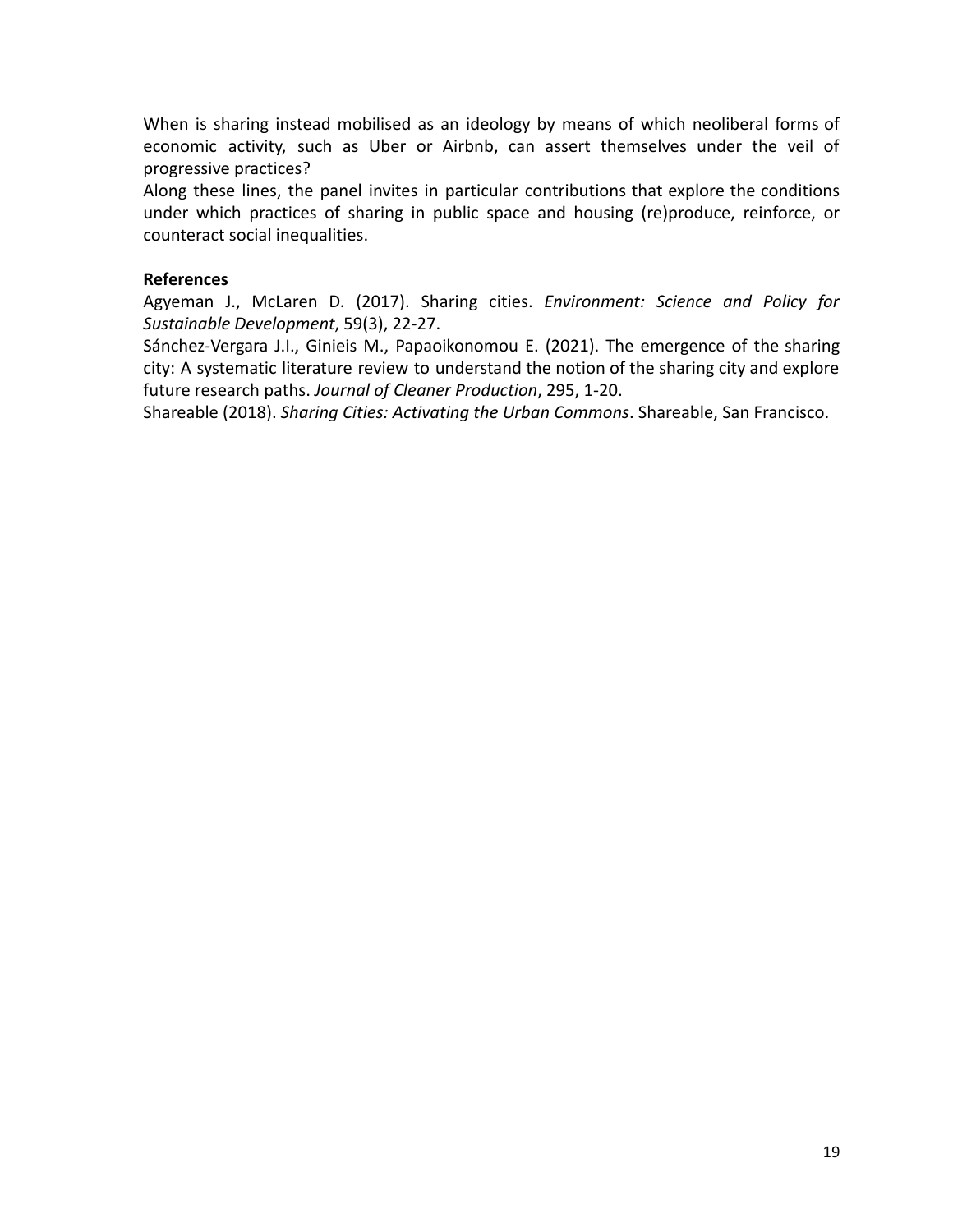When is sharing instead mobilised as an ideology by means of which neoliberal forms of economic activity, such as Uber or Airbnb, can assert themselves under the veil of progressive practices?

Along these lines, the panel invites in particular contributions that explore the conditions under which practices of sharing in public space and housing (re)produce, reinforce, or counteract social inequalities.

**References**

Agyeman J., McLaren D. (2017). Sharing cities. *Environment: Science and Policy for Sustainable Development*, 59(3), 22-27.

Sánchez-Vergara J.I., Ginieis M., Papaoikonomou E. (2021). The emergence of the sharing city: A systematic literature review to understand the notion of the sharing city and explore future research paths. *Journal of Cleaner Production*, 295, 1-20.

Shareable (2018). *Sharing Cities: Activating the Urban Commons*. Shareable, San Francisco.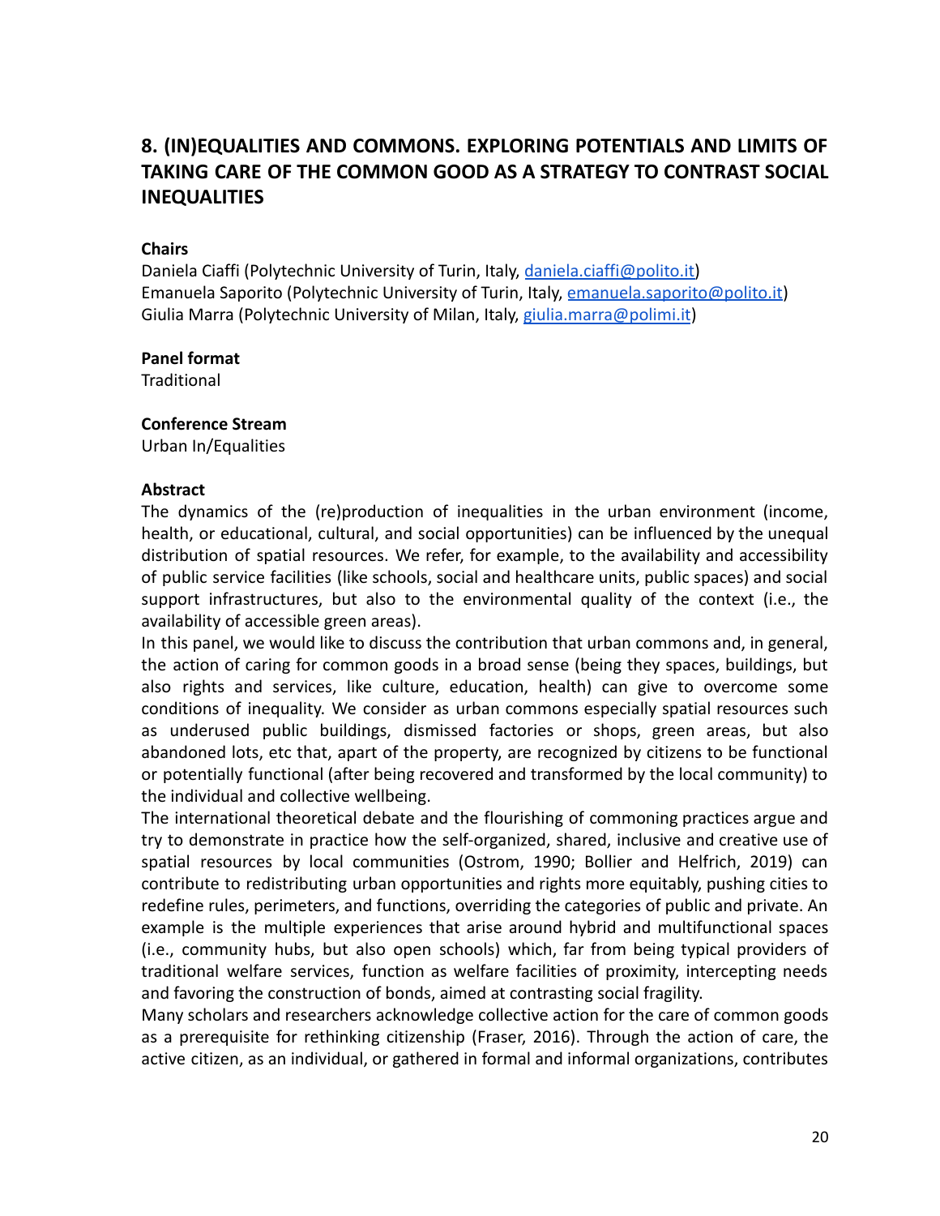## 8. (IN)EQUALITIES AND COMMONS. EXPLORING POTENTIALS AND LIMITS OF TAKING CARE OF THE COMMON GOOD AS A STRATEGY TO CONTRAST SOCIAL INEQUALITIES

**Chairs**

Daniela Ciaffi (Polytechnic University of Turin, Italy, daniela.ciaffi@polito.it)
Emanuela Saporito (Polytechnic University of Turin, Italy, emanuela.saporito@polito.it)
Giulia Marra (Polytechnic University of Milan, Italy, giulia.marra@polimi.it)

**Panel format**

Traditional

**Conference Stream**

Urban In/Equalities

**Abstract**

The dynamics of the (re)production of inequalities in the urban environment (income, health, or educational, cultural, and social opportunities) can be influenced by the unequal distribution of spatial resources. We refer, for example, to the availability and accessibility of public service facilities (like schools, social and healthcare units, public spaces) and social support infrastructures, but also to the environmental quality of the context (i.e., the availability of accessible green areas).

In this panel, we would like to discuss the contribution that urban commons and, in general, the action of caring for common goods in a broad sense (being they spaces, buildings, but also rights and services, like culture, education, health) can give to overcome some conditions of inequality. We consider as urban commons especially spatial resources such as underused public buildings, dismissed factories or shops, green areas, but also abandoned lots, etc that, apart of the property, are recognized by citizens to be functional or potentially functional (after being recovered and transformed by the local community) to the individual and collective wellbeing.

The international theoretical debate and the flourishing of commoning practices argue and try to demonstrate in practice how the self-organized, shared, inclusive and creative use of spatial resources by local communities (Ostrom, 1990; Bollier and Helfrich, 2019) can contribute to redistributing urban opportunities and rights more equitably, pushing cities to redefine rules, perimeters, and functions, overriding the categories of public and private. An example is the multiple experiences that arise around hybrid and multifunctional spaces (i.e., community hubs, but also open schools) which, far from being typical providers of traditional welfare services, function as welfare facilities of proximity, intercepting needs and favoring the construction of bonds, aimed at contrasting social fragility.

Many scholars and researchers acknowledge collective action for the care of common goods as a prerequisite for rethinking citizenship (Fraser, 2016). Through the action of care, the active citizen, as an individual, or gathered in formal and informal organizations, contributes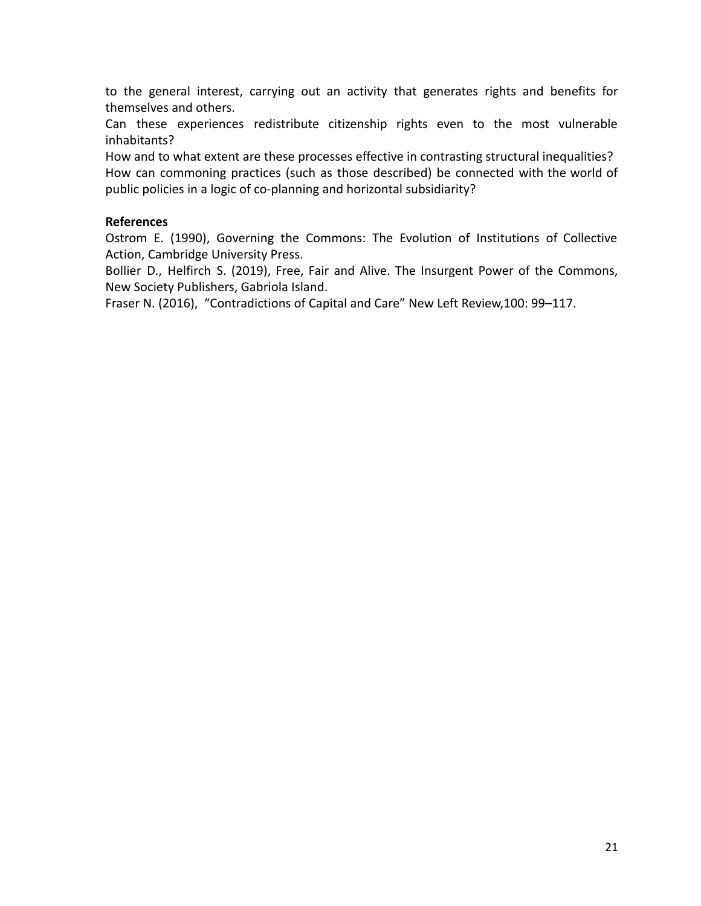to the general interest, carrying out an activity that generates rights and benefits for themselves and others.

Can these experiences redistribute citizenship rights even to the most vulnerable inhabitants?

How and to what extent are these processes effective in contrasting structural inequalities?

How can commoning practices (such as those described) be connected with the world of public policies in a logic of co-planning and horizontal subsidiarity?

**References**

Ostrom E. (1990), Governing the Commons: The Evolution of Institutions of Collective Action, Cambridge University Press.

Bollier D., Helfirch S. (2019), Free, Fair and Alive. The Insurgent Power of the Commons, New Society Publishers, Gabriola Island.

Fraser N. (2016), "Contradictions of Capital and Care" New Left Review,100: 99–117.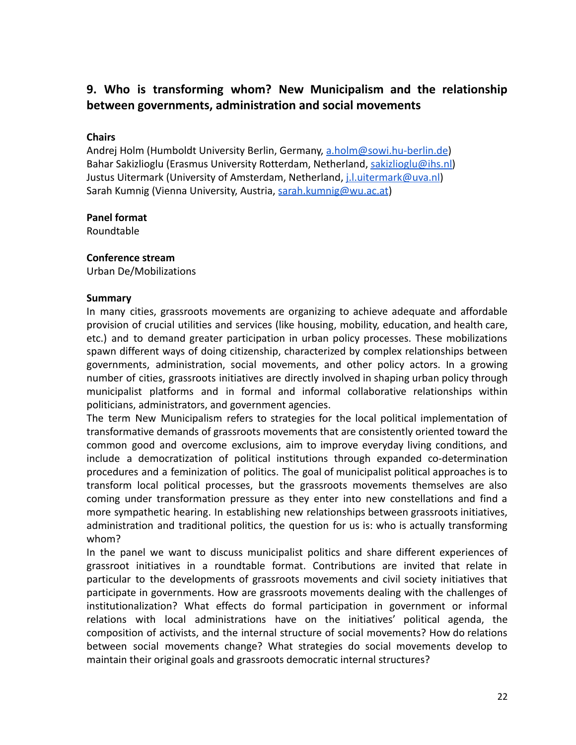## 9. Who is transforming whom? New Municipalism and the relationship between governments, administration and social movements

**Chairs**

Andrej Holm (Humboldt University Berlin, Germany, a.holm@sowi.hu-berlin.de)
Bahar Sakizlioglu (Erasmus University Rotterdam, Netherland, sakizlioglu@ihs.nl)
Justus Uitermark (University of Amsterdam, Netherland, j.l.uitermark@uva.nl)
Sarah Kumnig (Vienna University, Austria, sarah.kumnig@wu.ac.at)

**Panel format**

Roundtable

**Conference stream**

Urban De/Mobilizations

**Summary**

In many cities, grassroots movements are organizing to achieve adequate and affordable provision of crucial utilities and services (like housing, mobility, education, and health care, etc.) and to demand greater participation in urban policy processes. These mobilizations spawn different ways of doing citizenship, characterized by complex relationships between governments, administration, social movements, and other policy actors. In a growing number of cities, grassroots initiatives are directly involved in shaping urban policy through municipalist platforms and in formal and informal collaborative relationships within politicians, administrators, and government agencies.

The term New Municipalism refers to strategies for the local political implementation of transformative demands of grassroots movements that are consistently oriented toward the common good and overcome exclusions, aim to improve everyday living conditions, and include a democratization of political institutions through expanded co-determination procedures and a feminization of politics. The goal of municipalist political approaches is to transform local political processes, but the grassroots movements themselves are also coming under transformation pressure as they enter into new constellations and find a more sympathetic hearing. In establishing new relationships between grassroots initiatives, administration and traditional politics, the question for us is: who is actually transforming whom?

In the panel we want to discuss municipalist politics and share different experiences of grassroot initiatives in a roundtable format. Contributions are invited that relate in particular to the developments of grassroots movements and civil society initiatives that participate in governments. How are grassroots movements dealing with the challenges of institutionalization? What effects do formal participation in government or informal relations with local administrations have on the initiatives' political agenda, the composition of activists, and the internal structure of social movements? How do relations between social movements change? What strategies do social movements develop to maintain their original goals and grassroots democratic internal structures?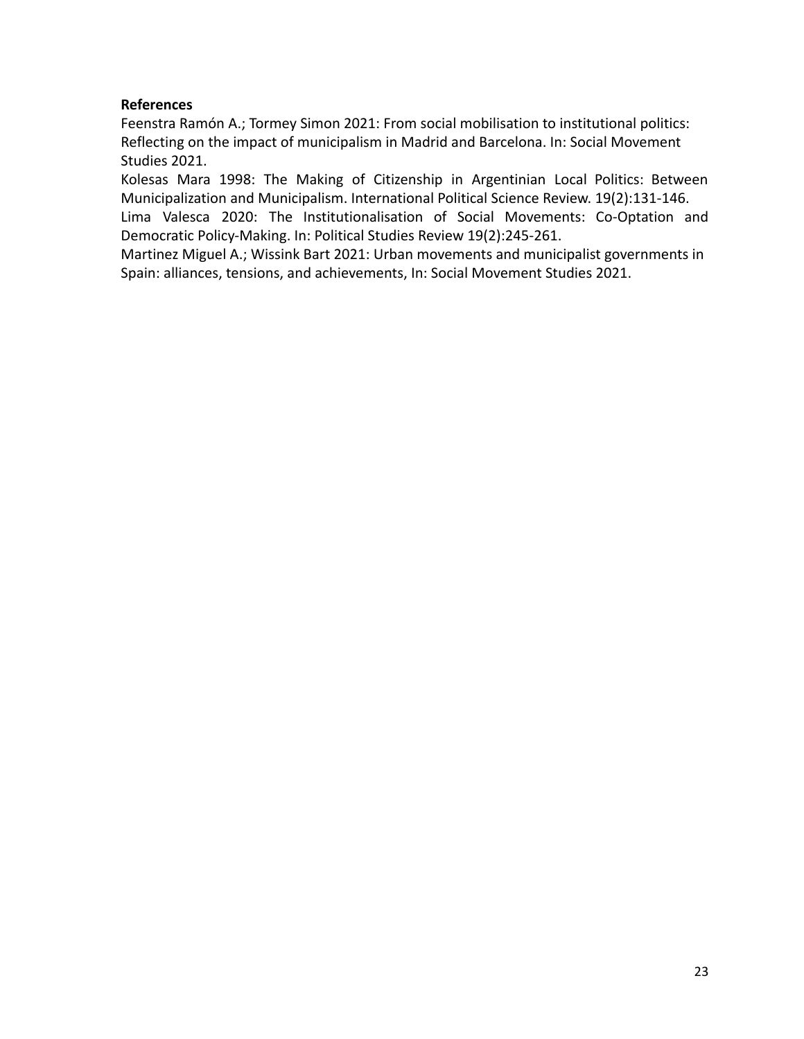**References**

Feenstra Ramón A.; Tormey Simon 2021: From social mobilisation to institutional politics: Reflecting on the impact of municipalism in Madrid and Barcelona. In: Social Movement Studies 2021.

Kolesas Mara 1998: The Making of Citizenship in Argentinian Local Politics: Between Municipalization and Municipalism. International Political Science Review. 19(2):131-146.

Lima Valesca 2020: The Institutionalisation of Social Movements: Co-Optation and Democratic Policy-Making. In: Political Studies Review 19(2):245-261.

Martinez Miguel A.; Wissink Bart 2021: Urban movements and municipalist governments in Spain: alliances, tensions, and achievements, In: Social Movement Studies 2021.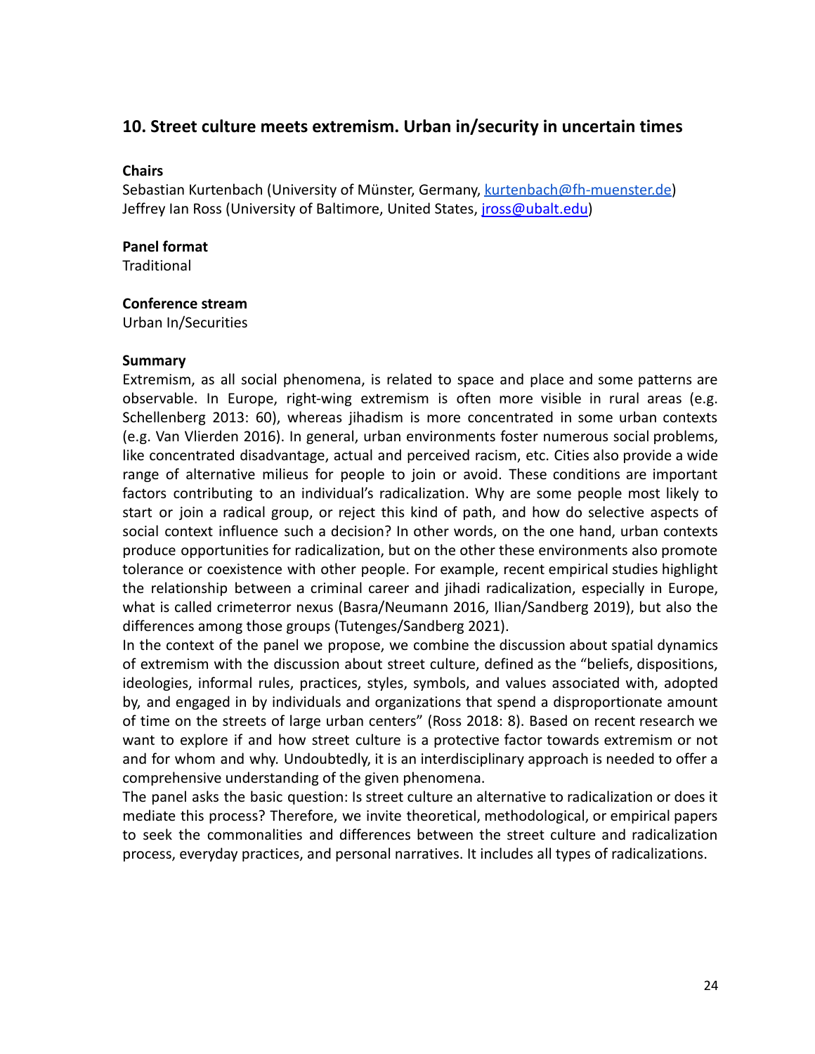## 10. Street culture meets extremism. Urban in/security in uncertain times

**Chairs**

Sebastian Kurtenbach (University of Münster, Germany, kurtenbach@fh-muenster.de)
Jeffrey Ian Ross (University of Baltimore, United States, jross@ubalt.edu)

**Panel format**

Traditional

**Conference stream**

Urban In/Securities

**Summary**

Extremism, as all social phenomena, is related to space and place and some patterns are observable. In Europe, right-wing extremism is often more visible in rural areas (e.g. Schellenberg 2013: 60), whereas jihadism is more concentrated in some urban contexts (e.g. Van Vlierden 2016). In general, urban environments foster numerous social problems, like concentrated disadvantage, actual and perceived racism, etc. Cities also provide a wide range of alternative milieus for people to join or avoid. These conditions are important factors contributing to an individual's radicalization. Why are some people most likely to start or join a radical group, or reject this kind of path, and how do selective aspects of social context influence such a decision? In other words, on the one hand, urban contexts produce opportunities for radicalization, but on the other these environments also promote tolerance or coexistence with other people. For example, recent empirical studies highlight the relationship between a criminal career and jihadi radicalization, especially in Europe, what is called crimeterror nexus (Basra/Neumann 2016, Ilian/Sandberg 2019), but also the differences among those groups (Tutenges/Sandberg 2021).

In the context of the panel we propose, we combine the discussion about spatial dynamics of extremism with the discussion about street culture, defined as the "beliefs, dispositions, ideologies, informal rules, practices, styles, symbols, and values associated with, adopted by, and engaged in by individuals and organizations that spend a disproportionate amount of time on the streets of large urban centers" (Ross 2018: 8). Based on recent research we want to explore if and how street culture is a protective factor towards extremism or not and for whom and why. Undoubtedly, it is an interdisciplinary approach is needed to offer a comprehensive understanding of the given phenomena.

The panel asks the basic question: Is street culture an alternative to radicalization or does it mediate this process? Therefore, we invite theoretical, methodological, or empirical papers to seek the commonalities and differences between the street culture and radicalization process, everyday practices, and personal narratives. It includes all types of radicalizations.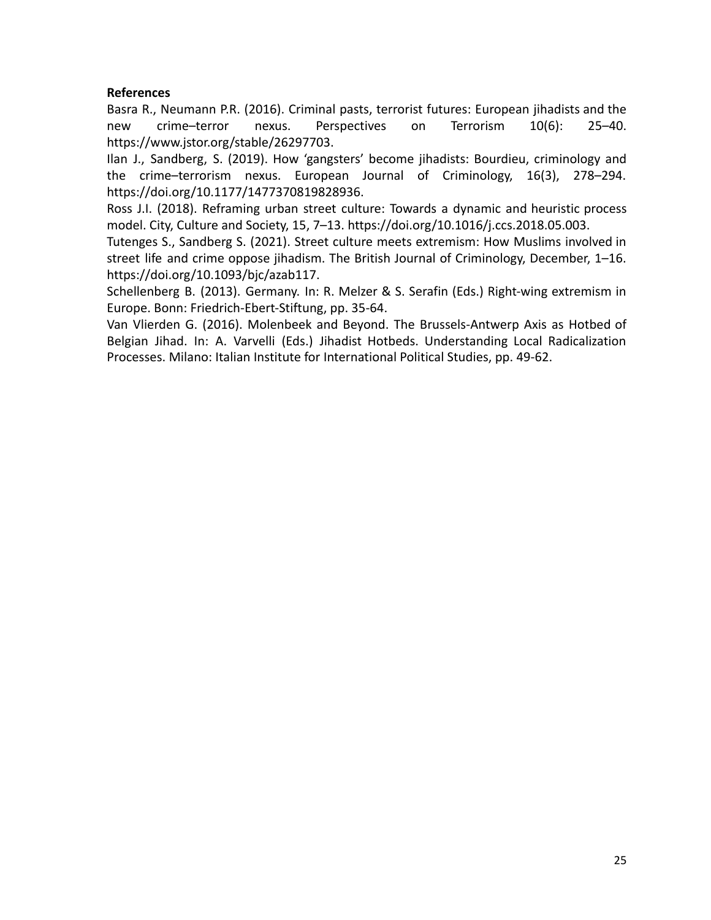**References**

Basra R., Neumann P.R. (2016). Criminal pasts, terrorist futures: European jihadists and the new crime–terror nexus. Perspectives on Terrorism 10(6): 25–40. https://www.jstor.org/stable/26297703.

Ilan J., Sandberg, S. (2019). How 'gangsters' become jihadists: Bourdieu, criminology and the crime–terrorism nexus. European Journal of Criminology, 16(3), 278–294. https://doi.org/10.1177/1477370819828936.

Ross J.I. (2018). Reframing urban street culture: Towards a dynamic and heuristic process model. City, Culture and Society, 15, 7–13. https://doi.org/10.1016/j.ccs.2018.05.003.

Tutenges S., Sandberg S. (2021). Street culture meets extremism: How Muslims involved in street life and crime oppose jihadism. The British Journal of Criminology, December, 1–16. https://doi.org/10.1093/bjc/azab117.

Schellenberg B. (2013). Germany. In: R. Melzer & S. Serafin (Eds.) Right-wing extremism in Europe. Bonn: Friedrich-Ebert-Stiftung, pp. 35-64.

Van Vlierden G. (2016). Molenbeek and Beyond. The Brussels-Antwerp Axis as Hotbed of Belgian Jihad. In: A. Varvelli (Eds.) Jihadist Hotbeds. Understanding Local Radicalization Processes. Milano: Italian Institute for International Political Studies, pp. 49-62.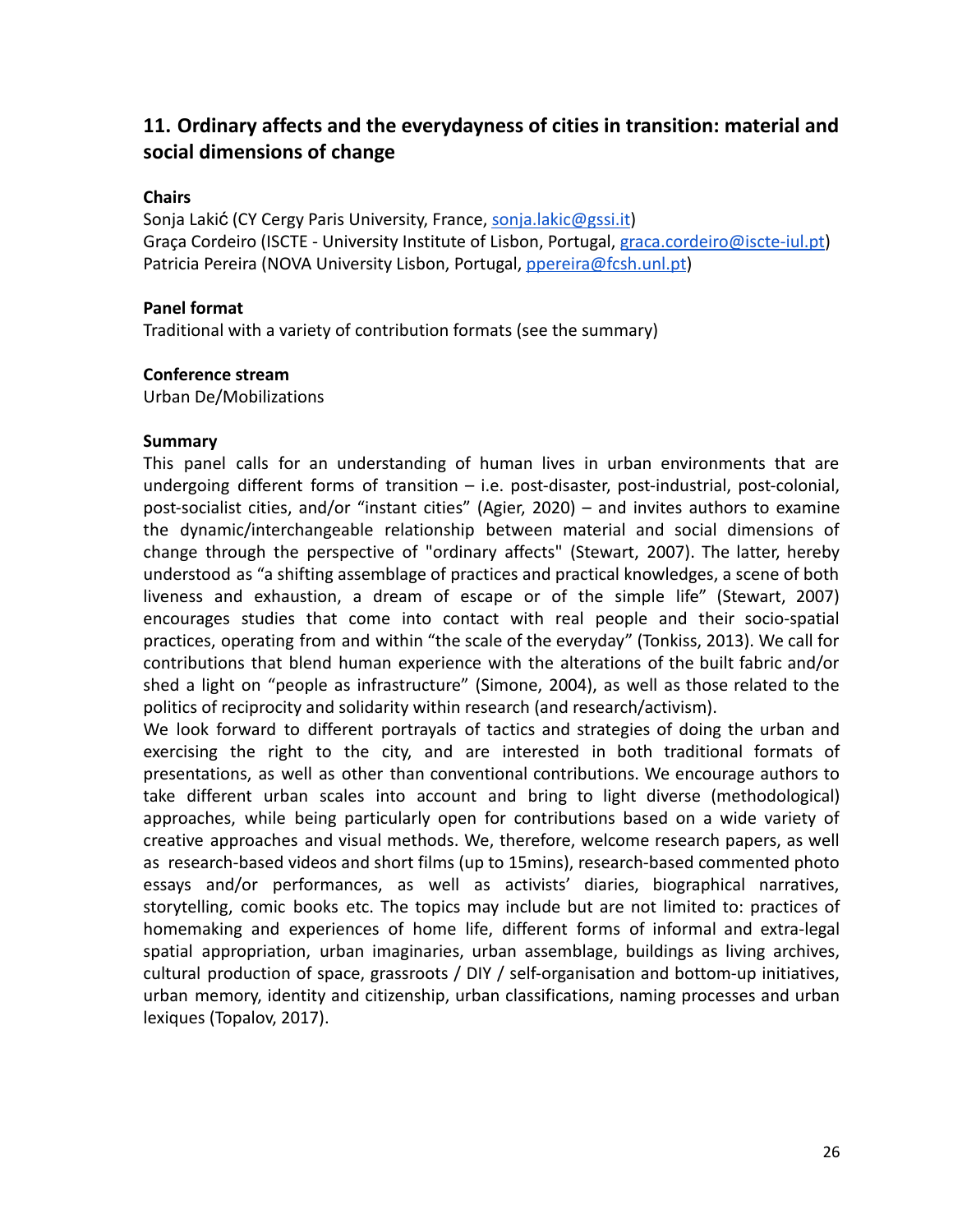## 11. Ordinary affects and the everydayness of cities in transition: material and social dimensions of change

**Chairs**

Sonja Lakić (CY Cergy Paris University, France, sonja.lakic@gssi.it)
Graça Cordeiro (ISCTE - University Institute of Lisbon, Portugal, graca.cordeiro@iscte-iul.pt)
Patricia Pereira (NOVA University Lisbon, Portugal, ppereira@fcsh.unl.pt)

**Panel format**

Traditional with a variety of contribution formats (see the summary)

**Conference stream**

Urban De/Mobilizations

**Summary**

This panel calls for an understanding of human lives in urban environments that are undergoing different forms of transition – i.e. post-disaster, post-industrial, post-colonial, post-socialist cities, and/or "instant cities" (Agier, 2020) – and invites authors to examine the dynamic/interchangeable relationship between material and social dimensions of change through the perspective of "ordinary affects" (Stewart, 2007). The latter, hereby understood as "a shifting assemblage of practices and practical knowledges, a scene of both liveness and exhaustion, a dream of escape or of the simple life" (Stewart, 2007) encourages studies that come into contact with real people and their socio-spatial practices, operating from and within "the scale of the everyday" (Tonkiss, 2013). We call for contributions that blend human experience with the alterations of the built fabric and/or shed a light on "people as infrastructure" (Simone, 2004), as well as those related to the politics of reciprocity and solidarity within research (and research/activism).

We look forward to different portrayals of tactics and strategies of doing the urban and exercising the right to the city, and are interested in both traditional formats of presentations, as well as other than conventional contributions. We encourage authors to take different urban scales into account and bring to light diverse (methodological) approaches, while being particularly open for contributions based on a wide variety of creative approaches and visual methods. We, therefore, welcome research papers, as well as research-based videos and short films (up to 15mins), research-based commented photo essays and/or performances, as well as activists' diaries, biographical narratives, storytelling, comic books etc. The topics may include but are not limited to: practices of homemaking and experiences of home life, different forms of informal and extra-legal spatial appropriation, urban imaginaries, urban assemblage, buildings as living archives, cultural production of space, grassroots / DIY / self-organisation and bottom-up initiatives, urban memory, identity and citizenship, urban classifications, naming processes and urban lexiques (Topalov, 2017).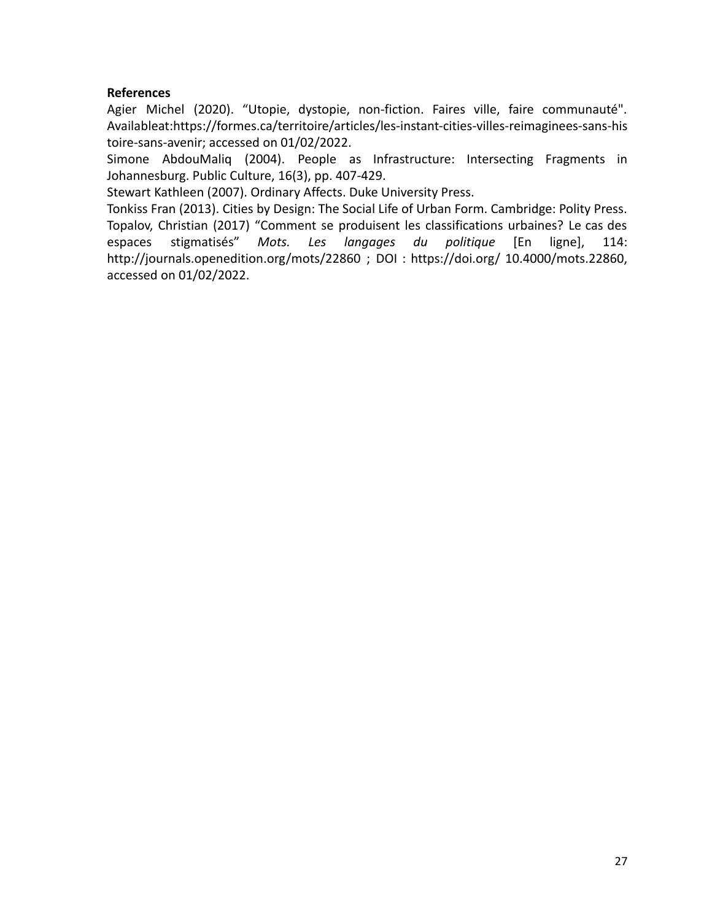**References**

Agier Michel (2020). “Utopie, dystopie, non-fiction. Faires ville, faire communauté". Availableat:https://formes.ca/territoire/articles/les-instant-cities-villes-reimaginees-sans-histoire-sans-avenir; accessed on 01/02/2022.

Simone AbdouMaliq (2004). People as Infrastructure: Intersecting Fragments in Johannesburg. Public Culture, 16(3), pp. 407-429.

Stewart Kathleen (2007). Ordinary Affects. Duke University Press.

Tonkiss Fran (2013). Cities by Design: The Social Life of Urban Form. Cambridge: Polity Press.

Topalov, Christian (2017) “Comment se produisent les classifications urbaines? Le cas des espaces stigmatisés” *Mots. Les langages du politique* [En ligne], 114: http://journals.openedition.org/mots/22860 ; DOI : https://doi.org/ 10.4000/mots.22860, accessed on 01/02/2022.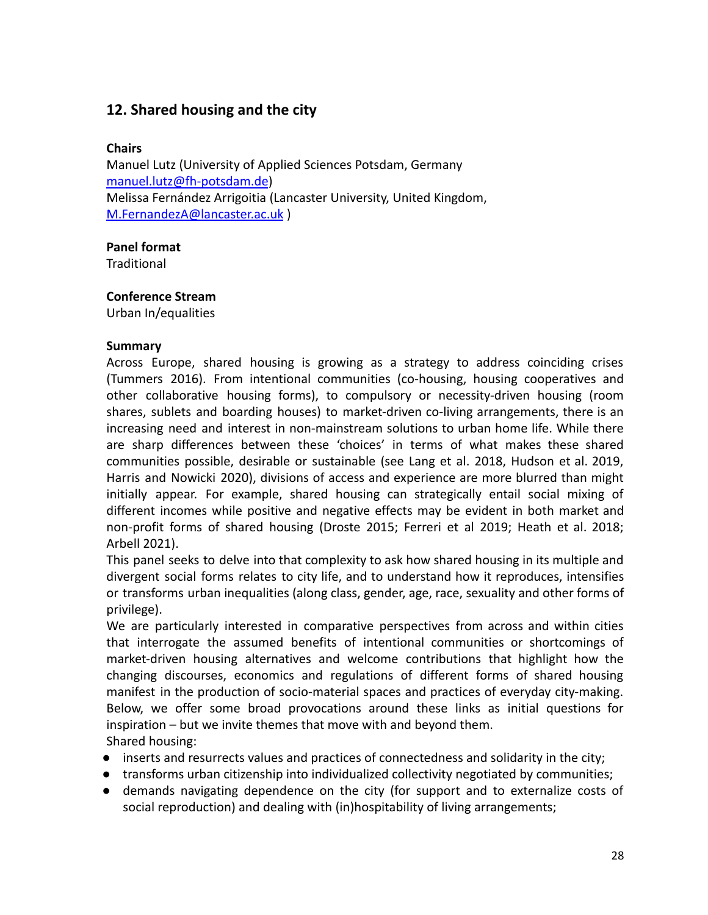## 12. Shared housing and the city

**Chairs**

Manuel Lutz (University of Applied Sciences Potsdam, Germany [manuel.lutz@fh-potsdam.de](mailto:manuel.lutz@fh-potsdam.de))
Melissa Fernández Arrigoitia (Lancaster University, United Kingdom, [M.FernandezA@lancaster.ac.uk](mailto:M.FernandezA@lancaster.ac.uk) )

**Panel format**

Traditional

**Conference Stream**

Urban In/equalities

**Summary**

Across Europe, shared housing is growing as a strategy to address coinciding crises (Tummers 2016). From intentional communities (co-housing, housing cooperatives and other collaborative housing forms), to compulsory or necessity-driven housing (room shares, sublets and boarding houses) to market-driven co-living arrangements, there is an increasing need and interest in non-mainstream solutions to urban home life. While there are sharp differences between these 'choices' in terms of what makes these shared communities possible, desirable or sustainable (see Lang et al. 2018, Hudson et al. 2019, Harris and Nowicki 2020), divisions of access and experience are more blurred than might initially appear. For example, shared housing can strategically entail social mixing of different incomes while positive and negative effects may be evident in both market and non-profit forms of shared housing (Droste 2015; Ferreri et al 2019; Heath et al. 2018; Arbell 2021).

This panel seeks to delve into that complexity to ask how shared housing in its multiple and divergent social forms relates to city life, and to understand how it reproduces, intensifies or transforms urban inequalities (along class, gender, age, race, sexuality and other forms of privilege).

We are particularly interested in comparative perspectives from across and within cities that interrogate the assumed benefits of intentional communities or shortcomings of market-driven housing alternatives and welcome contributions that highlight how the changing discourses, economics and regulations of different forms of shared housing manifest in the production of socio-material spaces and practices of everyday city-making. Below, we offer some broad provocations around these links as initial questions for inspiration – but we invite themes that move with and beyond them.

Shared housing:

- inserts and resurrects values and practices of connectedness and solidarity in the city;
- transforms urban citizenship into individualized collectivity negotiated by communities;
- demands navigating dependence on the city (for support and to externalize costs of social reproduction) and dealing with (in)hospitability of living arrangements;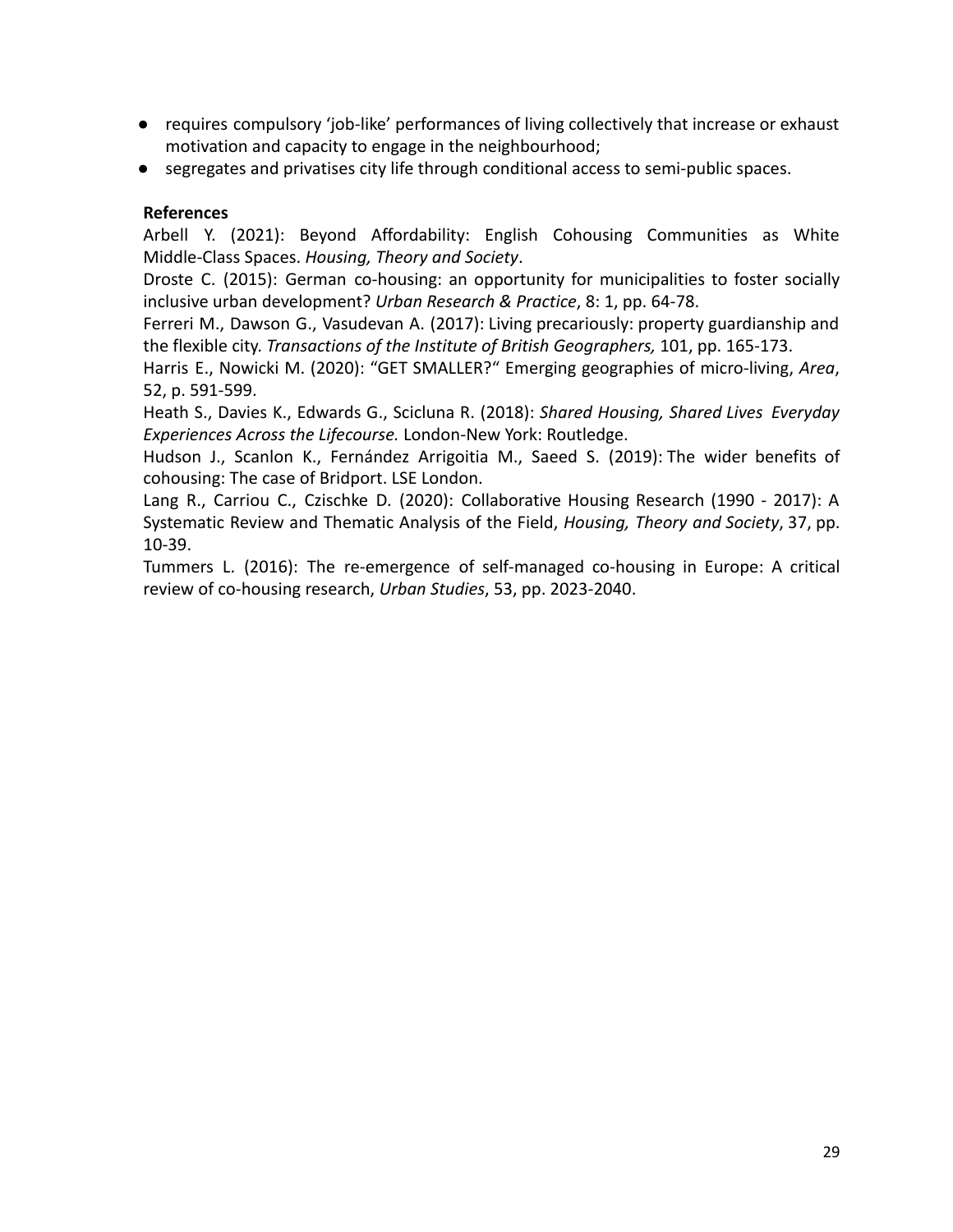- requires compulsory 'job-like' performances of living collectively that increase or exhaust motivation and capacity to engage in the neighbourhood;
- segregates and privatises city life through conditional access to semi-public spaces.

**References**

Arbell Y. (2021): Beyond Affordability: English Cohousing Communities as White Middle-Class Spaces. *Housing, Theory and Society*.

Droste C. (2015): German co-housing: an opportunity for municipalities to foster socially inclusive urban development? *Urban Research & Practice*, 8: 1, pp. 64-78.

Ferreri M., Dawson G., Vasudevan A. (2017): Living precariously: property guardianship and the flexible city. *Transactions of the Institute of British Geographers,* 101, pp. 165-173.

Harris E., Nowicki M. (2020): "GET SMALLER?" Emerging geographies of micro-living, *Area*, 52, p. 591-599.

Heath S., Davies K., Edwards G., Scicluna R. (2018): *Shared Housing, Shared Lives Everyday Experiences Across the Lifecourse.* London-New York: Routledge.

Hudson J., Scanlon K., Fernández Arrigoitia M., Saeed S. (2019): The wider benefits of cohousing: The case of Bridport. LSE London.

Lang R., Carriou C., Czischke D. (2020): Collaborative Housing Research (1990 - 2017): A Systematic Review and Thematic Analysis of the Field, *Housing, Theory and Society*, 37, pp. 10-39.

Tummers L. (2016): The re-emergence of self-managed co-housing in Europe: A critical review of co-housing research, *Urban Studies*, 53, pp. 2023-2040.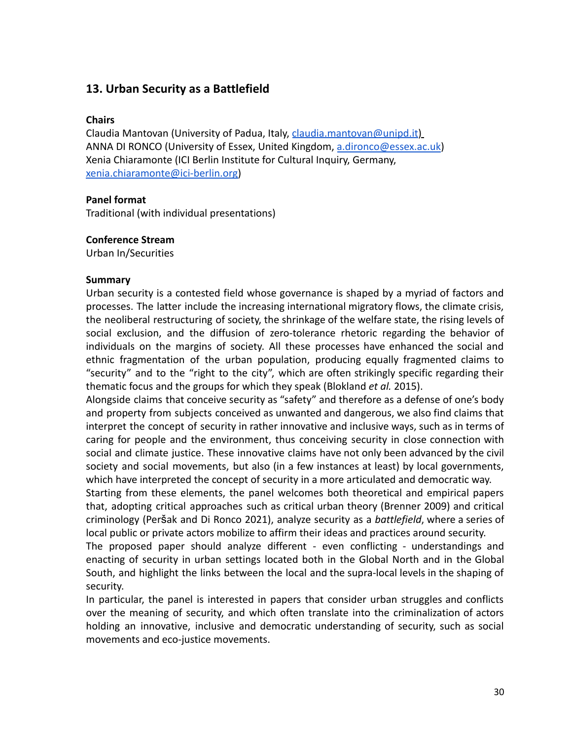## 13. Urban Security as a Battlefield

**Chairs**

Claudia Mantovan (University of Padua, Italy, claudia.mantovan@unipd.it)
ANNA DI RONCO (University of Essex, United Kingdom, a.dironco@essex.ac.uk)
Xenia Chiaramonte (ICI Berlin Institute for Cultural Inquiry, Germany, xenia.chiaramonte@ici-berlin.org)

**Panel format**

Traditional (with individual presentations)

**Conference Stream**

Urban In/Securities

**Summary**

Urban security is a contested field whose governance is shaped by a myriad of factors and processes. The latter include the increasing international migratory flows, the climate crisis, the neoliberal restructuring of society, the shrinkage of the welfare state, the rising levels of social exclusion, and the diffusion of zero-tolerance rhetoric regarding the behavior of individuals on the margins of society. All these processes have enhanced the social and ethnic fragmentation of the urban population, producing equally fragmented claims to "security" and to the "right to the city", which are often strikingly specific regarding their thematic focus and the groups for which they speak (Blokland *et al.* 2015).

Alongside claims that conceive security as "safety" and therefore as a defense of one's body and property from subjects conceived as unwanted and dangerous, we also find claims that interpret the concept of security in rather innovative and inclusive ways, such as in terms of caring for people and the environment, thus conceiving security in close connection with social and climate justice. These innovative claims have not only been advanced by the civil society and social movements, but also (in a few instances at least) by local governments, which have interpreted the concept of security in a more articulated and democratic way.

Starting from these elements, the panel welcomes both theoretical and empirical papers that, adopting critical approaches such as critical urban theory (Brenner 2009) and critical criminology (Peršak and Di Ronco 2021), analyze security as a *battlefield*, where a series of local public or private actors mobilize to affirm their ideas and practices around security.

The proposed paper should analyze different - even conflicting - understandings and enacting of security in urban settings located both in the Global North and in the Global South, and highlight the links between the local and the supra-local levels in the shaping of security.

In particular, the panel is interested in papers that consider urban struggles and conflicts over the meaning of security, and which often translate into the criminalization of actors holding an innovative, inclusive and democratic understanding of security, such as social movements and eco-justice movements.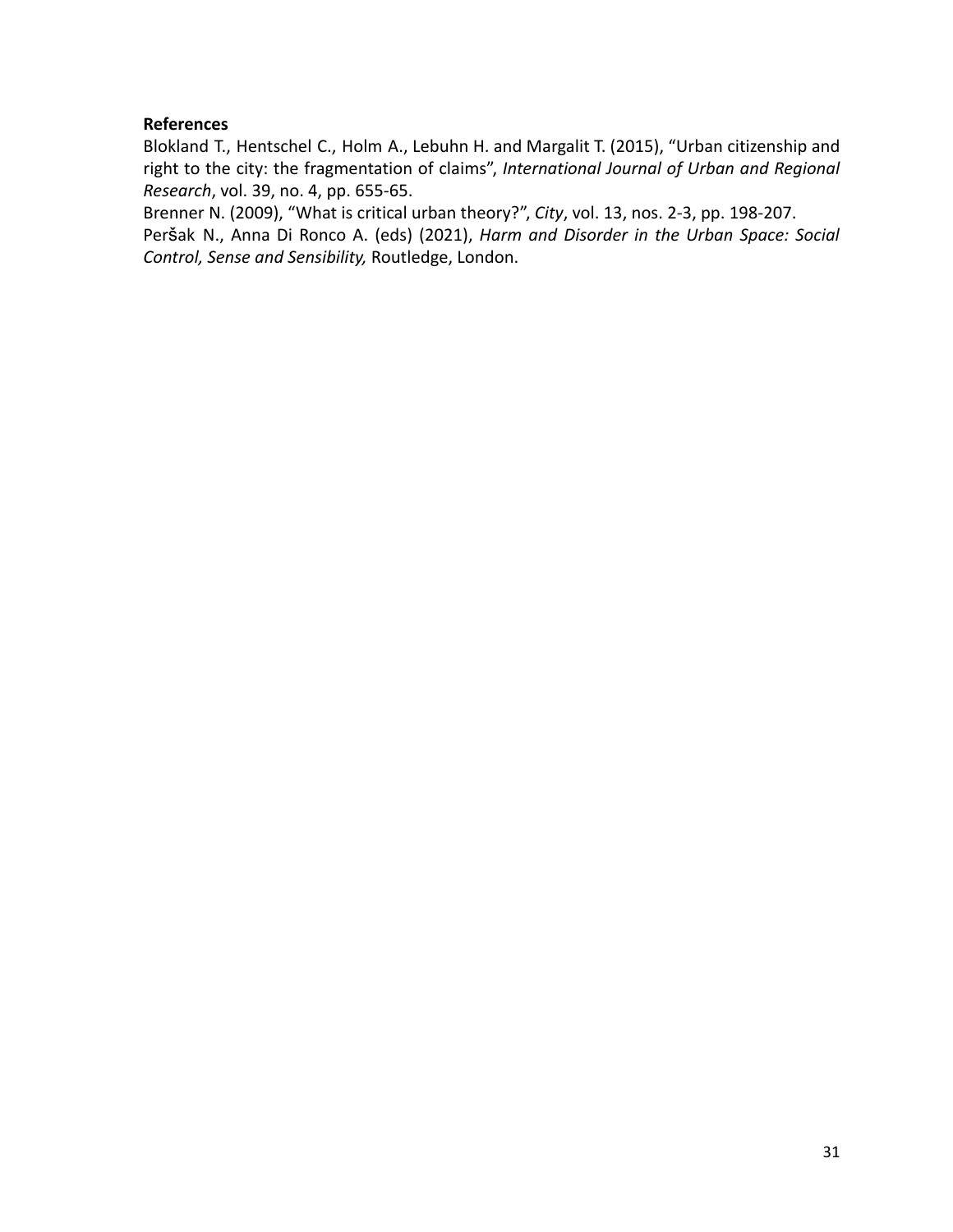**References**

Blokland T., Hentschel C., Holm A., Lebuhn H. and Margalit T. (2015), "Urban citizenship and right to the city: the fragmentation of claims", *International Journal of Urban and Regional Research*, vol. 39, no. 4, pp. 655-65.

Brenner N. (2009), "What is critical urban theory?", *City*, vol. 13, nos. 2-3, pp. 198-207.

Peršak N., Anna Di Ronco A. (eds) (2021), *Harm and Disorder in the Urban Space: Social Control, Sense and Sensibility,* Routledge, London.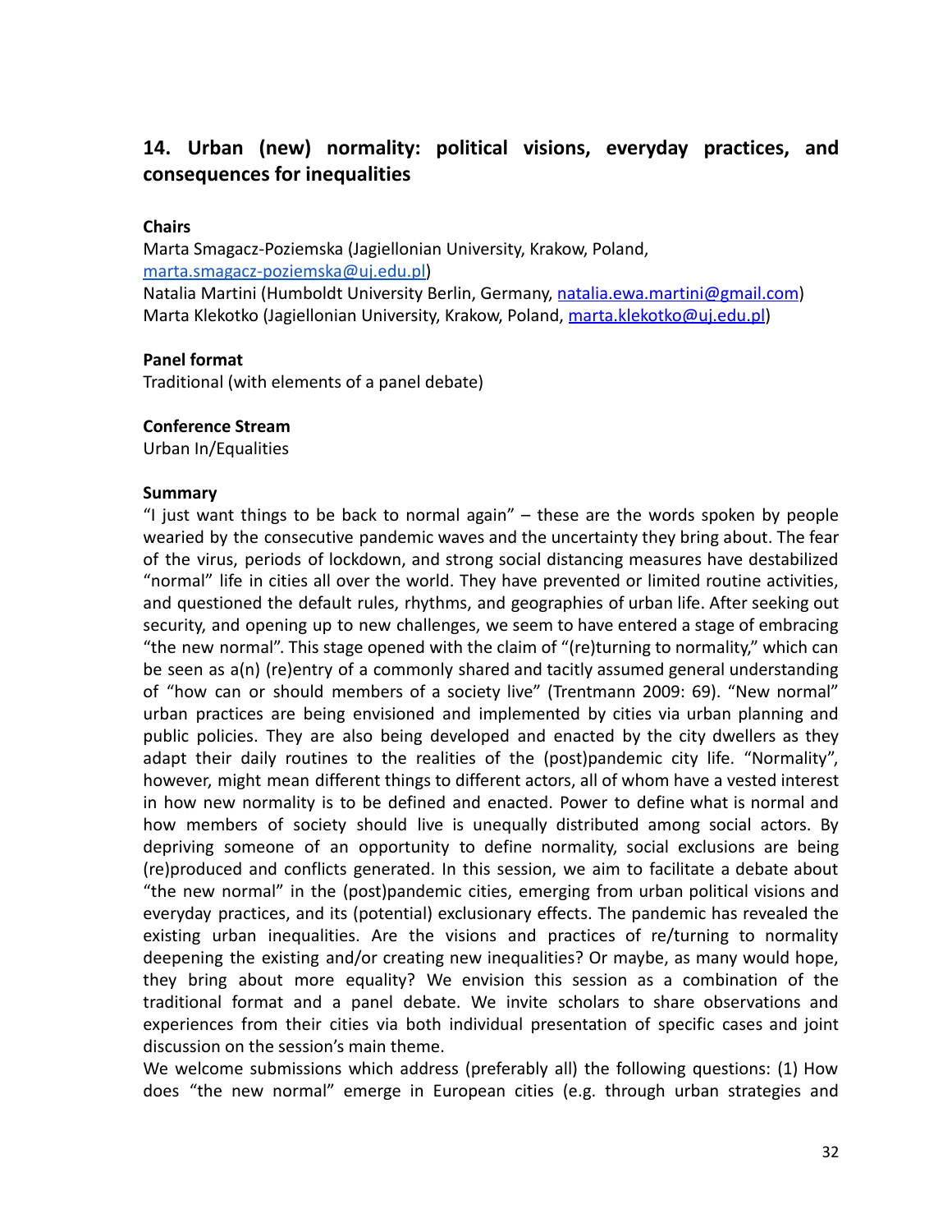## 14. Urban (new) normality: political visions, everyday practices, and consequences for inequalities

**Chairs**

Marta Smagacz-Poziemska (Jagiellonian University, Krakow, Poland, marta.smagacz-poziemska@uj.edu.pl)
Natalia Martini (Humboldt University Berlin, Germany, natalia.ewa.martini@gmail.com)
Marta Klekotko (Jagiellonian University, Krakow, Poland, marta.klekotko@uj.edu.pl)

**Panel format**

Traditional (with elements of a panel debate)

**Conference Stream**

Urban In/Equalities

**Summary**

"I just want things to be back to normal again" – these are the words spoken by people wearied by the consecutive pandemic waves and the uncertainty they bring about. The fear of the virus, periods of lockdown, and strong social distancing measures have destabilized "normal" life in cities all over the world. They have prevented or limited routine activities, and questioned the default rules, rhythms, and geographies of urban life. After seeking out security, and opening up to new challenges, we seem to have entered a stage of embracing "the new normal". This stage opened with the claim of "(re)turning to normality," which can be seen as a(n) (re)entry of a commonly shared and tacitly assumed general understanding of "how can or should members of a society live" (Trentmann 2009: 69). "New normal" urban practices are being envisioned and implemented by cities via urban planning and public policies. They are also being developed and enacted by the city dwellers as they adapt their daily routines to the realities of the (post)pandemic city life. "Normality", however, might mean different things to different actors, all of whom have a vested interest in how new normality is to be defined and enacted. Power to define what is normal and how members of society should live is unequally distributed among social actors. By depriving someone of an opportunity to define normality, social exclusions are being (re)produced and conflicts generated. In this session, we aim to facilitate a debate about "the new normal" in the (post)pandemic cities, emerging from urban political visions and everyday practices, and its (potential) exclusionary effects. The pandemic has revealed the existing urban inequalities. Are the visions and practices of re/turning to normality deepening the existing and/or creating new inequalities? Or maybe, as many would hope, they bring about more equality? We envision this session as a combination of the traditional format and a panel debate. We invite scholars to share observations and experiences from their cities via both individual presentation of specific cases and joint discussion on the session's main theme.

We welcome submissions which address (preferably all) the following questions: (1) How does "the new normal" emerge in European cities (e.g. through urban strategies and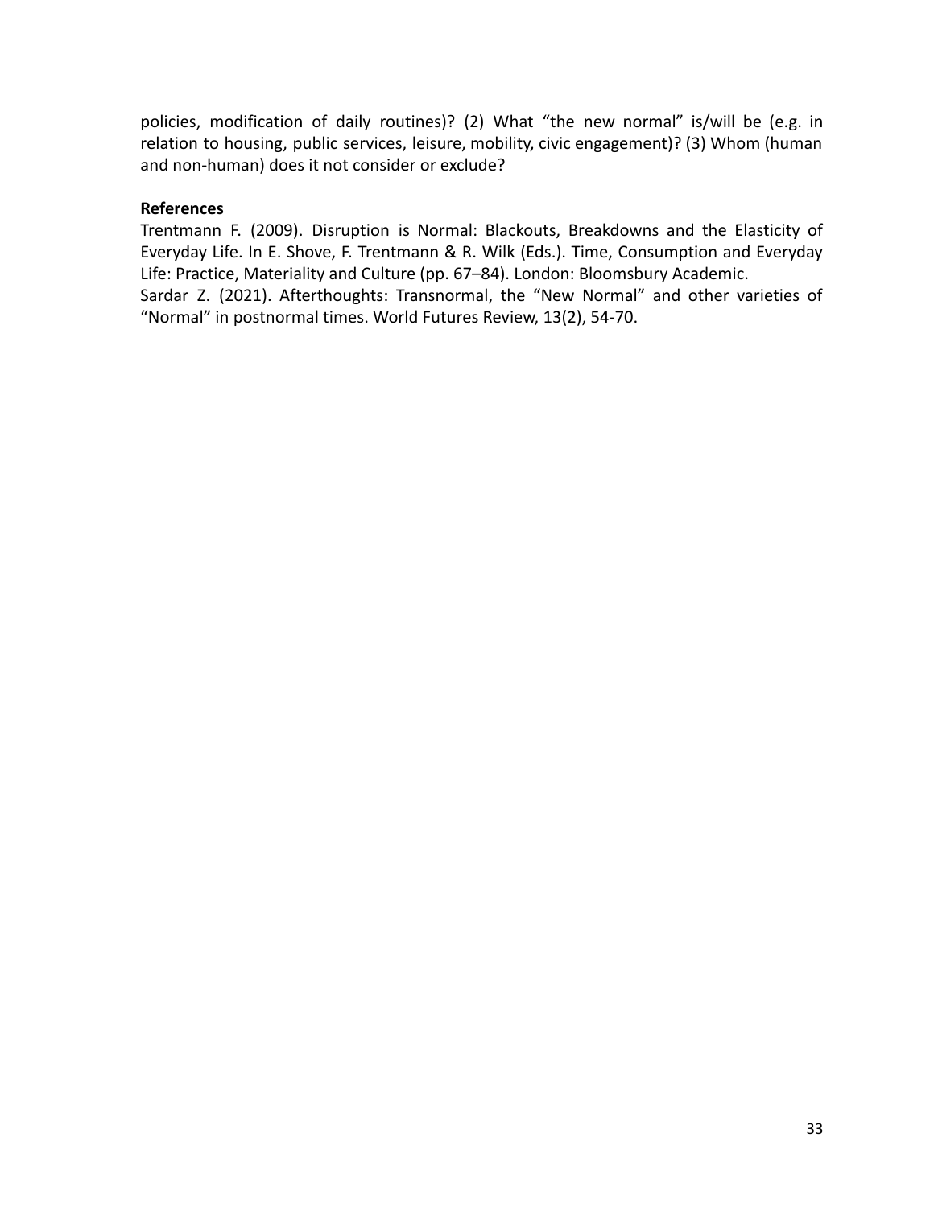policies, modification of daily routines)? (2) What “the new normal” is/will be (e.g. in relation to housing, public services, leisure, mobility, civic engagement)? (3) Whom (human and non-human) does it not consider or exclude?

**References**

Trentmann F. (2009). Disruption is Normal: Blackouts, Breakdowns and the Elasticity of Everyday Life. In E. Shove, F. Trentmann & R. Wilk (Eds.). Time, Consumption and Everyday Life: Practice, Materiality and Culture (pp. 67–84). London: Bloomsbury Academic.

Sardar Z. (2021). Afterthoughts: Transnormal, the “New Normal” and other varieties of “Normal” in postnormal times. World Futures Review, 13(2), 54-70.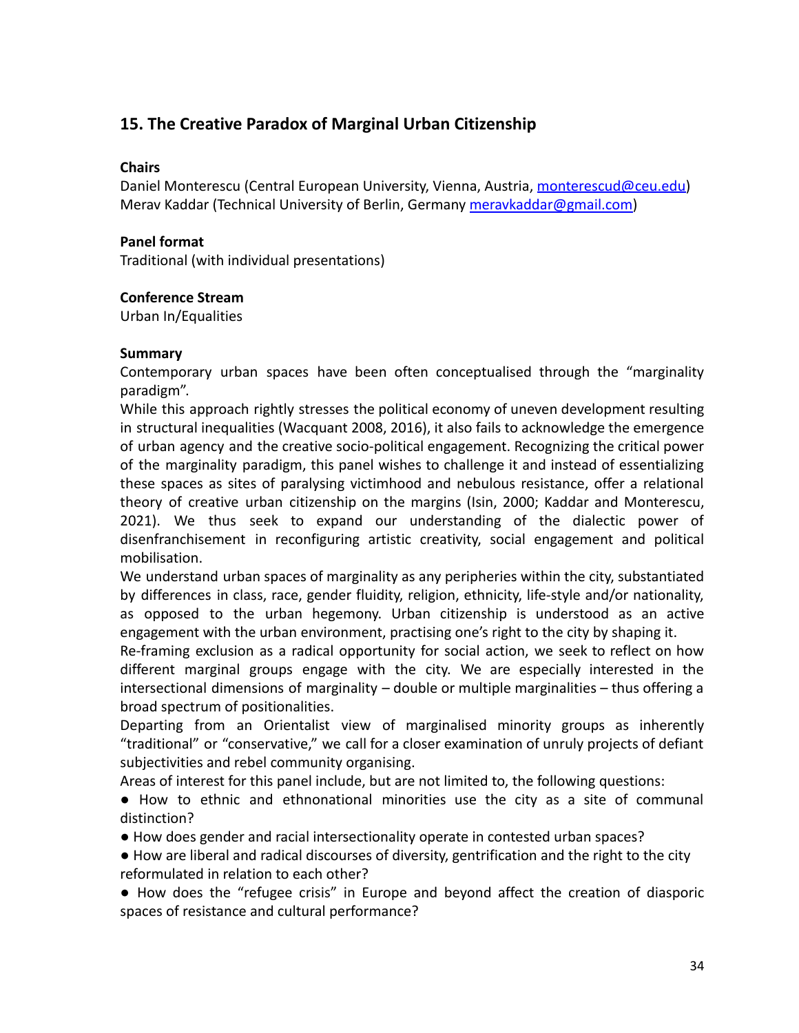## 15. The Creative Paradox of Marginal Urban Citizenship

**Chairs**

Daniel Monterescu (Central European University, Vienna, Austria, monterescud@ceu.edu)
Merav Kaddar (Technical University of Berlin, Germany meravkaddar@gmail.com)

**Panel format**

Traditional (with individual presentations)

**Conference Stream**

Urban In/Equalities

**Summary**

Contemporary urban spaces have been often conceptualised through the "marginality paradigm".

While this approach rightly stresses the political economy of uneven development resulting in structural inequalities (Wacquant 2008, 2016), it also fails to acknowledge the emergence of urban agency and the creative socio-political engagement. Recognizing the critical power of the marginality paradigm, this panel wishes to challenge it and instead of essentializing these spaces as sites of paralysing victimhood and nebulous resistance, offer a relational theory of creative urban citizenship on the margins (Isin, 2000; Kaddar and Monterescu, 2021). We thus seek to expand our understanding of the dialectic power of disenfranchisement in reconfiguring artistic creativity, social engagement and political mobilisation.

We understand urban spaces of marginality as any peripheries within the city, substantiated by differences in class, race, gender fluidity, religion, ethnicity, life-style and/or nationality, as opposed to the urban hegemony. Urban citizenship is understood as an active engagement with the urban environment, practising one's right to the city by shaping it.

Re-framing exclusion as a radical opportunity for social action, we seek to reflect on how different marginal groups engage with the city. We are especially interested in the intersectional dimensions of marginality – double or multiple marginalities – thus offering a broad spectrum of positionalities.

Departing from an Orientalist view of marginalised minority groups as inherently "traditional" or "conservative," we call for a closer examination of unruly projects of defiant subjectivities and rebel community organising.

Areas of interest for this panel include, but are not limited to, the following questions:

- How to ethnic and ethnonational minorities use the city as a site of communal distinction?
- How does gender and racial intersectionality operate in contested urban spaces?
- How are liberal and radical discourses of diversity, gentrification and the right to the city reformulated in relation to each other?
- How does the "refugee crisis" in Europe and beyond affect the creation of diasporic spaces of resistance and cultural performance?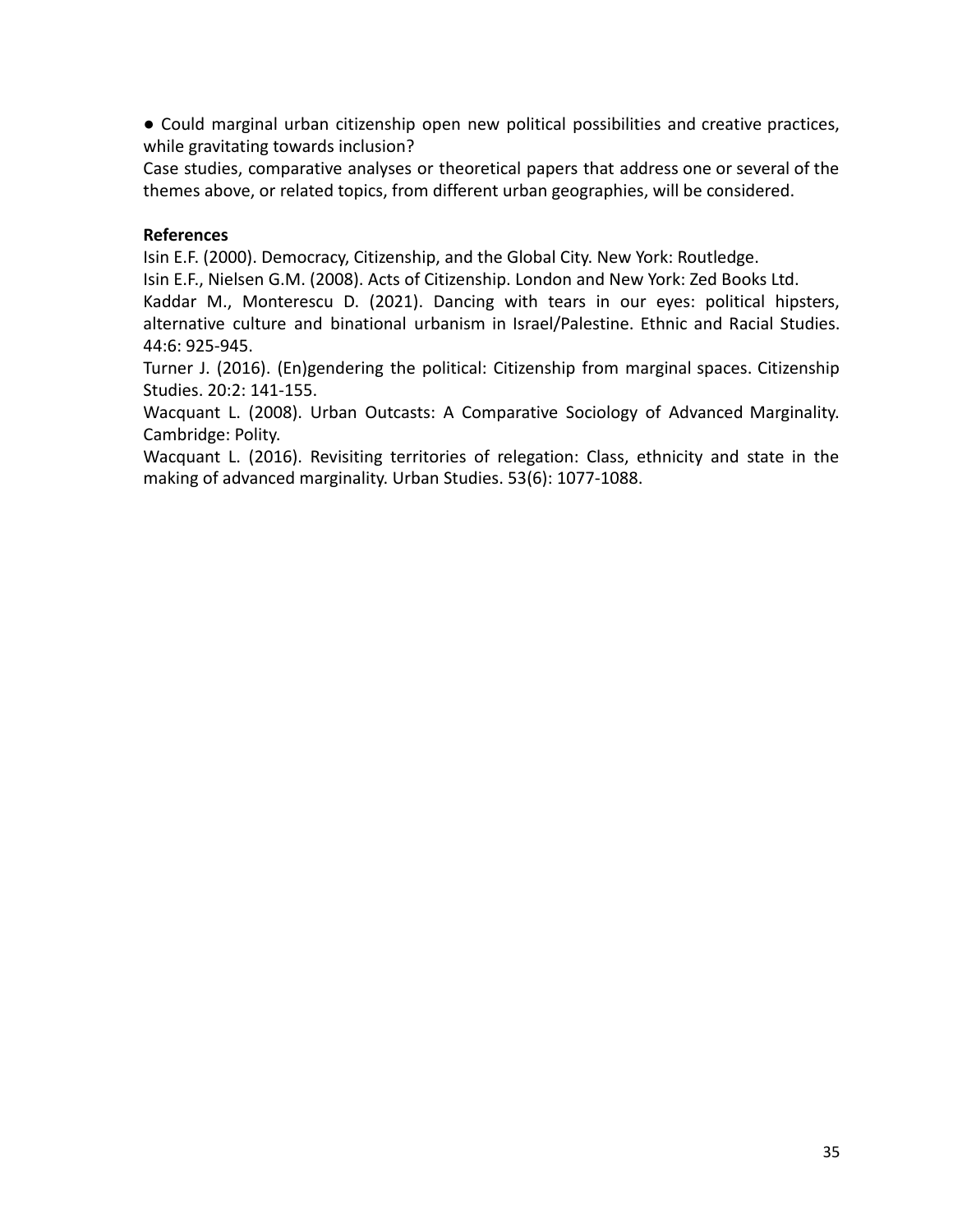- Could marginal urban citizenship open new political possibilities and creative practices, while gravitating towards inclusion?

Case studies, comparative analyses or theoretical papers that address one or several of the themes above, or related topics, from different urban geographies, will be considered.

**References**

Isin E.F. (2000). Democracy, Citizenship, and the Global City. New York: Routledge.

Isin E.F., Nielsen G.M. (2008). Acts of Citizenship. London and New York: Zed Books Ltd.

Kaddar M., Monterescu D. (2021). Dancing with tears in our eyes: political hipsters, alternative culture and binational urbanism in Israel/Palestine. Ethnic and Racial Studies. 44:6: 925-945.

Turner J. (2016). (En)gendering the political: Citizenship from marginal spaces. Citizenship Studies. 20:2: 141-155.

Wacquant L. (2008). Urban Outcasts: A Comparative Sociology of Advanced Marginality. Cambridge: Polity.

Wacquant L. (2016). Revisiting territories of relegation: Class, ethnicity and state in the making of advanced marginality. Urban Studies. 53(6): 1077-1088.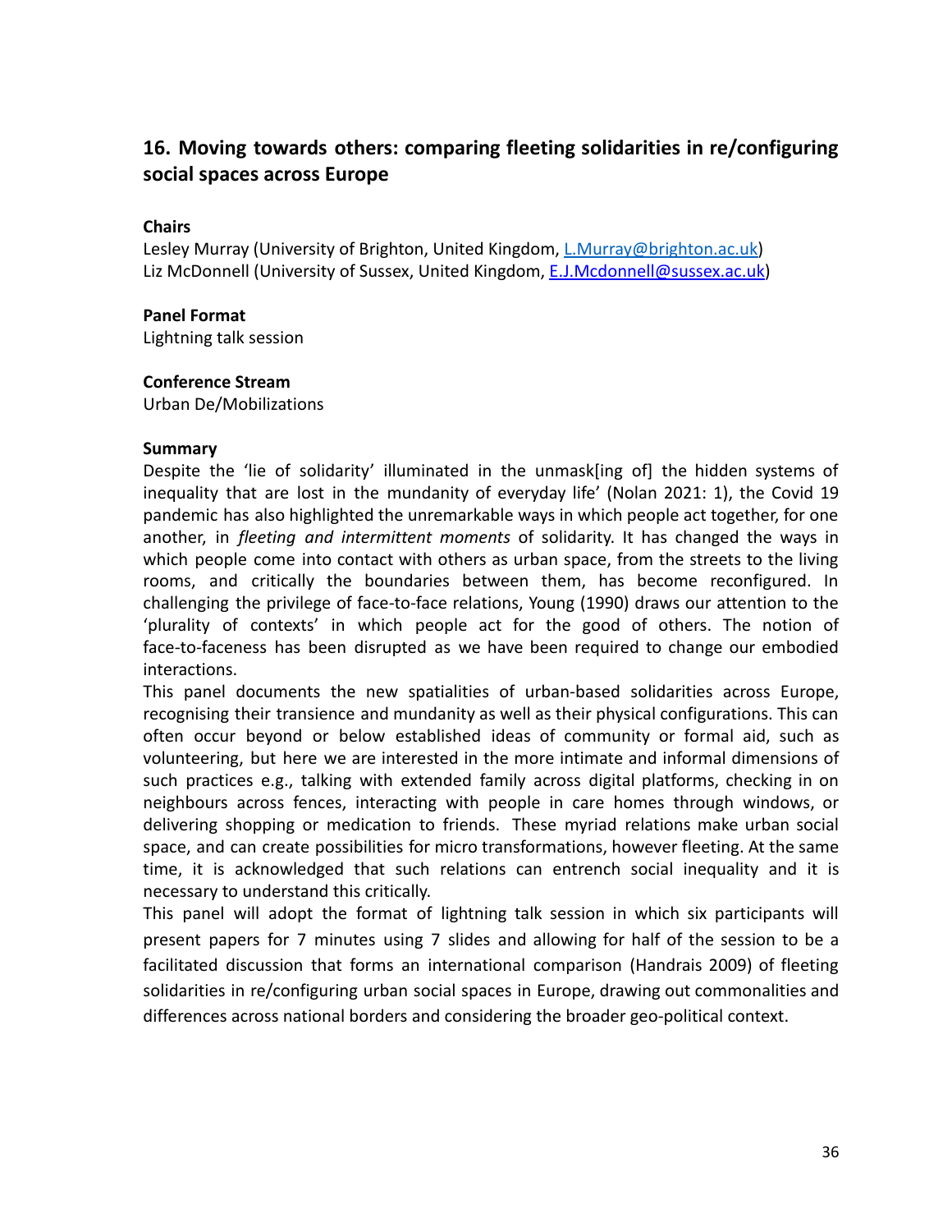## 16. Moving towards others: comparing fleeting solidarities in re/configuring social spaces across Europe

**Chairs**

Lesley Murray (University of Brighton, United Kingdom, L.Murray@brighton.ac.uk)
Liz McDonnell (University of Sussex, United Kingdom, E.J.Mcdonnell@sussex.ac.uk)

**Panel Format**

Lightning talk session

**Conference Stream**

Urban De/Mobilizations

**Summary**

Despite the 'lie of solidarity' illuminated in the unmask[ing of] the hidden systems of inequality that are lost in the mundanity of everyday life' (Nolan 2021: 1), the Covid 19 pandemic has also highlighted the unremarkable ways in which people act together, for one another, in *fleeting and intermittent moments* of solidarity. It has changed the ways in which people come into contact with others as urban space, from the streets to the living rooms, and critically the boundaries between them, has become reconfigured. In challenging the privilege of face-to-face relations, Young (1990) draws our attention to the 'plurality of contexts' in which people act for the good of others. The notion of face-to-faceness has been disrupted as we have been required to change our embodied interactions.

This panel documents the new spatialities of urban-based solidarities across Europe, recognising their transience and mundanity as well as their physical configurations. This can often occur beyond or below established ideas of community or formal aid, such as volunteering, but here we are interested in the more intimate and informal dimensions of such practices e.g., talking with extended family across digital platforms, checking in on neighbours across fences, interacting with people in care homes through windows, or delivering shopping or medication to friends. These myriad relations make urban social space, and can create possibilities for micro transformations, however fleeting. At the same time, it is acknowledged that such relations can entrench social inequality and it is necessary to understand this critically.

This panel will adopt the format of lightning talk session in which six participants will present papers for 7 minutes using 7 slides and allowing for half of the session to be a facilitated discussion that forms an international comparison (Handrais 2009) of fleeting solidarities in re/configuring urban social spaces in Europe, drawing out commonalities and differences across national borders and considering the broader geo-political context.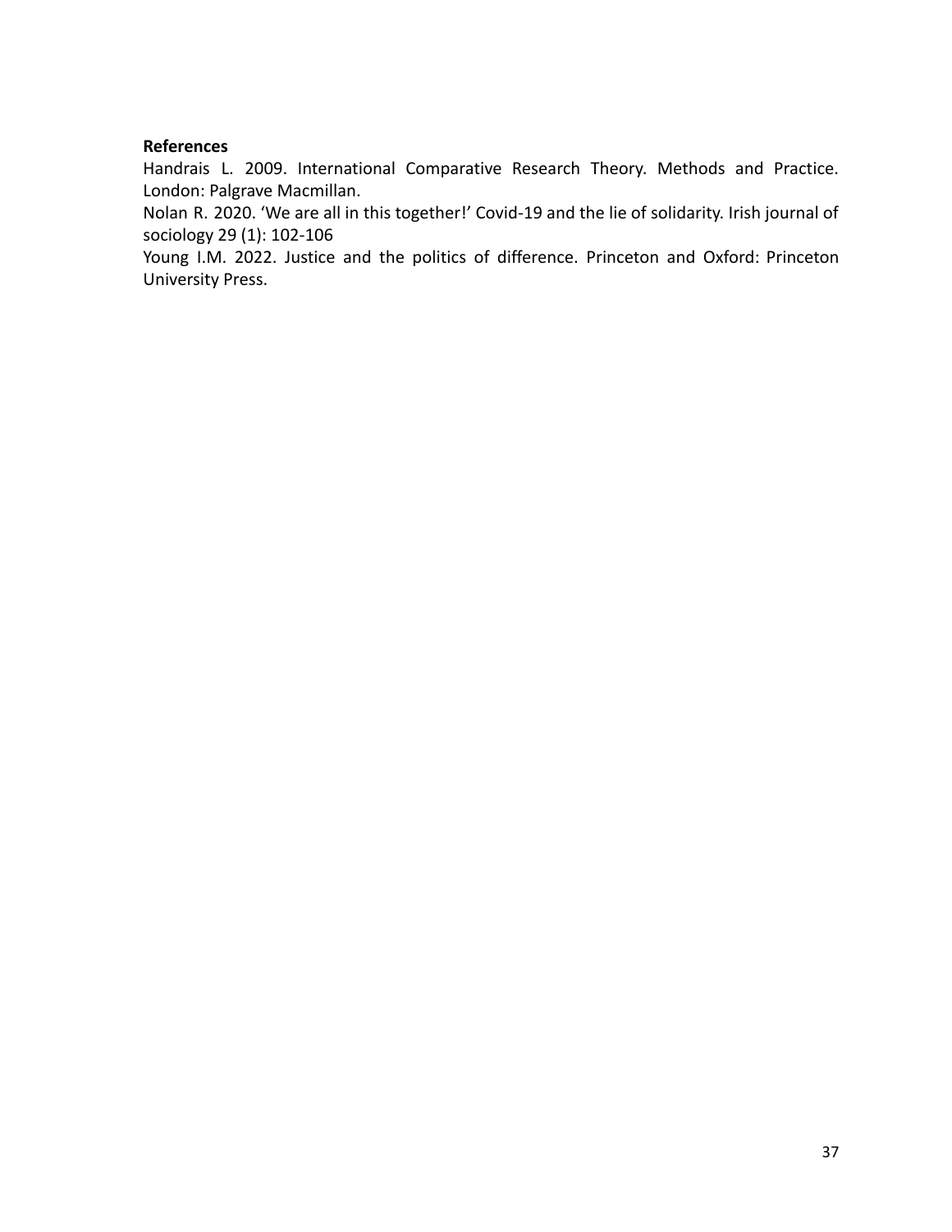**References**

Handrais L. 2009. International Comparative Research Theory. Methods and Practice. London: Palgrave Macmillan.

Nolan R. 2020. 'We are all in this together!' Covid-19 and the lie of solidarity. Irish journal of sociology 29 (1): 102-106

Young I.M. 2022. Justice and the politics of difference. Princeton and Oxford: Princeton University Press.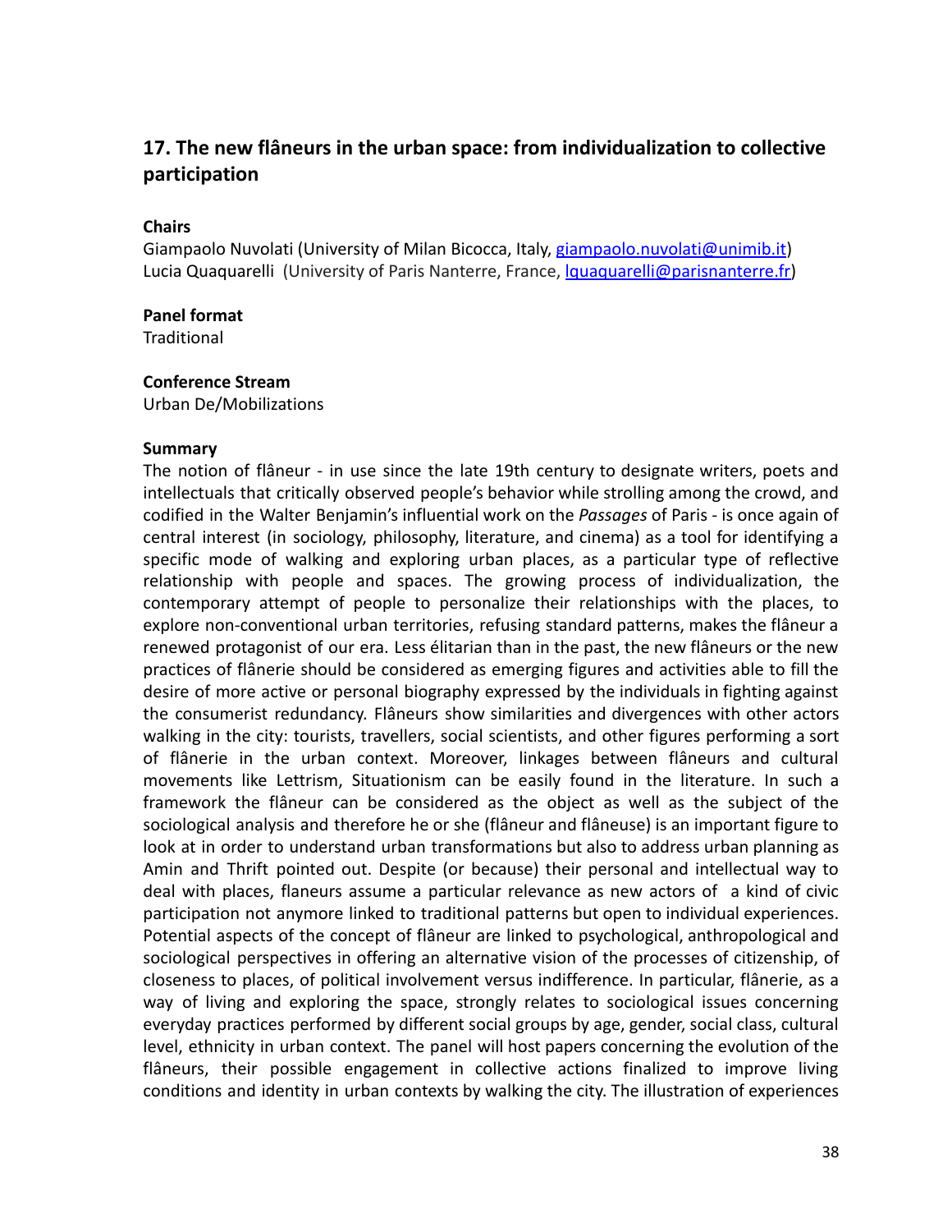## 17. The new flâneurs in the urban space: from individualization to collective participation

**Chairs**

Giampaolo Nuvolati (University of Milan Bicocca, Italy, giampaolo.nuvolati@unimib.it)
Lucia Quaquarelli (University of Paris Nanterre, France, lquaquarelli@parisnanterre.fr)

**Panel format**

Traditional

**Conference Stream**

Urban De/Mobilizations

**Summary**

The notion of flâneur - in use since the late 19th century to designate writers, poets and intellectuals that critically observed people's behavior while strolling among the crowd, and codified in the Walter Benjamin's influential work on the *Passages* of Paris - is once again of central interest (in sociology, philosophy, literature, and cinema) as a tool for identifying a specific mode of walking and exploring urban places, as a particular type of reflective relationship with people and spaces. The growing process of individualization, the contemporary attempt of people to personalize their relationships with the places, to explore non-conventional urban territories, refusing standard patterns, makes the flâneur a renewed protagonist of our era. Less élitarian than in the past, the new flâneurs or the new practices of flânerie should be considered as emerging figures and activities able to fill the desire of more active or personal biography expressed by the individuals in fighting against the consumerist redundancy. Flâneurs show similarities and divergences with other actors walking in the city: tourists, travellers, social scientists, and other figures performing a sort of flânerie in the urban context. Moreover, linkages between flâneurs and cultural movements like Lettrism, Situationism can be easily found in the literature. In such a framework the flâneur can be considered as the object as well as the subject of the sociological analysis and therefore he or she (flâneur and flâneuse) is an important figure to look at in order to understand urban transformations but also to address urban planning as Amin and Thrift pointed out. Despite (or because) their personal and intellectual way to deal with places, flaneurs assume a particular relevance as new actors of a kind of civic participation not anymore linked to traditional patterns but open to individual experiences. Potential aspects of the concept of flâneur are linked to psychological, anthropological and sociological perspectives in offering an alternative vision of the processes of citizenship, of closeness to places, of political involvement versus indifference. In particular, flânerie, as a way of living and exploring the space, strongly relates to sociological issues concerning everyday practices performed by different social groups by age, gender, social class, cultural level, ethnicity in urban context. The panel will host papers concerning the evolution of the flâneurs, their possible engagement in collective actions finalized to improve living conditions and identity in urban contexts by walking the city. The illustration of experiences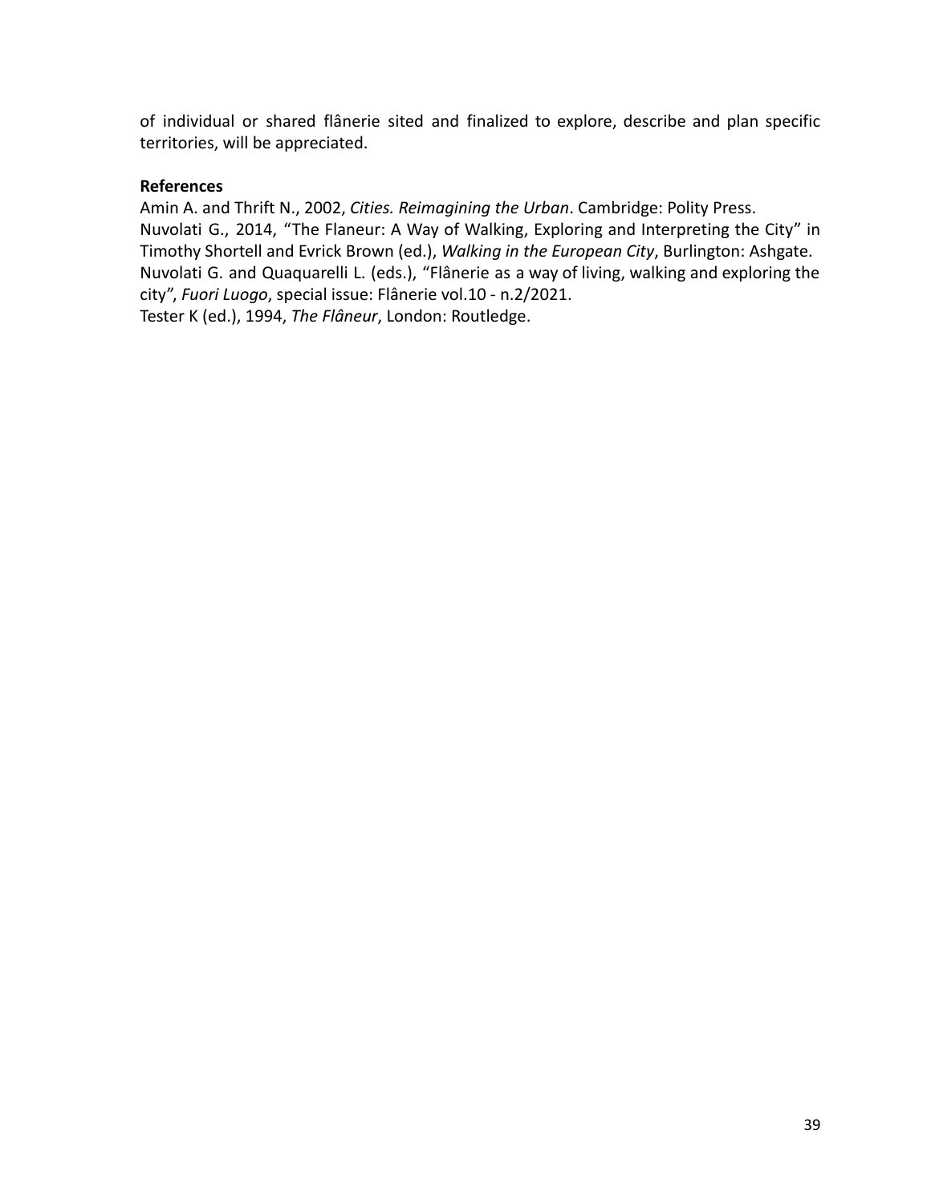of individual or shared flânerie sited and finalized to explore, describe and plan specific territories, will be appreciated.

**References**

Amin A. and Thrift N., 2002, *Cities. Reimagining the Urban*. Cambridge: Polity Press.

Nuvolati G., 2014, "The Flaneur: A Way of Walking, Exploring and Interpreting the City" in Timothy Shortell and Evrick Brown (ed.), *Walking in the European City*, Burlington: Ashgate.

Nuvolati G. and Quaquarelli L. (eds.), "Flânerie as a way of living, walking and exploring the city", *Fuori Luogo*, special issue: Flânerie vol.10 - n.2/2021.

Tester K (ed.), 1994, *The Flâneur*, London: Routledge.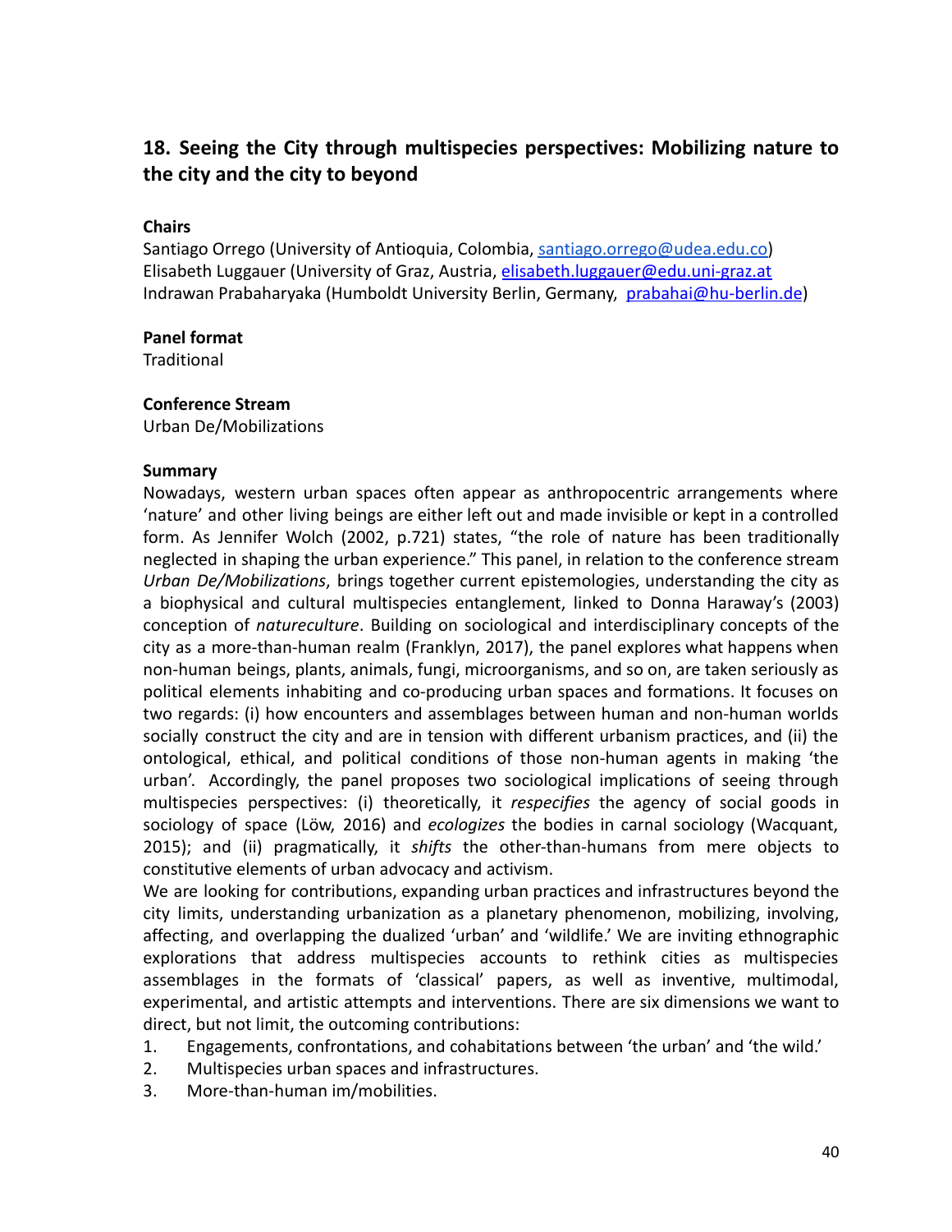## 18. Seeing the City through multispecies perspectives: Mobilizing nature to the city and the city to beyond

**Chairs**

Santiago Orrego (University of Antioquia, Colombia, santiago.orrego@udea.edu.co)
Elisabeth Luggauer (University of Graz, Austria, elisabeth.luggauer@edu.uni-graz.at
Indrawan Prabaharyaka (Humboldt University Berlin, Germany, prabahai@hu-berlin.de)

**Panel format**

Traditional

**Conference Stream**

Urban De/Mobilizations

**Summary**

Nowadays, western urban spaces often appear as anthropocentric arrangements where 'nature' and other living beings are either left out and made invisible or kept in a controlled form. As Jennifer Wolch (2002, p.721) states, "the role of nature has been traditionally neglected in shaping the urban experience." This panel, in relation to the conference stream *Urban De/Mobilizations*, brings together current epistemologies, understanding the city as a biophysical and cultural multispecies entanglement, linked to Donna Haraway's (2003) conception of *natureculture*. Building on sociological and interdisciplinary concepts of the city as a more-than-human realm (Franklyn, 2017), the panel explores what happens when non-human beings, plants, animals, fungi, microorganisms, and so on, are taken seriously as political elements inhabiting and co-producing urban spaces and formations. It focuses on two regards: (i) how encounters and assemblages between human and non-human worlds socially construct the city and are in tension with different urbanism practices, and (ii) the ontological, ethical, and political conditions of those non-human agents in making 'the urban'. Accordingly, the panel proposes two sociological implications of seeing through multispecies perspectives: (i) theoretically, it *respecifies* the agency of social goods in sociology of space (Löw, 2016) and *ecologizes* the bodies in carnal sociology (Wacquant, 2015); and (ii) pragmatically, it *shifts* the other-than-humans from mere objects to constitutive elements of urban advocacy and activism.

We are looking for contributions, expanding urban practices and infrastructures beyond the city limits, understanding urbanization as a planetary phenomenon, mobilizing, involving, affecting, and overlapping the dualized 'urban' and 'wildlife.' We are inviting ethnographic explorations that address multispecies accounts to rethink cities as multispecies assemblages in the formats of 'classical' papers, as well as inventive, multimodal, experimental, and artistic attempts and interventions. There are six dimensions we want to direct, but not limit, the outcoming contributions:

1. Engagements, confrontations, and cohabitations between 'the urban' and 'the wild.'
2. Multispecies urban spaces and infrastructures.
3. More-than-human im/mobilities.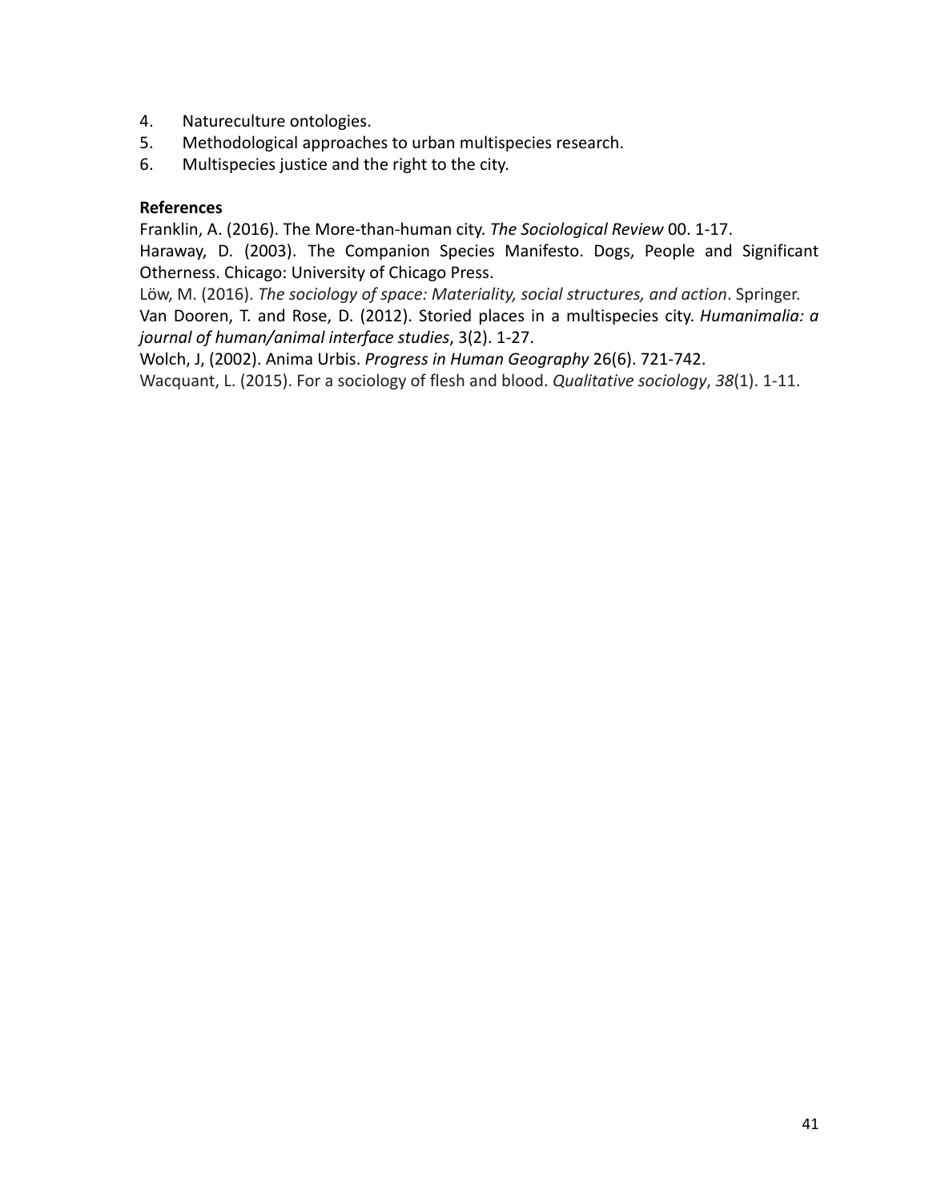4. Natureculture ontologies.
5. Methodological approaches to urban multispecies research.
6. Multispecies justice and the right to the city.

**References**

Franklin, A. (2016). The More-than-human city. *The Sociological Review* 00. 1-17.

Haraway, D. (2003). The Companion Species Manifesto. Dogs, People and Significant Otherness. Chicago: University of Chicago Press.

Löw, M. (2016). *The sociology of space: Materiality, social structures, and action*. Springer.

Van Dooren, T. and Rose, D. (2012). Storied places in a multispecies city. *Humanimalia: a journal of human/animal interface studies*, 3(2). 1-27.

Wolch, J, (2002). Anima Urbis. *Progress in Human Geography* 26(6). 721-742.

Wacquant, L. (2015). For a sociology of flesh and blood. *Qualitative sociology*, *38*(1). 1-11.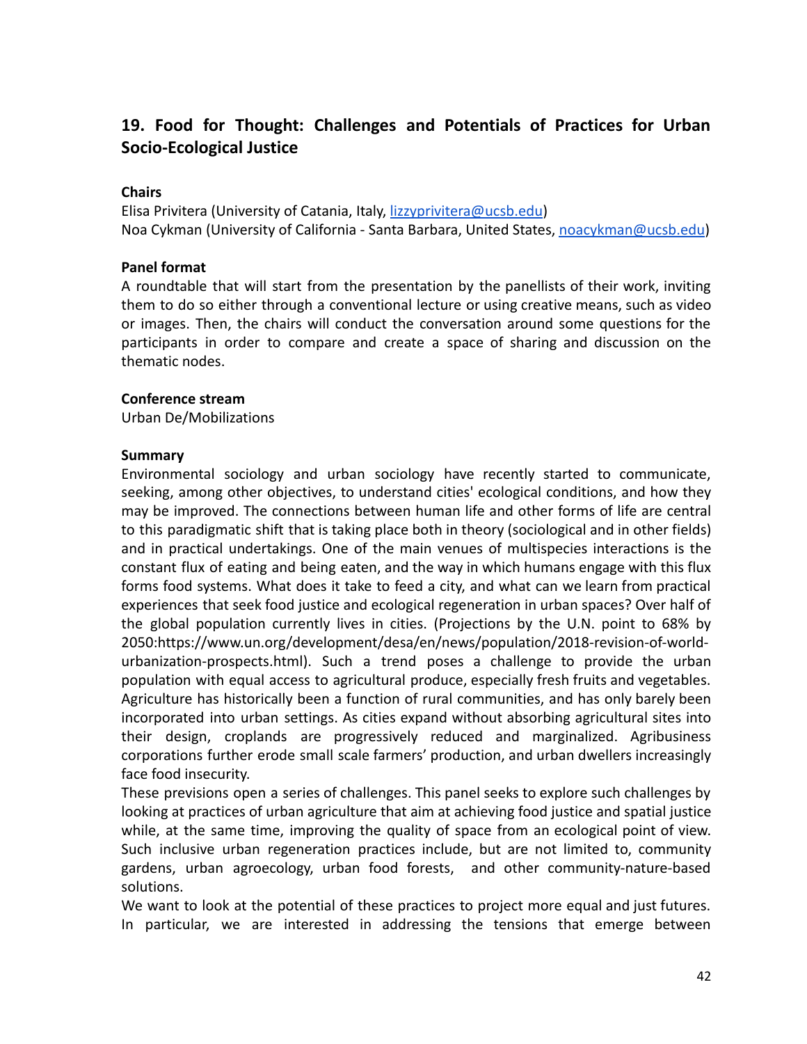## 19. Food for Thought: Challenges and Potentials of Practices for Urban Socio-Ecological Justice

**Chairs**

Elisa Privitera (University of Catania, Italy, lizzyprivitera@ucsb.edu)
Noa Cykman (University of California - Santa Barbara, United States, noacykman@ucsb.edu)

**Panel format**

A roundtable that will start from the presentation by the panellists of their work, inviting them to do so either through a conventional lecture or using creative means, such as video or images. Then, the chairs will conduct the conversation around some questions for the participants in order to compare and create a space of sharing and discussion on the thematic nodes.

**Conference stream**

Urban De/Mobilizations

**Summary**

Environmental sociology and urban sociology have recently started to communicate, seeking, among other objectives, to understand cities' ecological conditions, and how they may be improved. The connections between human life and other forms of life are central to this paradigmatic shift that is taking place both in theory (sociological and in other fields) and in practical undertakings. One of the main venues of multispecies interactions is the constant flux of eating and being eaten, and the way in which humans engage with this flux forms food systems. What does it take to feed a city, and what can we learn from practical experiences that seek food justice and ecological regeneration in urban spaces? Over half of the global population currently lives in cities. (Projections by the U.N. point to 68% by 2050:https://www.un.org/development/desa/en/news/population/2018-revision-of-world-urbanization-prospects.html). Such a trend poses a challenge to provide the urban population with equal access to agricultural produce, especially fresh fruits and vegetables. Agriculture has historically been a function of rural communities, and has only barely been incorporated into urban settings. As cities expand without absorbing agricultural sites into their design, croplands are progressively reduced and marginalized. Agribusiness corporations further erode small scale farmers' production, and urban dwellers increasingly face food insecurity.

These previsions open a series of challenges. This panel seeks to explore such challenges by looking at practices of urban agriculture that aim at achieving food justice and spatial justice while, at the same time, improving the quality of space from an ecological point of view. Such inclusive urban regeneration practices include, but are not limited to, community gardens, urban agroecology, urban food forests, and other community-nature-based solutions.

We want to look at the potential of these practices to project more equal and just futures. In particular, we are interested in addressing the tensions that emerge between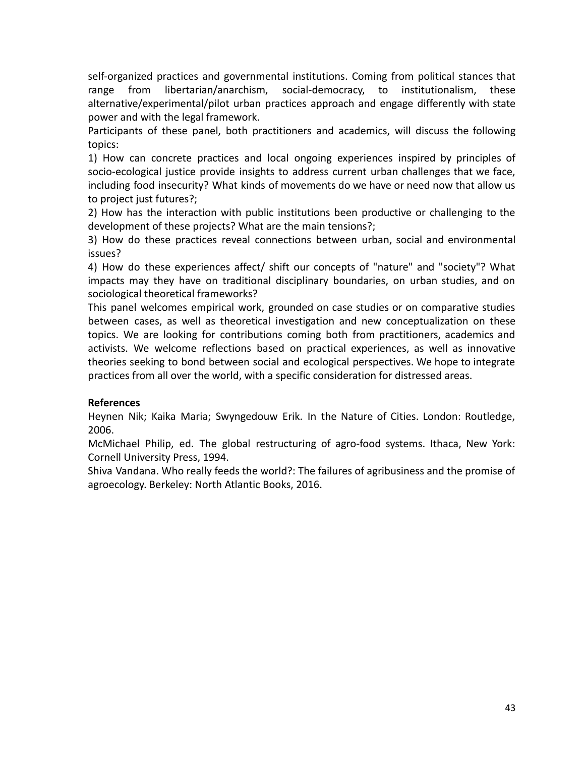self-organized practices and governmental institutions. Coming from political stances that range from libertarian/anarchism, social-democracy, to institutionalism, these alternative/experimental/pilot urban practices approach and engage differently with state power and with the legal framework.

Participants of these panel, both practitioners and academics, will discuss the following topics:

1) How can concrete practices and local ongoing experiences inspired by principles of socio-ecological justice provide insights to address current urban challenges that we face, including food insecurity? What kinds of movements do we have or need now that allow us to project just futures?;

2) How has the interaction with public institutions been productive or challenging to the development of these projects? What are the main tensions?;

3) How do these practices reveal connections between urban, social and environmental issues?

4) How do these experiences affect/ shift our concepts of "nature" and "society"? What impacts may they have on traditional disciplinary boundaries, on urban studies, and on sociological theoretical frameworks?

This panel welcomes empirical work, grounded on case studies or on comparative studies between cases, as well as theoretical investigation and new conceptualization on these topics. We are looking for contributions coming both from practitioners, academics and activists. We welcome reflections based on practical experiences, as well as innovative theories seeking to bond between social and ecological perspectives. We hope to integrate practices from all over the world, with a specific consideration for distressed areas.

**References**

Heynen Nik; Kaika Maria; Swyngedouw Erik. In the Nature of Cities. London: Routledge, 2006.

McMichael Philip, ed. The global restructuring of agro-food systems. Ithaca, New York: Cornell University Press, 1994.

Shiva Vandana. Who really feeds the world?: The failures of agribusiness and the promise of agroecology. Berkeley: North Atlantic Books, 2016.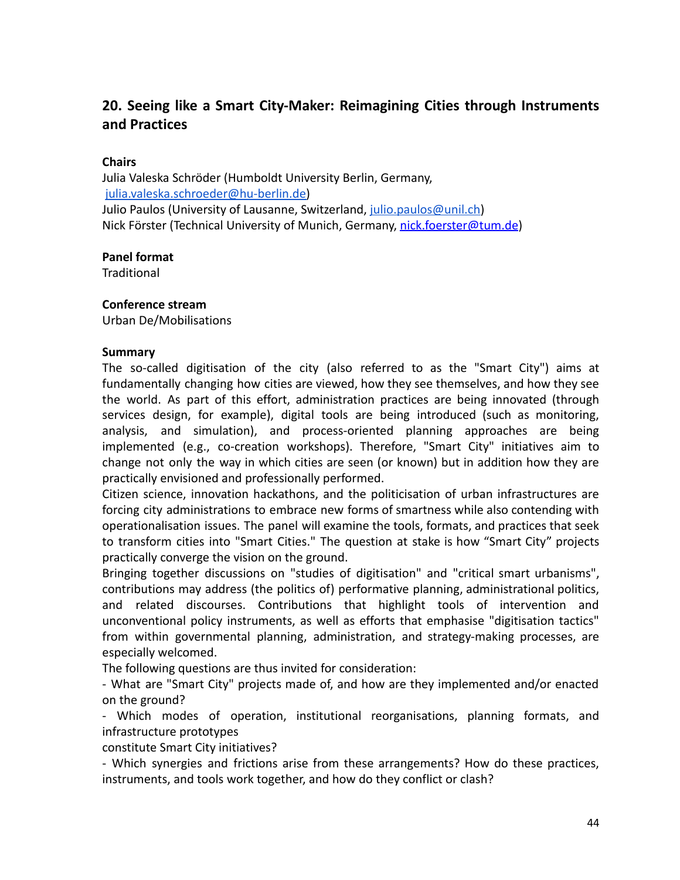## 20. Seeing like a Smart City-Maker: Reimagining Cities through Instruments and Practices

**Chairs**

Julia Valeska Schröder (Humboldt University Berlin, Germany, julia.valeska.schroeder@hu-berlin.de)
Julio Paulos (University of Lausanne, Switzerland, julio.paulos@unil.ch)
Nick Förster (Technical University of Munich, Germany, nick.foerster@tum.de)

**Panel format**

Traditional

**Conference stream**

Urban De/Mobilisations

**Summary**

The so-called digitisation of the city (also referred to as the "Smart City") aims at fundamentally changing how cities are viewed, how they see themselves, and how they see the world. As part of this effort, administration practices are being innovated (through services design, for example), digital tools are being introduced (such as monitoring, analysis, and simulation), and process-oriented planning approaches are being implemented (e.g., co-creation workshops). Therefore, "Smart City" initiatives aim to change not only the way in which cities are seen (or known) but in addition how they are practically envisioned and professionally performed.

Citizen science, innovation hackathons, and the politicisation of urban infrastructures are forcing city administrations to embrace new forms of smartness while also contending with operationalisation issues. The panel will examine the tools, formats, and practices that seek to transform cities into "Smart Cities." The question at stake is how "Smart City" projects practically converge the vision on the ground.

Bringing together discussions on "studies of digitisation" and "critical smart urbanisms", contributions may address (the politics of) performative planning, administrational politics, and related discourses. Contributions that highlight tools of intervention and unconventional policy instruments, as well as efforts that emphasise "digitisation tactics" from within governmental planning, administration, and strategy-making processes, are especially welcomed.

The following questions are thus invited for consideration:

- What are "Smart City" projects made of, and how are they implemented and/or enacted on the ground?
- Which modes of operation, institutional reorganisations, planning formats, and infrastructure prototypes constitute Smart City initiatives?
- Which synergies and frictions arise from these arrangements? How do these practices, instruments, and tools work together, and how do they conflict or clash?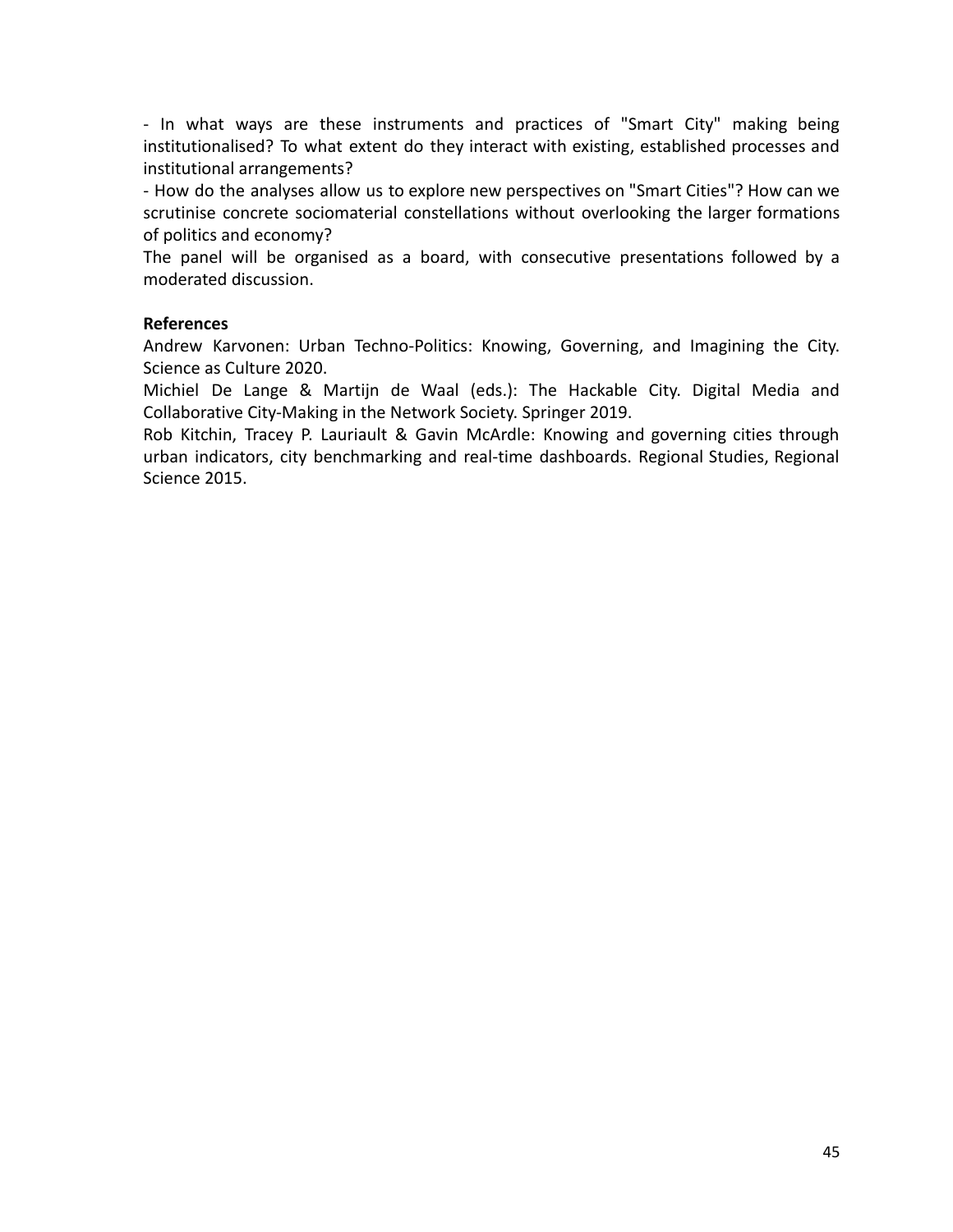- In what ways are these instruments and practices of "Smart City" making being institutionalised? To what extent do they interact with existing, established processes and institutional arrangements?
- How do the analyses allow us to explore new perspectives on "Smart Cities"? How can we scrutinise concrete sociomaterial constellations without overlooking the larger formations of politics and economy?

The panel will be organised as a board, with consecutive presentations followed by a moderated discussion.

**References**

Andrew Karvonen: Urban Techno-Politics: Knowing, Governing, and Imagining the City. Science as Culture 2020.

Michiel De Lange & Martijn de Waal (eds.): The Hackable City. Digital Media and Collaborative City-Making in the Network Society. Springer 2019.

Rob Kitchin, Tracey P. Lauriault & Gavin McArdle: Knowing and governing cities through urban indicators, city benchmarking and real-time dashboards. Regional Studies, Regional Science 2015.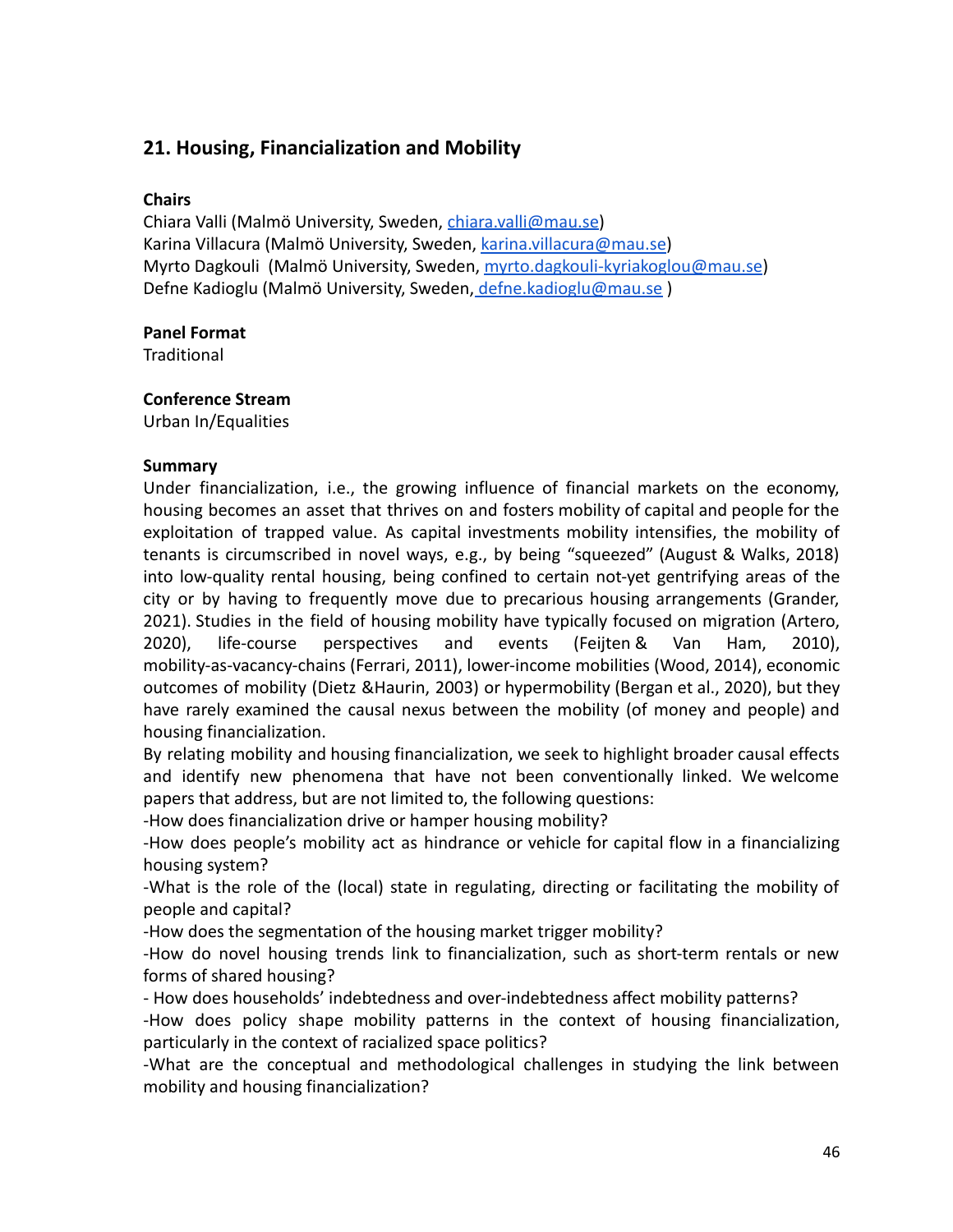## 21. Housing, Financialization and Mobility

**Chairs**

Chiara Valli (Malmö University, Sweden, chiara.valli@mau.se)
Karina Villacura (Malmö University, Sweden, karina.villacura@mau.se)
Myrto Dagkouli (Malmö University, Sweden, myrto.dagkouli-kyriakoglou@mau.se)
Defne Kadioglu (Malmö University, Sweden, defne.kadioglu@mau.se )

**Panel Format**

Traditional

**Conference Stream**

Urban In/Equalities

**Summary**

Under financialization, i.e., the growing influence of financial markets on the economy, housing becomes an asset that thrives on and fosters mobility of capital and people for the exploitation of trapped value. As capital investments mobility intensifies, the mobility of tenants is circumscribed in novel ways, e.g., by being "squeezed" (August & Walks, 2018) into low-quality rental housing, being confined to certain not-yet gentrifying areas of the city or by having to frequently move due to precarious housing arrangements (Grander, 2021). Studies in the field of housing mobility have typically focused on migration (Artero, 2020), life-course perspectives and events (Feijten & Van Ham, 2010), mobility-as-vacancy-chains (Ferrari, 2011), lower-income mobilities (Wood, 2014), economic outcomes of mobility (Dietz &Haurin, 2003) or hypermobility (Bergan et al., 2020), but they have rarely examined the causal nexus between the mobility (of money and people) and housing financialization.

By relating mobility and housing financialization, we seek to highlight broader causal effects and identify new phenomena that have not been conventionally linked. We welcome papers that address, but are not limited to, the following questions:

-How does financialization drive or hamper housing mobility?

-How does people's mobility act as hindrance or vehicle for capital flow in a financializing housing system?

-What is the role of the (local) state in regulating, directing or facilitating the mobility of people and capital?

-How does the segmentation of the housing market trigger mobility?

-How do novel housing trends link to financialization, such as short-term rentals or new forms of shared housing?

- How does households' indebtedness and over-indebtedness affect mobility patterns?

-How does policy shape mobility patterns in the context of housing financialization, particularly in the context of racialized space politics?

-What are the conceptual and methodological challenges in studying the link between mobility and housing financialization?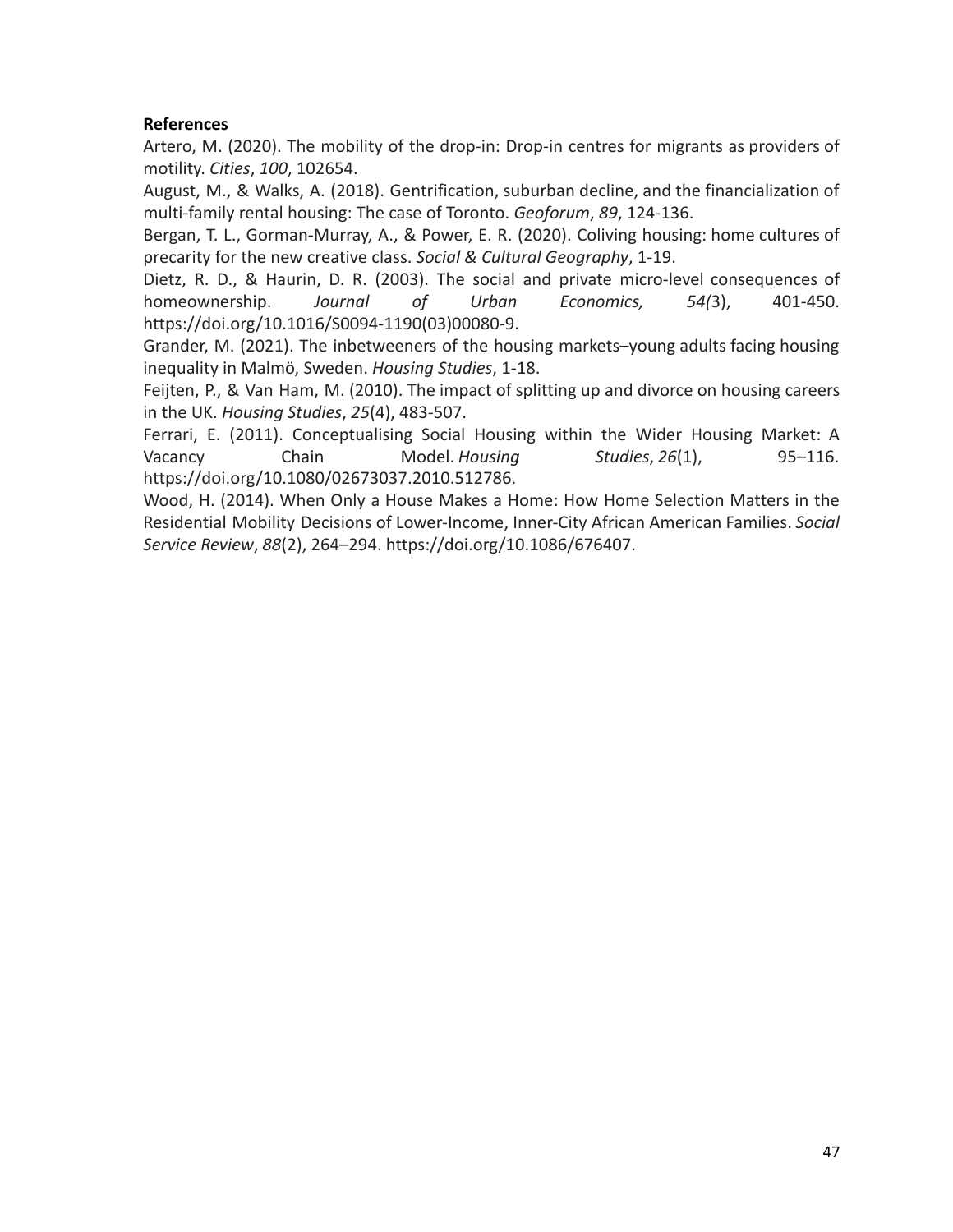**References**

Artero, M. (2020). The mobility of the drop-in: Drop-in centres for migrants as providers of motility. *Cities*, *100*, 102654.

August, M., & Walks, A. (2018). Gentrification, suburban decline, and the financialization of multi-family rental housing: The case of Toronto. *Geoforum*, *89*, 124-136.

Bergan, T. L., Gorman-Murray, A., & Power, E. R. (2020). Coliving housing: home cultures of precarity for the new creative class. *Social & Cultural Geography*, 1-19.

Dietz, R. D., & Haurin, D. R. (2003). The social and private micro-level consequences of homeownership. *Journal of Urban Economics, 54(*3), 401-450. https://doi.org/10.1016/S0094-1190(03)00080-9.

Grander, M. (2021). The inbetweeners of the housing markets–young adults facing housing inequality in Malmö, Sweden. *Housing Studies*, 1-18.

Feijten, P., & Van Ham, M. (2010). The impact of splitting up and divorce on housing careers in the UK. *Housing Studies*, *25*(4), 483-507.

Ferrari, E. (2011). Conceptualising Social Housing within the Wider Housing Market: A Vacancy Chain Model. *Housing Studies*, *26*(1), 95–116. https://doi.org/10.1080/02673037.2010.512786.

Wood, H. (2014). When Only a House Makes a Home: How Home Selection Matters in the Residential Mobility Decisions of Lower-Income, Inner-City African American Families. *Social Service Review*, *88*(2), 264–294. https://doi.org/10.1086/676407.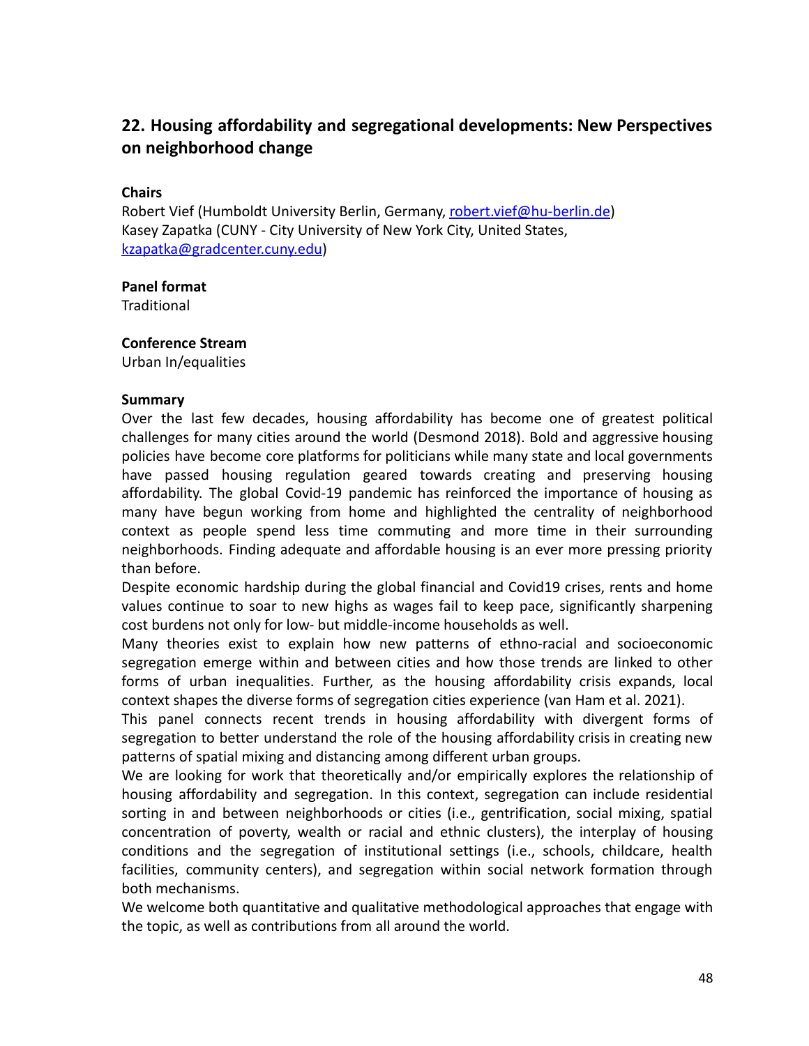## 22. Housing affordability and segregational developments: New Perspectives on neighborhood change

**Chairs**

Robert Vief (Humboldt University Berlin, Germany, robert.vief@hu-berlin.de)
Kasey Zapatka (CUNY - City University of New York City, United States, kzapatka@gradcenter.cuny.edu)

**Panel format**

Traditional

**Conference Stream**

Urban In/equalities

**Summary**

Over the last few decades, housing affordability has become one of greatest political challenges for many cities around the world (Desmond 2018). Bold and aggressive housing policies have become core platforms for politicians while many state and local governments have passed housing regulation geared towards creating and preserving housing affordability. The global Covid-19 pandemic has reinforced the importance of housing as many have begun working from home and highlighted the centrality of neighborhood context as people spend less time commuting and more time in their surrounding neighborhoods. Finding adequate and affordable housing is an ever more pressing priority than before.

Despite economic hardship during the global financial and Covid19 crises, rents and home values continue to soar to new highs as wages fail to keep pace, significantly sharpening cost burdens not only for low- but middle-income households as well.

Many theories exist to explain how new patterns of ethno-racial and socioeconomic segregation emerge within and between cities and how those trends are linked to other forms of urban inequalities. Further, as the housing affordability crisis expands, local context shapes the diverse forms of segregation cities experience (van Ham et al. 2021).

This panel connects recent trends in housing affordability with divergent forms of segregation to better understand the role of the housing affordability crisis in creating new patterns of spatial mixing and distancing among different urban groups.

We are looking for work that theoretically and/or empirically explores the relationship of housing affordability and segregation. In this context, segregation can include residential sorting in and between neighborhoods or cities (i.e., gentrification, social mixing, spatial concentration of poverty, wealth or racial and ethnic clusters), the interplay of housing conditions and the segregation of institutional settings (i.e., schools, childcare, health facilities, community centers), and segregation within social network formation through both mechanisms.

We welcome both quantitative and qualitative methodological approaches that engage with the topic, as well as contributions from all around the world.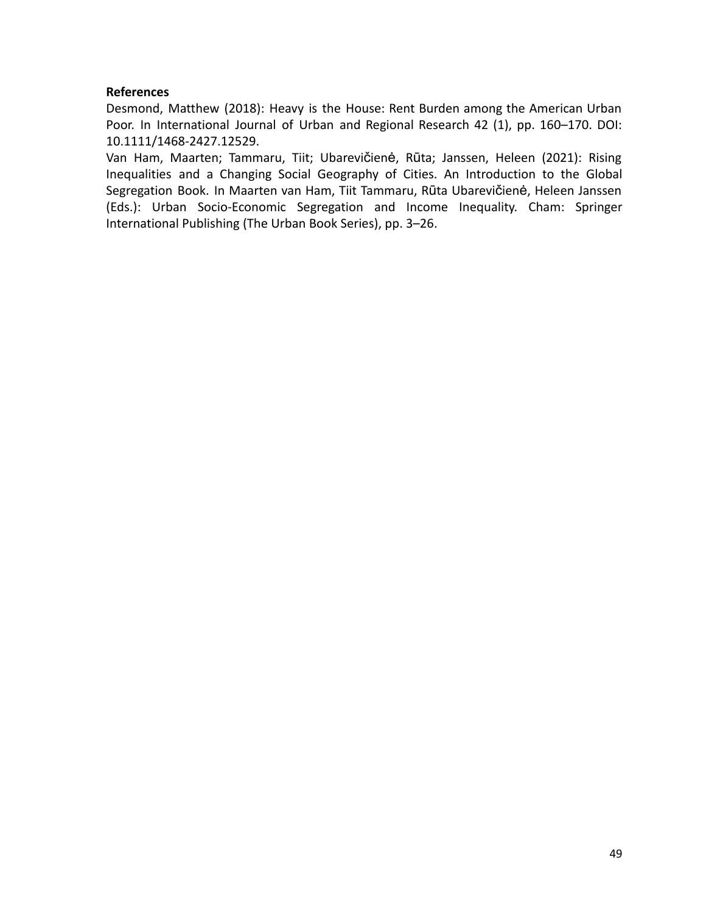**References**

Desmond, Matthew (2018): Heavy is the House: Rent Burden among the American Urban Poor. In International Journal of Urban and Regional Research 42 (1), pp. 160–170. DOI: 10.1111/1468-2427.12529.

Van Ham, Maarten; Tammaru, Tiit; Ubarevičienė, Rūta; Janssen, Heleen (2021): Rising Inequalities and a Changing Social Geography of Cities. An Introduction to the Global Segregation Book. In Maarten van Ham, Tiit Tammaru, Rūta Ubarevičienė, Heleen Janssen (Eds.): Urban Socio-Economic Segregation and Income Inequality. Cham: Springer International Publishing (The Urban Book Series), pp. 3–26.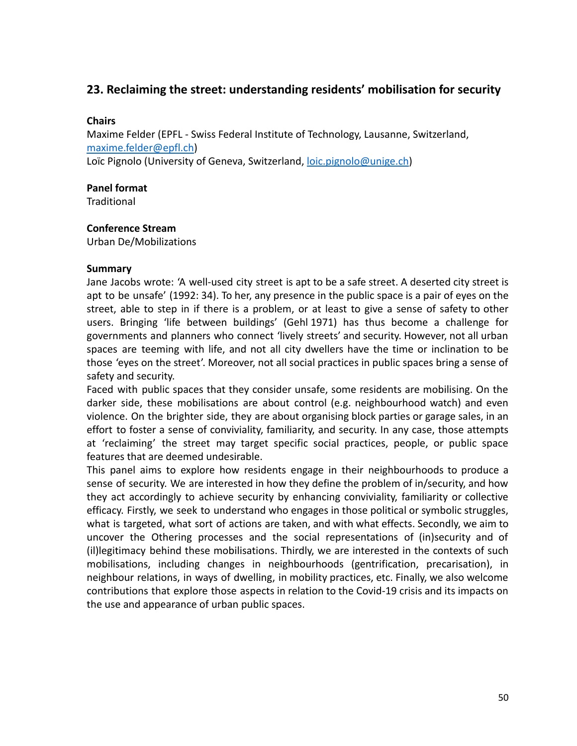## 23. Reclaiming the street: understanding residents' mobilisation for security

**Chairs**

Maxime Felder (EPFL - Swiss Federal Institute of Technology, Lausanne, Switzerland, maxime.felder@epfl.ch)
Loïc Pignolo (University of Geneva, Switzerland, loic.pignolo@unige.ch)

**Panel format**

Traditional

**Conference Stream**

Urban De/Mobilizations

**Summary**

Jane Jacobs wrote: 'A well-used city street is apt to be a safe street. A deserted city street is apt to be unsafe' (1992: 34). To her, any presence in the public space is a pair of eyes on the street, able to step in if there is a problem, or at least to give a sense of safety to other users. Bringing 'life between buildings' (Gehl 1971) has thus become a challenge for governments and planners who connect 'lively streets' and security. However, not all urban spaces are teeming with life, and not all city dwellers have the time or inclination to be those 'eyes on the street'. Moreover, not all social practices in public spaces bring a sense of safety and security.

Faced with public spaces that they consider unsafe, some residents are mobilising. On the darker side, these mobilisations are about control (e.g. neighbourhood watch) and even violence. On the brighter side, they are about organising block parties or garage sales, in an effort to foster a sense of conviviality, familiarity, and security. In any case, those attempts at 'reclaiming' the street may target specific social practices, people, or public space features that are deemed undesirable.

This panel aims to explore how residents engage in their neighbourhoods to produce a sense of security. We are interested in how they define the problem of in/security, and how they act accordingly to achieve security by enhancing conviviality, familiarity or collective efficacy. Firstly, we seek to understand who engages in those political or symbolic struggles, what is targeted, what sort of actions are taken, and with what effects. Secondly, we aim to uncover the Othering processes and the social representations of (in)security and of (il)legitimacy behind these mobilisations. Thirdly, we are interested in the contexts of such mobilisations, including changes in neighbourhoods (gentrification, precarisation), in neighbour relations, in ways of dwelling, in mobility practices, etc. Finally, we also welcome contributions that explore those aspects in relation to the Covid-19 crisis and its impacts on the use and appearance of urban public spaces.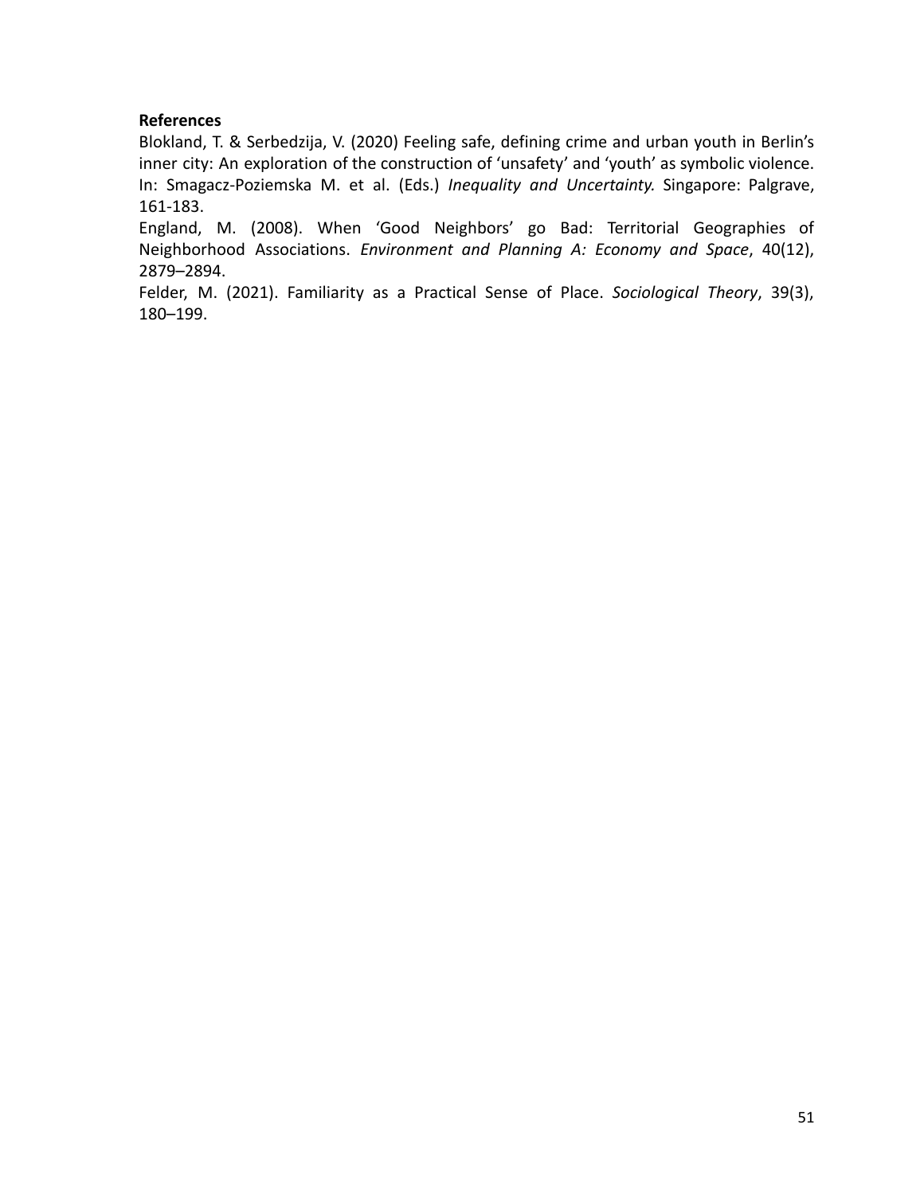**References**

Blokland, T. & Serbedzija, V. (2020) Feeling safe, defining crime and urban youth in Berlin's inner city: An exploration of the construction of 'unsafety' and 'youth' as symbolic violence. In: Smagacz-Poziemska M. et al. (Eds.) *Inequality and Uncertainty.* Singapore: Palgrave, 161-183.

England, M. (2008). When 'Good Neighbors' go Bad: Territorial Geographies of Neighborhood Associations. *Environment and Planning A: Economy and Space*, 40(12), 2879–2894.

Felder, M. (2021). Familiarity as a Practical Sense of Place. *Sociological Theory*, 39(3), 180–199.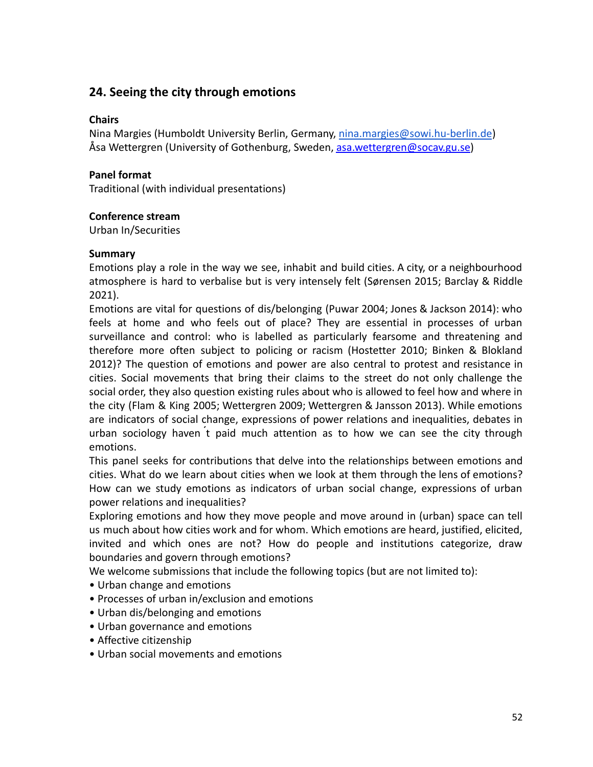## 24. Seeing the city through emotions

**Chairs**

Nina Margies (Humboldt University Berlin, Germany, nina.margies@sowi.hu-berlin.de)
Åsa Wettergren (University of Gothenburg, Sweden, asa.wettergren@socav.gu.se)

**Panel format**

Traditional (with individual presentations)

**Conference stream**

Urban In/Securities

**Summary**

Emotions play a role in the way we see, inhabit and build cities. A city, or a neighbourhood atmosphere is hard to verbalise but is very intensely felt (Sørensen 2015; Barclay & Riddle 2021).

Emotions are vital for questions of dis/belonging (Puwar 2004; Jones & Jackson 2014): who feels at home and who feels out of place? They are essential in processes of urban surveillance and control: who is labelled as particularly fearsome and threatening and therefore more often subject to policing or racism (Hostetter 2010; Binken & Blokland 2012)? The question of emotions and power are also central to protest and resistance in cities. Social movements that bring their claims to the street do not only challenge the social order, they also question existing rules about who is allowed to feel how and where in the city (Flam & King 2005; Wettergren 2009; Wettergren & Jansson 2013). While emotions are indicators of social change, expressions of power relations and inequalities, debates in urban sociology haven ́t paid much attention as to how we can see the city through emotions.

This panel seeks for contributions that delve into the relationships between emotions and cities. What do we learn about cities when we look at them through the lens of emotions? How can we study emotions as indicators of urban social change, expressions of urban power relations and inequalities?

Exploring emotions and how they move people and move around in (urban) space can tell us much about how cities work and for whom. Which emotions are heard, justified, elicited, invited and which ones are not? How do people and institutions categorize, draw boundaries and govern through emotions?

We welcome submissions that include the following topics (but are not limited to):

- Urban change and emotions
- Processes of urban in/exclusion and emotions
- Urban dis/belonging and emotions
- Urban governance and emotions
- Affective citizenship
- Urban social movements and emotions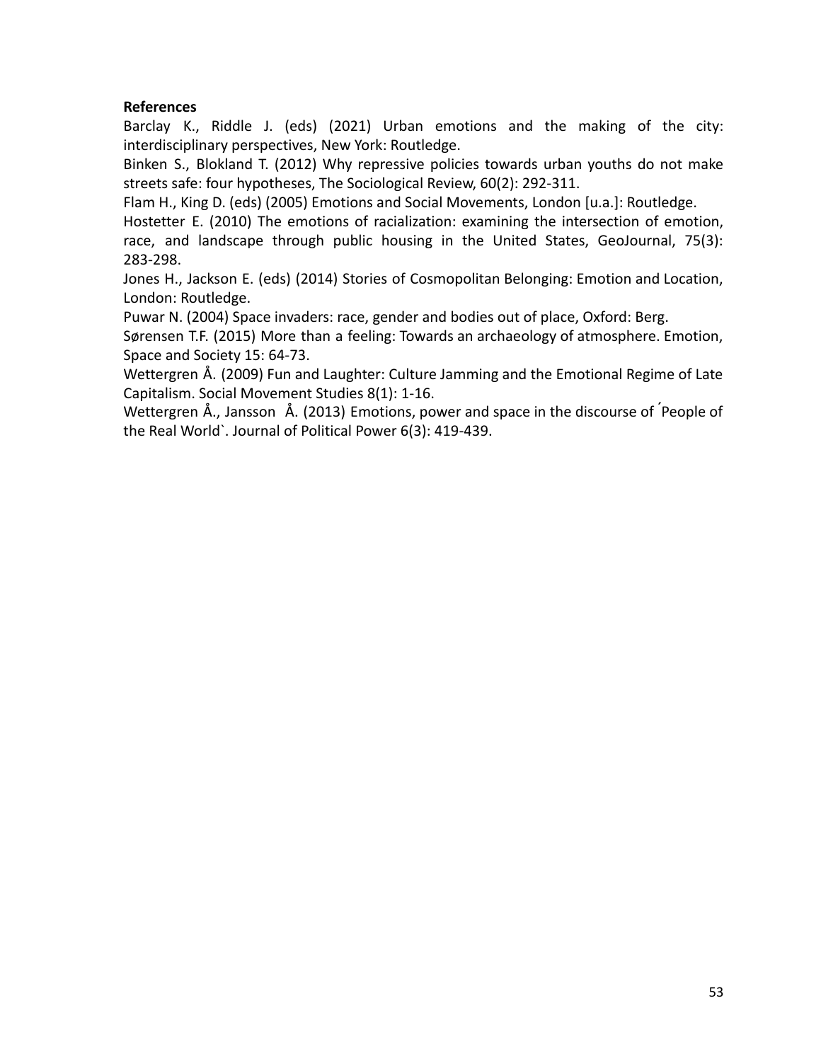**References**

Barclay K., Riddle J. (eds) (2021) Urban emotions and the making of the city: interdisciplinary perspectives, New York: Routledge.

Binken S., Blokland T. (2012) Why repressive policies towards urban youths do not make streets safe: four hypotheses, The Sociological Review, 60(2): 292-311.

Flam H., King D. (eds) (2005) Emotions and Social Movements, London [u.a.]: Routledge.

Hostetter E. (2010) The emotions of racialization: examining the intersection of emotion, race, and landscape through public housing in the United States, GeoJournal, 75(3): 283-298.

Jones H., Jackson E. (eds) (2014) Stories of Cosmopolitan Belonging: Emotion and Location, London: Routledge.

Puwar N. (2004) Space invaders: race, gender and bodies out of place, Oxford: Berg.

Sørensen T.F. (2015) More than a feeling: Towards an archaeology of atmosphere. Emotion, Space and Society 15: 64-73.

Wettergren Å. (2009) Fun and Laughter: Culture Jamming and the Emotional Regime of Late Capitalism. Social Movement Studies 8(1): 1-16.

Wettergren Å., Jansson Å. (2013) Emotions, power and space in the discourse of ´People of the Real World`. Journal of Political Power 6(3): 419-439.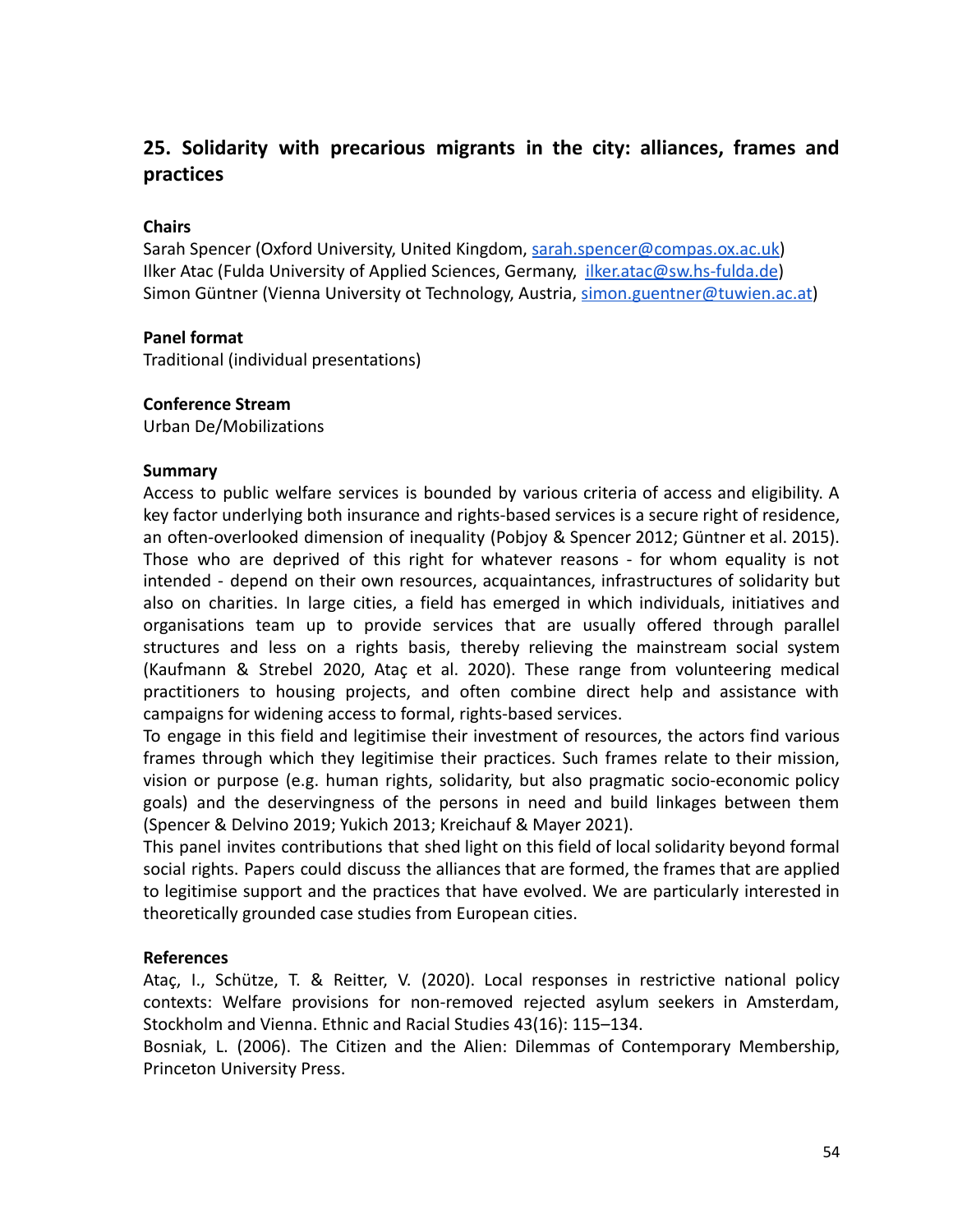## 25. Solidarity with precarious migrants in the city: alliances, frames and practices

**Chairs**

Sarah Spencer (Oxford University, United Kingdom, sarah.spencer@compas.ox.ac.uk)
Ilker Atac (Fulda University of Applied Sciences, Germany, ilker.atac@sw.hs-fulda.de)
Simon Güntner (Vienna University ot Technology, Austria, simon.guentner@tuwien.ac.at)

**Panel format**

Traditional (individual presentations)

**Conference Stream**

Urban De/Mobilizations

**Summary**

Access to public welfare services is bounded by various criteria of access and eligibility. A key factor underlying both insurance and rights-based services is a secure right of residence, an often-overlooked dimension of inequality (Pobjoy & Spencer 2012; Güntner et al. 2015). Those who are deprived of this right for whatever reasons - for whom equality is not intended - depend on their own resources, acquaintances, infrastructures of solidarity but also on charities. In large cities, a field has emerged in which individuals, initiatives and organisations team up to provide services that are usually offered through parallel structures and less on a rights basis, thereby relieving the mainstream social system (Kaufmann & Strebel 2020, Ataç et al. 2020). These range from volunteering medical practitioners to housing projects, and often combine direct help and assistance with campaigns for widening access to formal, rights-based services.

To engage in this field and legitimise their investment of resources, the actors find various frames through which they legitimise their practices. Such frames relate to their mission, vision or purpose (e.g. human rights, solidarity, but also pragmatic socio-economic policy goals) and the deservingness of the persons in need and build linkages between them (Spencer & Delvino 2019; Yukich 2013; Kreichauf & Mayer 2021).

This panel invites contributions that shed light on this field of local solidarity beyond formal social rights. Papers could discuss the alliances that are formed, the frames that are applied to legitimise support and the practices that have evolved. We are particularly interested in theoretically grounded case studies from European cities.

**References**

Ataç, I., Schütze, T. & Reitter, V. (2020). Local responses in restrictive national policy contexts: Welfare provisions for non-removed rejected asylum seekers in Amsterdam, Stockholm and Vienna. Ethnic and Racial Studies 43(16): 115–134.

Bosniak, L. (2006). The Citizen and the Alien: Dilemmas of Contemporary Membership, Princeton University Press.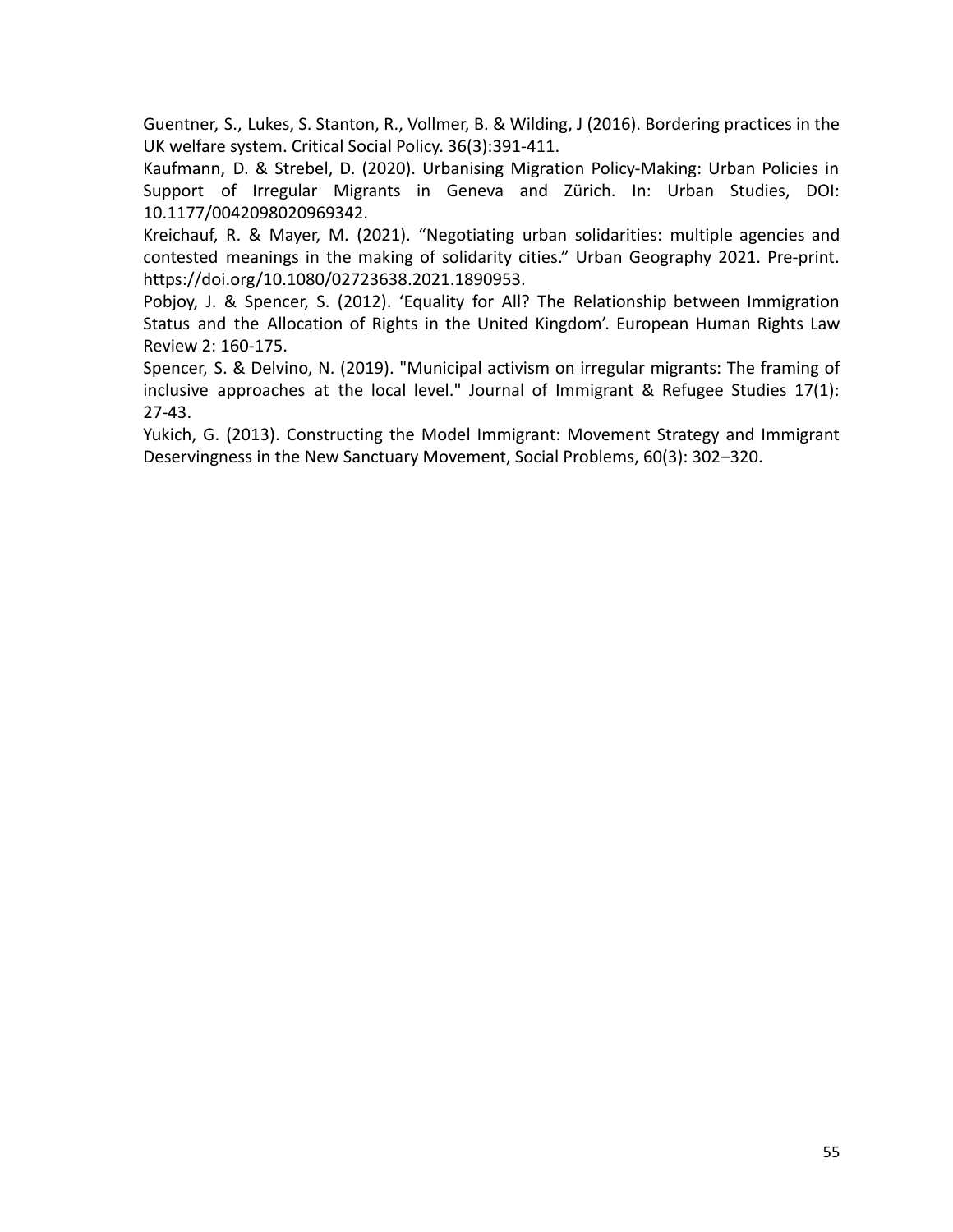Guentner, S., Lukes, S. Stanton, R., Vollmer, B. & Wilding, J (2016). Bordering practices in the UK welfare system. Critical Social Policy. 36(3):391-411.

Kaufmann, D. & Strebel, D. (2020). Urbanising Migration Policy-Making: Urban Policies in Support of Irregular Migrants in Geneva and Zürich. In: Urban Studies, DOI: 10.1177/0042098020969342.

Kreichauf, R. & Mayer, M. (2021). "Negotiating urban solidarities: multiple agencies and contested meanings in the making of solidarity cities." Urban Geography 2021. Pre-print. https://doi.org/10.1080/02723638.2021.1890953.

Pobjoy, J. & Spencer, S. (2012). 'Equality for All? The Relationship between Immigration Status and the Allocation of Rights in the United Kingdom'. European Human Rights Law Review 2: 160-175.

Spencer, S. & Delvino, N. (2019). "Municipal activism on irregular migrants: The framing of inclusive approaches at the local level." Journal of Immigrant & Refugee Studies 17(1): 27-43.

Yukich, G. (2013). Constructing the Model Immigrant: Movement Strategy and Immigrant Deservingness in the New Sanctuary Movement, Social Problems, 60(3): 302–320.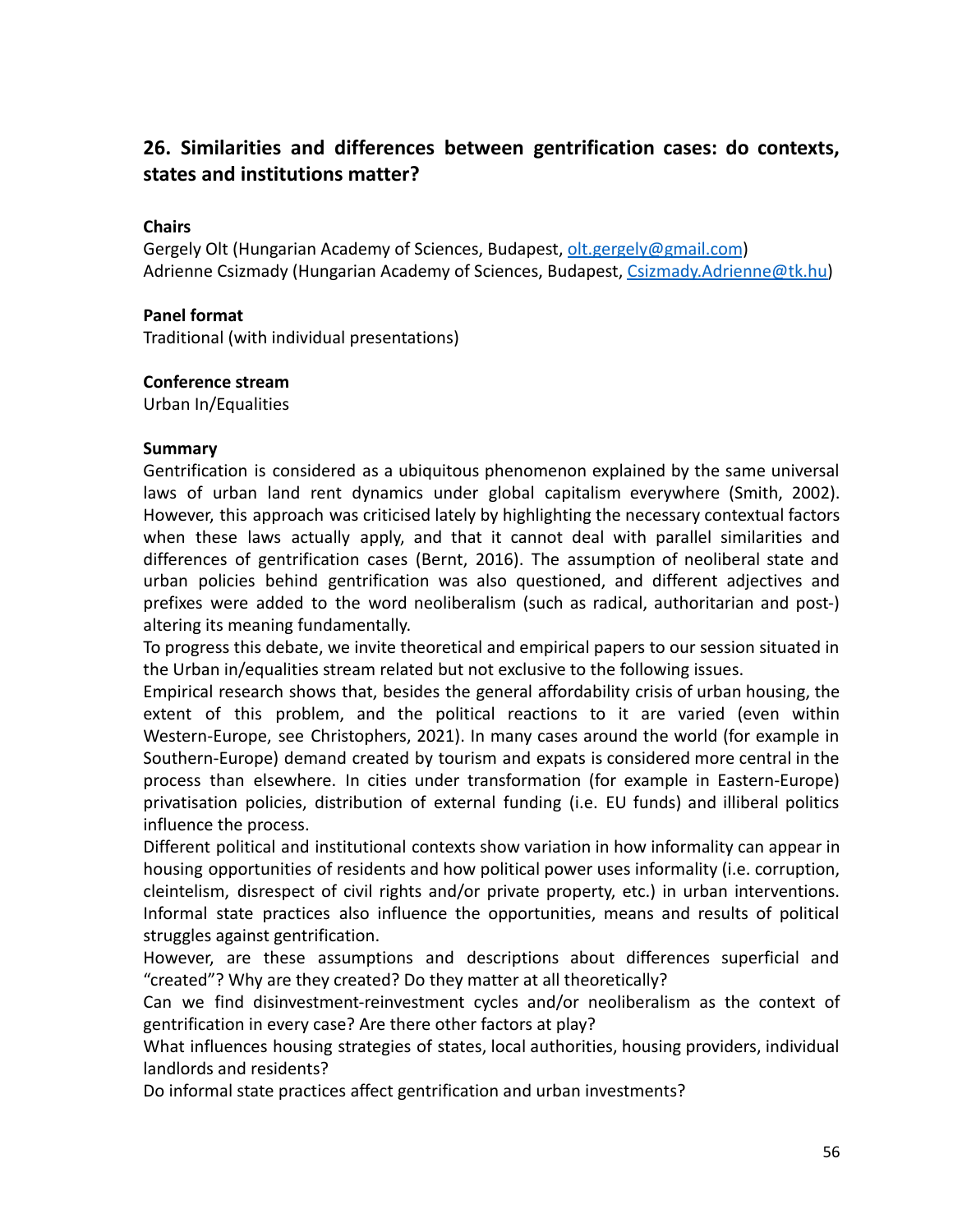## 26. Similarities and differences between gentrification cases: do contexts, states and institutions matter?

**Chairs**

Gergely Olt (Hungarian Academy of Sciences, Budapest, olt.gergely@gmail.com)
Adrienne Csizmady (Hungarian Academy of Sciences, Budapest, Csizmady.Adrienne@tk.hu)

**Panel format**

Traditional (with individual presentations)

**Conference stream**

Urban In/Equalities

**Summary**

Gentrification is considered as a ubiquitous phenomenon explained by the same universal laws of urban land rent dynamics under global capitalism everywhere (Smith, 2002). However, this approach was criticised lately by highlighting the necessary contextual factors when these laws actually apply, and that it cannot deal with parallel similarities and differences of gentrification cases (Bernt, 2016). The assumption of neoliberal state and urban policies behind gentrification was also questioned, and different adjectives and prefixes were added to the word neoliberalism (such as radical, authoritarian and post-) altering its meaning fundamentally.

To progress this debate, we invite theoretical and empirical papers to our session situated in the Urban in/equalities stream related but not exclusive to the following issues.

Empirical research shows that, besides the general affordability crisis of urban housing, the extent of this problem, and the political reactions to it are varied (even within Western-Europe, see Christophers, 2021). In many cases around the world (for example in Southern-Europe) demand created by tourism and expats is considered more central in the process than elsewhere. In cities under transformation (for example in Eastern-Europe) privatisation policies, distribution of external funding (i.e. EU funds) and illiberal politics influence the process.

Different political and institutional contexts show variation in how informality can appear in housing opportunities of residents and how political power uses informality (i.e. corruption, cleintelism, disrespect of civil rights and/or private property, etc.) in urban interventions. Informal state practices also influence the opportunities, means and results of political struggles against gentrification.

However, are these assumptions and descriptions about differences superficial and "created"? Why are they created? Do they matter at all theoretically?

Can we find disinvestment-reinvestment cycles and/or neoliberalism as the context of gentrification in every case? Are there other factors at play?

What influences housing strategies of states, local authorities, housing providers, individual landlords and residents?

Do informal state practices affect gentrification and urban investments?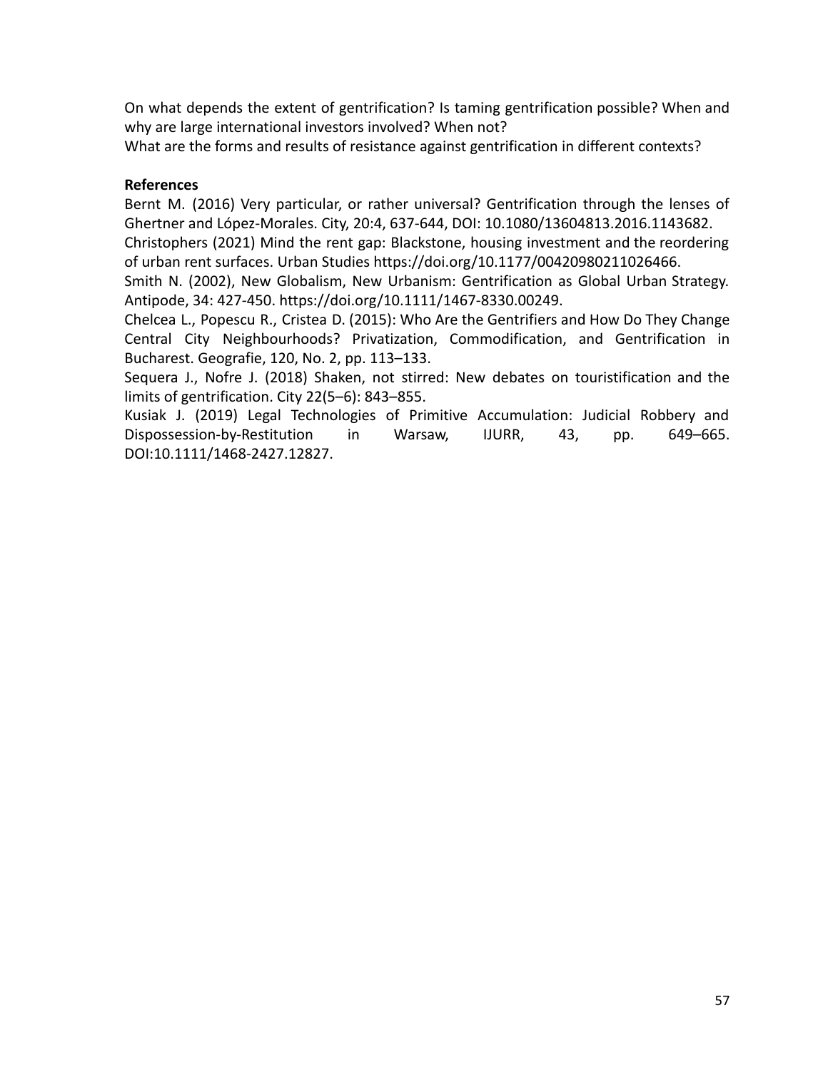On what depends the extent of gentrification? Is taming gentrification possible? When and why are large international investors involved? When not?
What are the forms and results of resistance against gentrification in different contexts?

**References**

Bernt M. (2016) Very particular, or rather universal? Gentrification through the lenses of Ghertner and López-Morales. City, 20:4, 637-644, DOI: 10.1080/13604813.2016.1143682.

Christophers (2021) Mind the rent gap: Blackstone, housing investment and the reordering of urban rent surfaces. Urban Studies https://doi.org/10.1177/00420980211026466.

Smith N. (2002), New Globalism, New Urbanism: Gentrification as Global Urban Strategy. Antipode, 34: 427-450. https://doi.org/10.1111/1467-8330.00249.

Chelcea L., Popescu R., Cristea D. (2015): Who Are the Gentrifiers and How Do They Change Central City Neighbourhoods? Privatization, Commodification, and Gentrification in Bucharest. Geografie, 120, No. 2, pp. 113–133.

Sequera J., Nofre J. (2018) Shaken, not stirred: New debates on touristification and the limits of gentrification. City 22(5–6): 843–855.

Kusiak J. (2019) Legal Technologies of Primitive Accumulation: Judicial Robbery and Dispossession-by-Restitution in Warsaw, IJURR, 43, pp. 649–665. DOI:10.1111/1468-2427.12827.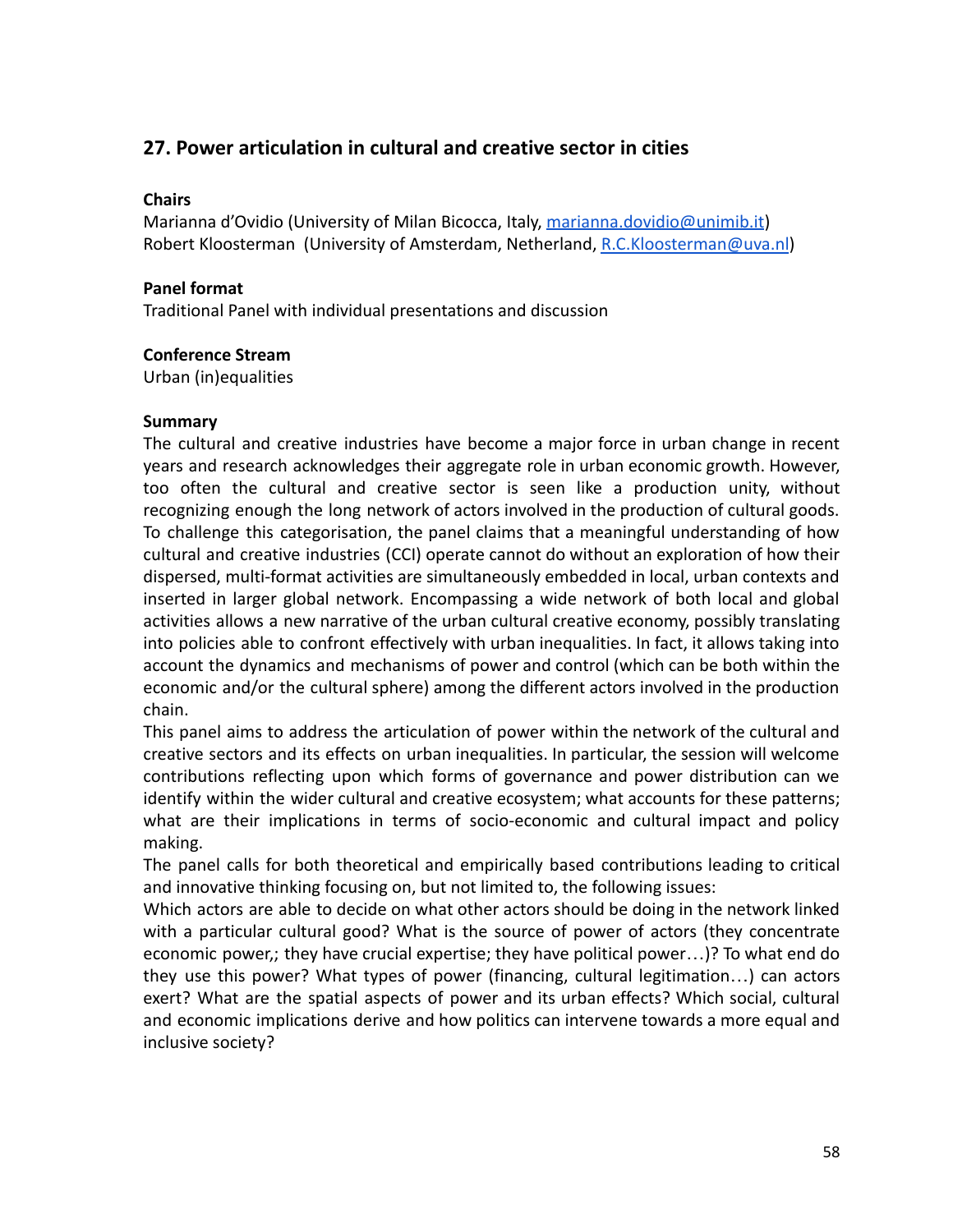## 27. Power articulation in cultural and creative sector in cities

**Chairs**

Marianna d'Ovidio (University of Milan Bicocca, Italy, marianna.dovidio@unimib.it)
Robert Kloosterman (University of Amsterdam, Netherland, R.C.Kloosterman@uva.nl)

**Panel format**

Traditional Panel with individual presentations and discussion

**Conference Stream**

Urban (in)equalities

**Summary**

The cultural and creative industries have become a major force in urban change in recent years and research acknowledges their aggregate role in urban economic growth. However, too often the cultural and creative sector is seen like a production unity, without recognizing enough the long network of actors involved in the production of cultural goods. To challenge this categorisation, the panel claims that a meaningful understanding of how cultural and creative industries (CCI) operate cannot do without an exploration of how their dispersed, multi-format activities are simultaneously embedded in local, urban contexts and inserted in larger global network. Encompassing a wide network of both local and global activities allows a new narrative of the urban cultural creative economy, possibly translating into policies able to confront effectively with urban inequalities. In fact, it allows taking into account the dynamics and mechanisms of power and control (which can be both within the economic and/or the cultural sphere) among the different actors involved in the production chain.

This panel aims to address the articulation of power within the network of the cultural and creative sectors and its effects on urban inequalities. In particular, the session will welcome contributions reflecting upon which forms of governance and power distribution can we identify within the wider cultural and creative ecosystem; what accounts for these patterns; what are their implications in terms of socio-economic and cultural impact and policy making.

The panel calls for both theoretical and empirically based contributions leading to critical and innovative thinking focusing on, but not limited to, the following issues:

Which actors are able to decide on what other actors should be doing in the network linked with a particular cultural good? What is the source of power of actors (they concentrate economic power,; they have crucial expertise; they have political power…)? To what end do they use this power? What types of power (financing, cultural legitimation…) can actors exert? What are the spatial aspects of power and its urban effects? Which social, cultural and economic implications derive and how politics can intervene towards a more equal and inclusive society?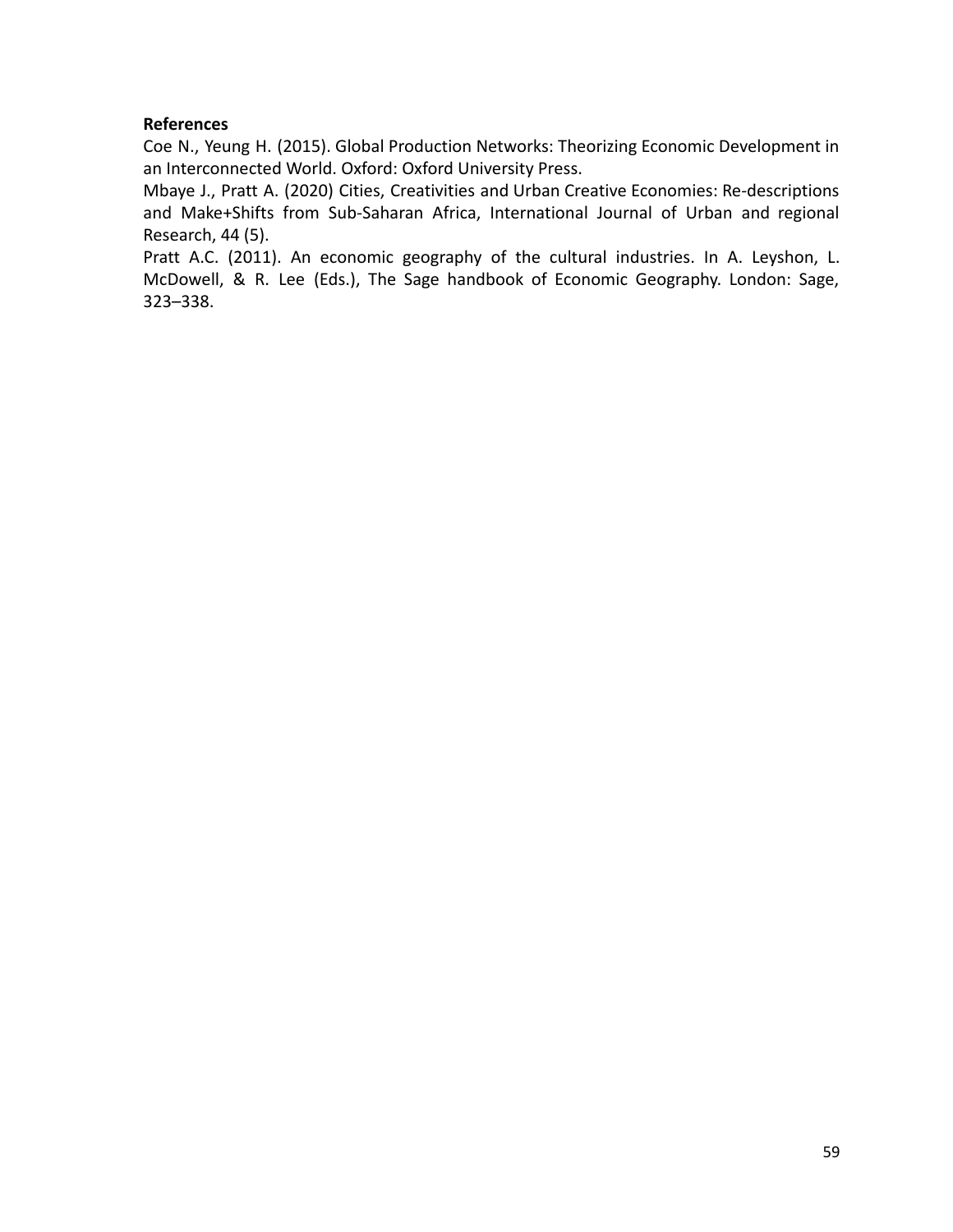**References**

Coe N., Yeung H. (2015). Global Production Networks: Theorizing Economic Development in an Interconnected World. Oxford: Oxford University Press.

Mbaye J., Pratt A. (2020) Cities, Creativities and Urban Creative Economies: Re-descriptions and Make+Shifts from Sub-Saharan Africa, International Journal of Urban and regional Research, 44 (5).

Pratt A.C. (2011). An economic geography of the cultural industries. In A. Leyshon, L. McDowell, & R. Lee (Eds.), The Sage handbook of Economic Geography. London: Sage, 323–338.